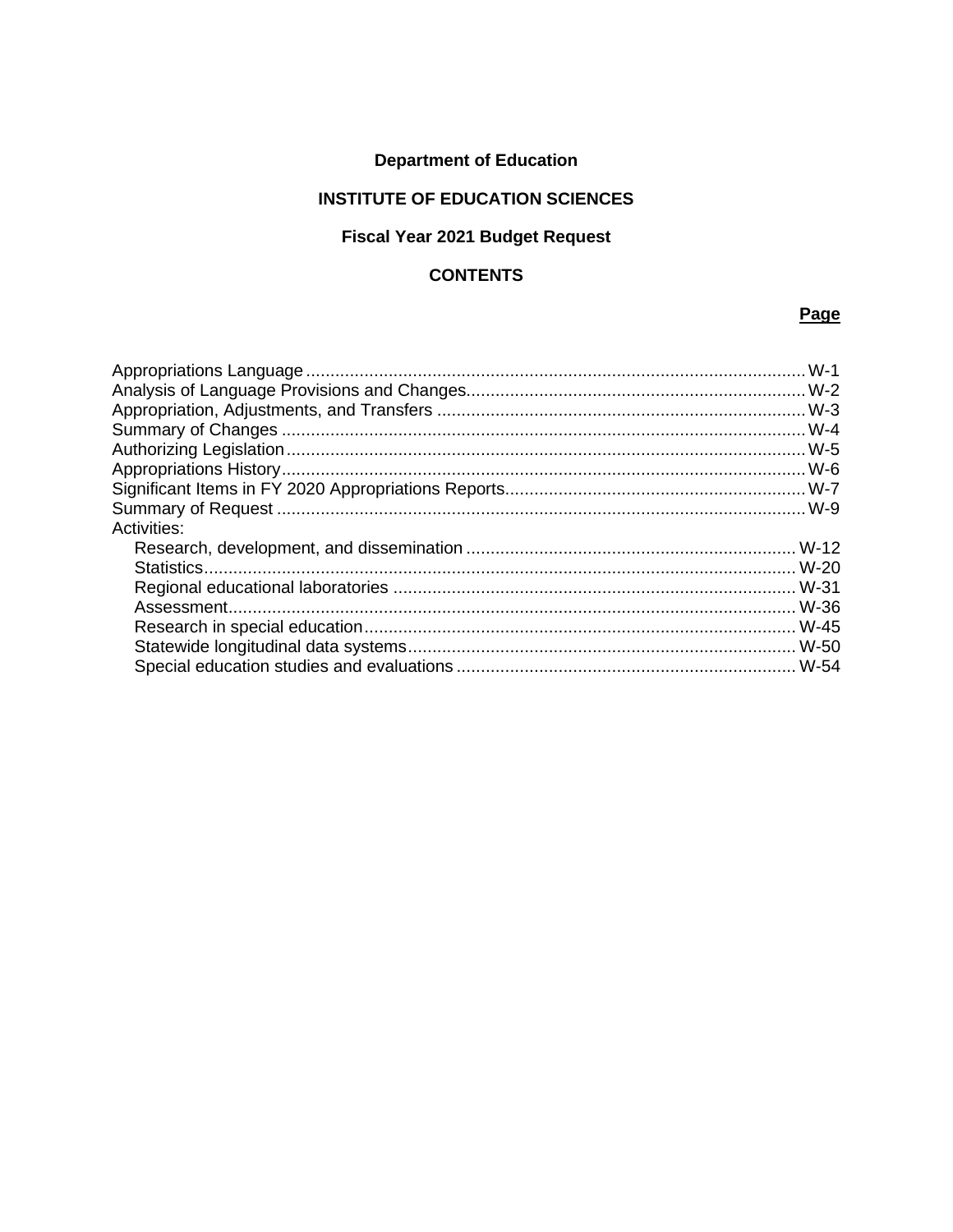# Department of Education

## INSTITUTE OF EDUCATION SCIENCES

## Fiscal Year 2021 Budget Request

## CONTENTS

| | Page |
|---|---|
| Appropriations Language | W-1 |
| Analysis of Language Provisions and Changes | W-2 |
| Appropriation, Adjustments, and Transfers | W-3 |
| Summary of Changes | W-4 |
| Authorizing Legislation | W-5 |
| Appropriations History | W-6 |
| Significant Items in FY 2020 Appropriations Reports | W-7 |
| Summary of Request | W-9 |
| Activities: | |
| Research, development, and dissemination | W-12 |
| Statistics | W-20 |
| Regional educational laboratories | W-31 |
| Assessment | W-36 |
| Research in special education | W-45 |
| Statewide longitudinal data systems | W-50 |
| Special education studies and evaluations | W-54 |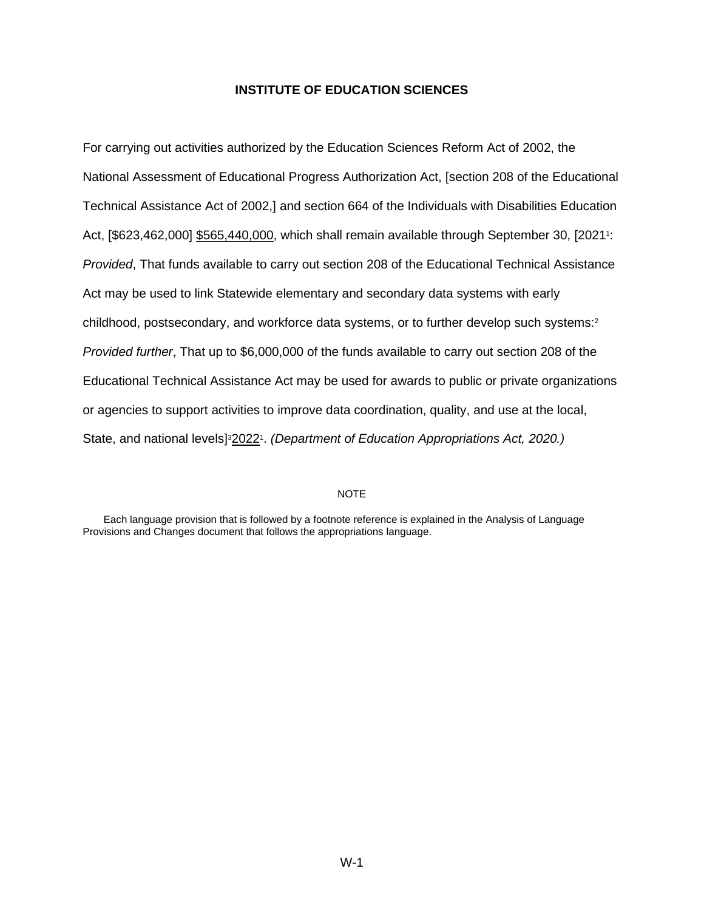**INSTITUTE OF EDUCATION SCIENCES**

For carrying out activities authorized by the Education Sciences Reform Act of 2002, the National Assessment of Educational Progress Authorization Act, [section 208 of the Educational Technical Assistance Act of 2002,] and section 664 of the Individuals with Disabilities Education Act, [$623,462,000] <u>$565,440,000</u>, which shall remain available through September 30, [2021[1]: *Provided*, That funds available to carry out section 208 of the Educational Technical Assistance Act may be used to link Statewide elementary and secondary data systems with early childhood, postsecondary, and workforce data systems, or to further develop such systems:[2] *Provided further*, That up to $6,000,000 of the funds available to carry out section 208 of the Educational Technical Assistance Act may be used for awards to public or private organizations or agencies to support activities to improve data coordination, quality, and use at the local, State, and national levels][3]<u>2022</u>[1]. *(Department of Education Appropriations Act, 2020.)*

NOTE

Each language provision that is followed by a footnote reference is explained in the Analysis of Language Provisions and Changes document that follows the appropriations language.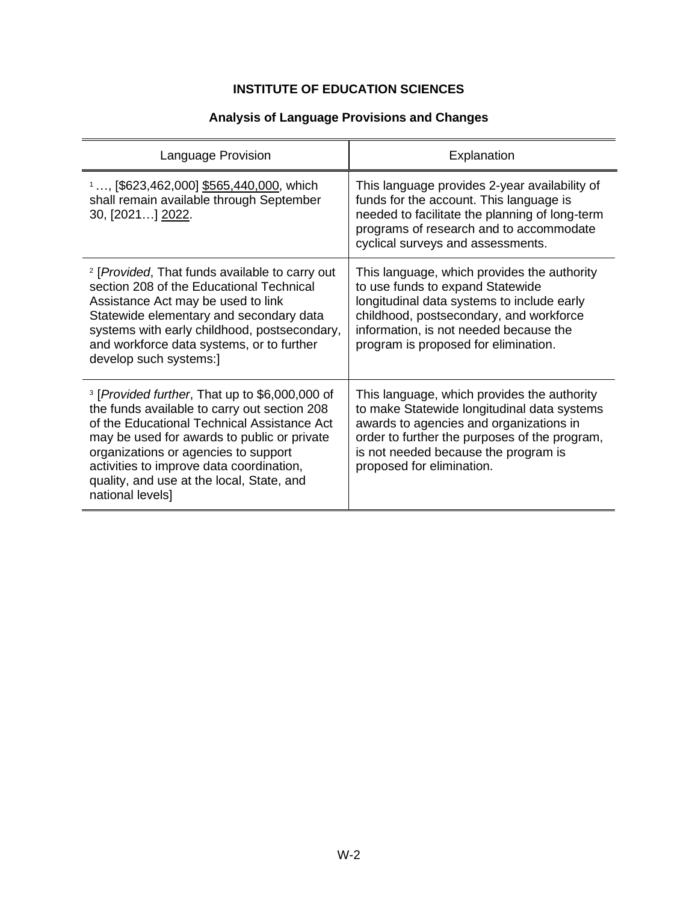## INSTITUTE OF EDUCATION SCIENCES

### Analysis of Language Provisions and Changes

| Language Provision | Explanation |
|---|---|
| [1] …, [$623,462,000] <u>$565,440,000</u>, which shall remain available through September 30, [2021…] <u>2022</u>. | This language provides 2-year availability of funds for the account. This language is needed to facilitate the planning of long-term programs of research and to accommodate cyclical surveys and assessments. |
| [2] [*Provided*, That funds available to carry out section 208 of the Educational Technical Assistance Act may be used to link Statewide elementary and secondary data systems with early childhood, postsecondary, and workforce data systems, or to further develop such systems:] | This language, which provides the authority to use funds to expand Statewide longitudinal data systems to include early childhood, postsecondary, and workforce information, is not needed because the program is proposed for elimination. |
| [3] [*Provided further*, That up to $6,000,000 of the funds available to carry out section 208 of the Educational Technical Assistance Act may be used for awards to public or private organizations or agencies to support activities to improve data coordination, quality, and use at the local, State, and national levels] | This language, which provides the authority to make Statewide longitudinal data systems awards to agencies and organizations in order to further the purposes of the program, is not needed because the program is proposed for elimination. |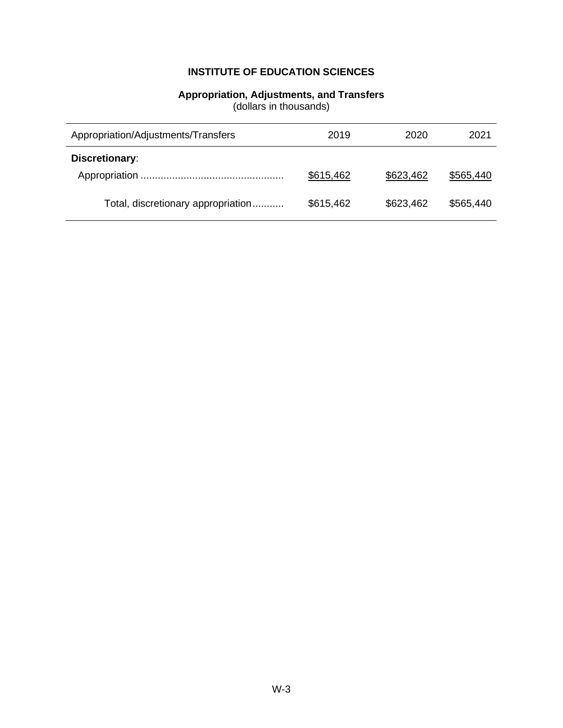# INSTITUTE OF EDUCATION SCIENCES

## Appropriation, Adjustments, and Transfers
(dollars in thousands)

| Appropriation/Adjustments/Transfers | 2019 | 2020 | 2021 |
|---|---|---|---|
| **Discretionary**: | | | |
| Appropriation | $615,462 | $623,462 | $565,440 |
| Total, discretionary appropriation | $615,462 | $623,462 | $565,440 |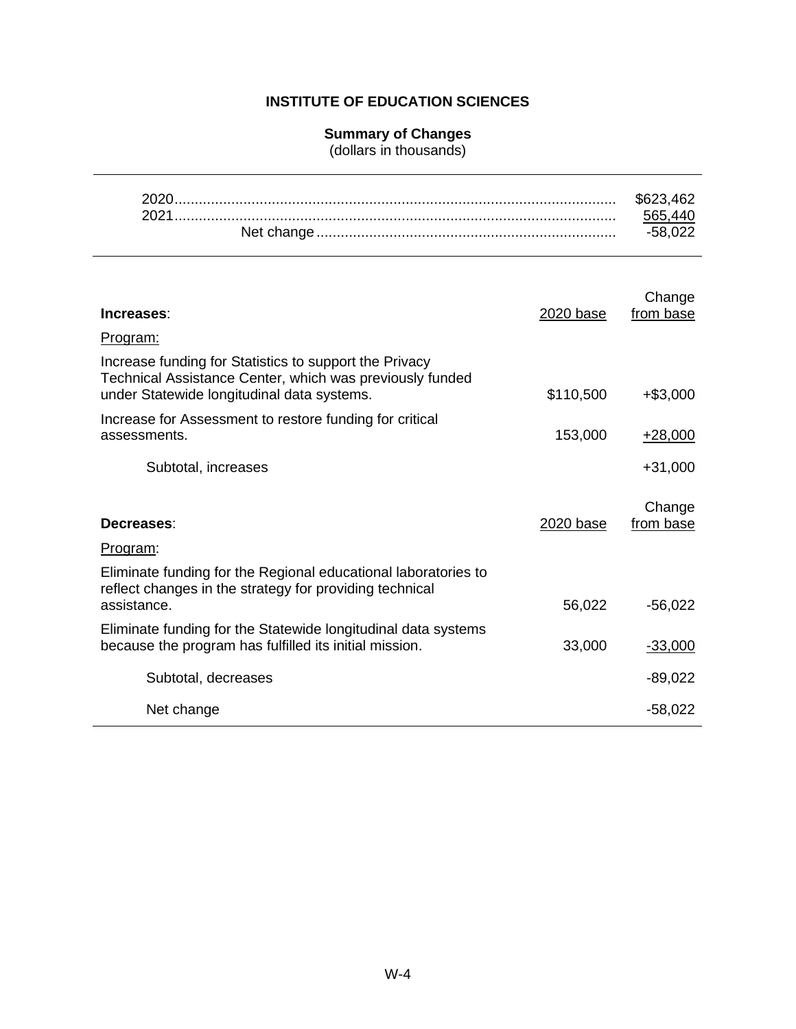# INSTITUTE OF EDUCATION SCIENCES

## Summary of Changes

(dollars in thousands)

| | |
|---|---|
| 2020 | $623,462 |
| 2021 | 565,440 |
| Net change | -58,022 |

| **Increases**: | 2020 base | Change from base |
|---|---|---|
| Program: | | |
| Increase funding for Statistics to support the Privacy Technical Assistance Center, which was previously funded under Statewide longitudinal data systems. | $110,500 | +$3,000 |
| Increase for Assessment to restore funding for critical assessments. | 153,000 | +28,000 |
| Subtotal, increases | | +31,000 |

| **Decreases**: | 2020 base | Change from base |
|---|---|---|
| Program: | | |
| Eliminate funding for the Regional educational laboratories to reflect changes in the strategy for providing technical assistance. | 56,022 | -56,022 |
| Eliminate funding for the Statewide longitudinal data systems because the program has fulfilled its initial mission. | 33,000 | -33,000 |
| Subtotal, decreases | | -89,022 |
| Net change | | -58,022 |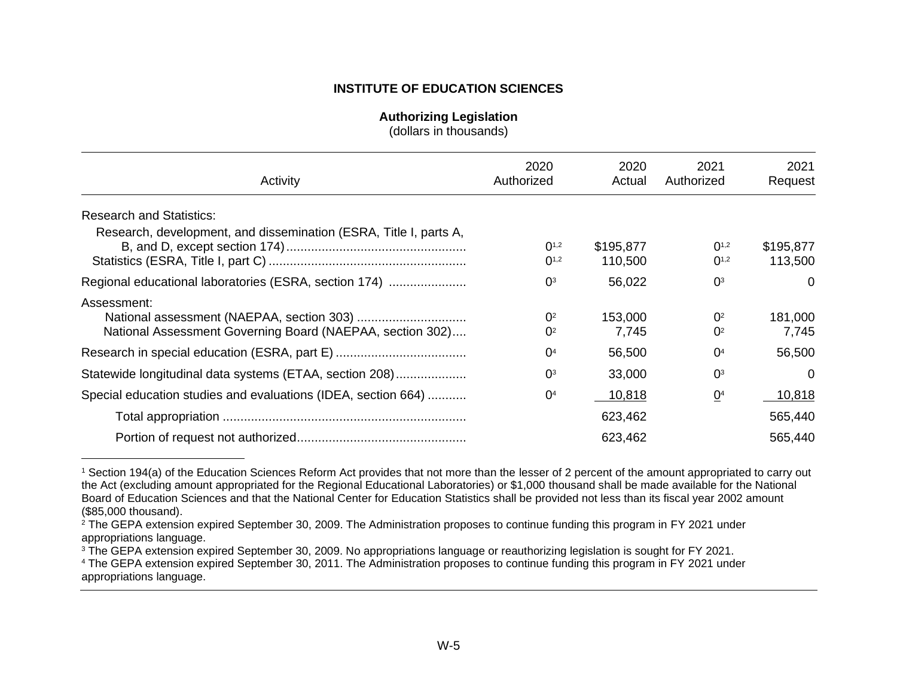## INSTITUTE OF EDUCATION SCIENCES

### Authorizing Legislation

(dollars in thousands)

| Activity | 2020 Authorized | 2020 Actual | 2021 Authorized | 2021 Request |
|---|---|---|---|---|
| Research and Statistics: | | | | |
| Research, development, and dissemination (ESRA, Title I, parts A, B, and D, except section 174) | 0[1,2] | $195,877 | 0[1,2] | $195,877 |
| Statistics (ESRA, Title I, part C) | 0[1,2] | 110,500 | 0[1,2] | 113,500 |
| Regional educational laboratories (ESRA, section 174) | 0[3] | 56,022 | 0[3] | 0 |
| Assessment: | | | | |
| National assessment (NAEPAA, section 303) | 0[2] | 153,000 | 0[2] | 181,000 |
| National Assessment Governing Board (NAEPAA, section 302) | 0[2] | 7,745 | 0[2] | 7,745 |
| Research in special education (ESRA, part E) | 0[4] | 56,500 | 0[4] | 56,500 |
| Statewide longitudinal data systems (ETAA, section 208) | 0[3] | 33,000 | 0[3] | 0 |
| Special education studies and evaluations (IDEA, section 664) | 0[4] | 10,818 | 0[4] | 10,818 |
| Total appropriation | | 623,462 | | 565,440 |
| Portion of request not authorized | | 623,462 | | 565,440 |

[1] Section 194(a) of the Education Sciences Reform Act provides that not more than the lesser of 2 percent of the amount appropriated to carry out the Act (excluding amount appropriated for the Regional Educational Laboratories) or $1,000 thousand shall be made available for the National Board of Education Sciences and that the National Center for Education Statistics shall be provided not less than its fiscal year 2002 amount ($85,000 thousand).

[2] The GEPA extension expired September 30, 2009. The Administration proposes to continue funding this program in FY 2021 under appropriations language.

[3] The GEPA extension expired September 30, 2009. No appropriations language or reauthorizing legislation is sought for FY 2021.

[4] The GEPA extension expired September 30, 2011. The Administration proposes to continue funding this program in FY 2021 under appropriations language.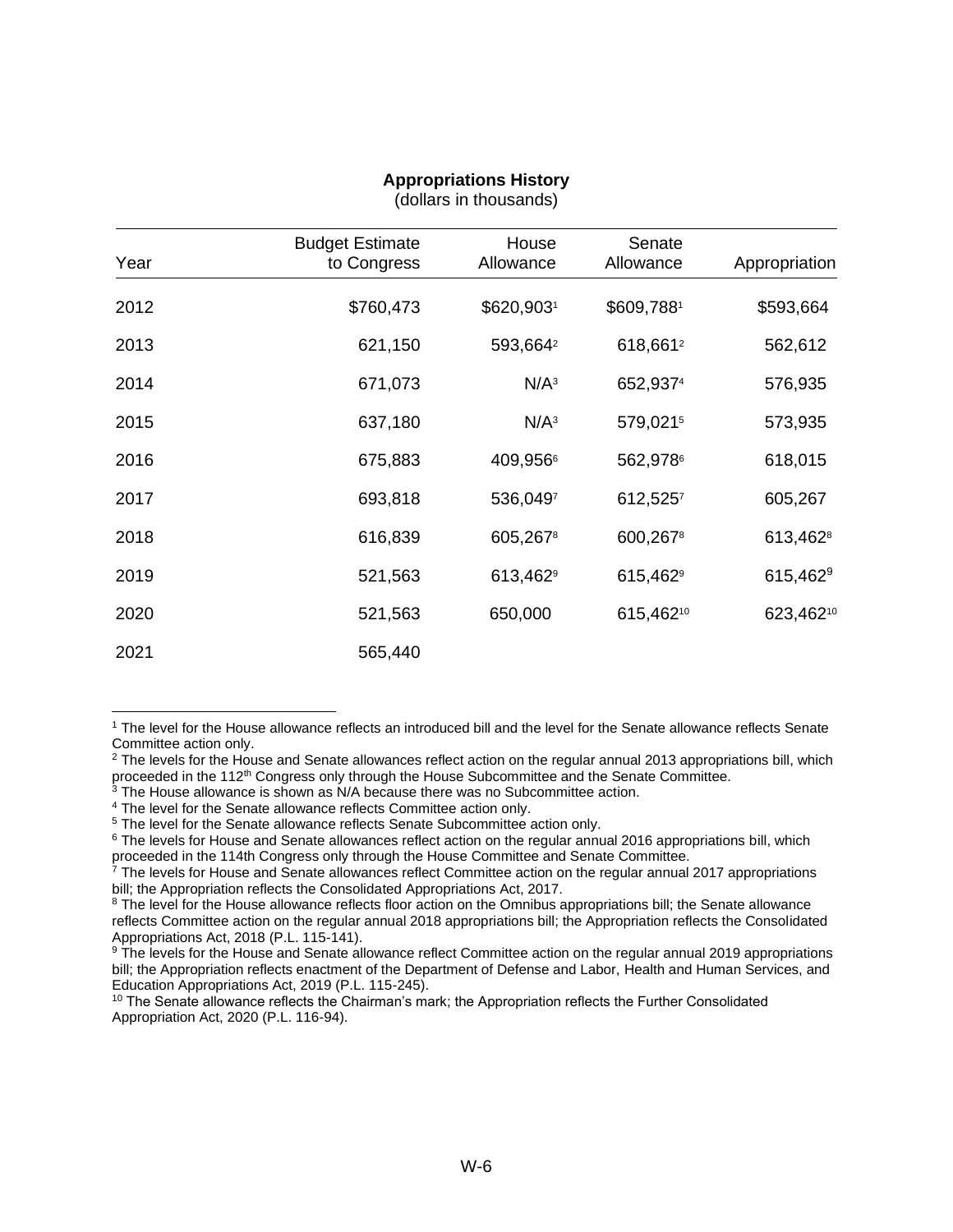## Appropriations History

(dollars in thousands)

| Year | Budget Estimate to Congress | House Allowance | Senate Allowance | Appropriation |
|---|---|---|---|---|
| 2012 | $760,473 | $620,903[1] | $609,788[1] | $593,664 |
| 2013 | 621,150 | 593,664[2] | 618,661[2] | 562,612 |
| 2014 | 671,073 | N/A[3] | 652,937[4] | 576,935 |
| 2015 | 637,180 | N/A[3] | 579,021[5] | 573,935 |
| 2016 | 675,883 | 409,956[6] | 562,978[6] | 618,015 |
| 2017 | 693,818 | 536,049[7] | 612,525[7] | 605,267 |
| 2018 | 616,839 | 605,267[8] | 600,267[8] | 613,462[8] |
| 2019 | 521,563 | 613,462[9] | 615,462[9] | 615,462[9] |
| 2020 | 521,563 | 650,000 | 615,462[10] | 623,462[10] |
| 2021 | 565,440 | | | |

[1] The level for the House allowance reflects an introduced bill and the level for the Senate allowance reflects Senate Committee action only.

[2] The levels for the House and Senate allowances reflect action on the regular annual 2013 appropriations bill, which proceeded in the 112th Congress only through the House Subcommittee and the Senate Committee.

[3] The House allowance is shown as N/A because there was no Subcommittee action.

[4] The level for the Senate allowance reflects Committee action only.

[5] The level for the Senate allowance reflects Senate Subcommittee action only.

[6] The levels for House and Senate allowances reflect action on the regular annual 2016 appropriations bill, which proceeded in the 114th Congress only through the House Committee and Senate Committee.

[7] The levels for House and Senate allowances reflect Committee action on the regular annual 2017 appropriations bill; the Appropriation reflects the Consolidated Appropriations Act, 2017.

[8] The level for the House allowance reflects floor action on the Omnibus appropriations bill; the Senate allowance reflects Committee action on the regular annual 2018 appropriations bill; the Appropriation reflects the Consolidated Appropriations Act, 2018 (P.L. 115-141).

[9] The levels for the House and Senate allowance reflect Committee action on the regular annual 2019 appropriations bill; the Appropriation reflects enactment of the Department of Defense and Labor, Health and Human Services, and Education Appropriations Act, 2019 (P.L. 115-245).

[10] The Senate allowance reflects the Chairman's mark; the Appropriation reflects the Further Consolidated Appropriation Act, 2020 (P.L. 116-94).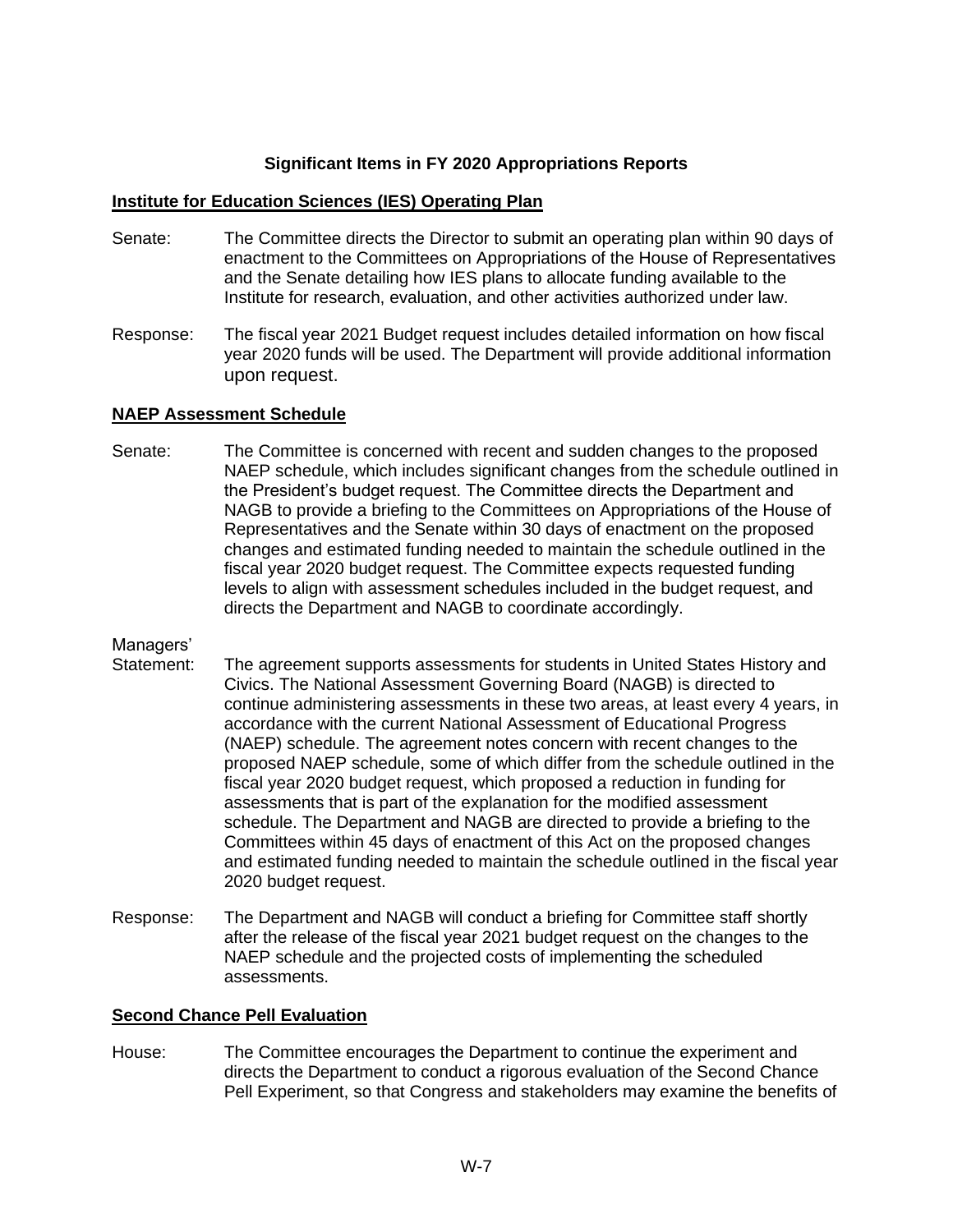## Significant Items in FY 2020 Appropriations Reports

**Institute for Education Sciences (IES) Operating Plan**

Senate: The Committee directs the Director to submit an operating plan within 90 days of enactment to the Committees on Appropriations of the House of Representatives and the Senate detailing how IES plans to allocate funding available to the Institute for research, evaluation, and other activities authorized under law.

Response: The fiscal year 2021 Budget request includes detailed information on how fiscal year 2020 funds will be used. The Department will provide additional information upon request.

**NAEP Assessment Schedule**

Senate: The Committee is concerned with recent and sudden changes to the proposed NAEP schedule, which includes significant changes from the schedule outlined in the President's budget request. The Committee directs the Department and NAGB to provide a briefing to the Committees on Appropriations of the House of Representatives and the Senate within 30 days of enactment on the proposed changes and estimated funding needed to maintain the schedule outlined in the fiscal year 2020 budget request. The Committee expects requested funding levels to align with assessment schedules included in the budget request, and directs the Department and NAGB to coordinate accordingly.

Managers' Statement: The agreement supports assessments for students in United States History and Civics. The National Assessment Governing Board (NAGB) is directed to continue administering assessments in these two areas, at least every 4 years, in accordance with the current National Assessment of Educational Progress (NAEP) schedule. The agreement notes concern with recent changes to the proposed NAEP schedule, some of which differ from the schedule outlined in the fiscal year 2020 budget request, which proposed a reduction in funding for assessments that is part of the explanation for the modified assessment schedule. The Department and NAGB are directed to provide a briefing to the Committees within 45 days of enactment of this Act on the proposed changes and estimated funding needed to maintain the schedule outlined in the fiscal year 2020 budget request.

Response: The Department and NAGB will conduct a briefing for Committee staff shortly after the release of the fiscal year 2021 budget request on the changes to the NAEP schedule and the projected costs of implementing the scheduled assessments.

**Second Chance Pell Evaluation**

House: The Committee encourages the Department to continue the experiment and directs the Department to conduct a rigorous evaluation of the Second Chance Pell Experiment, so that Congress and stakeholders may examine the benefits of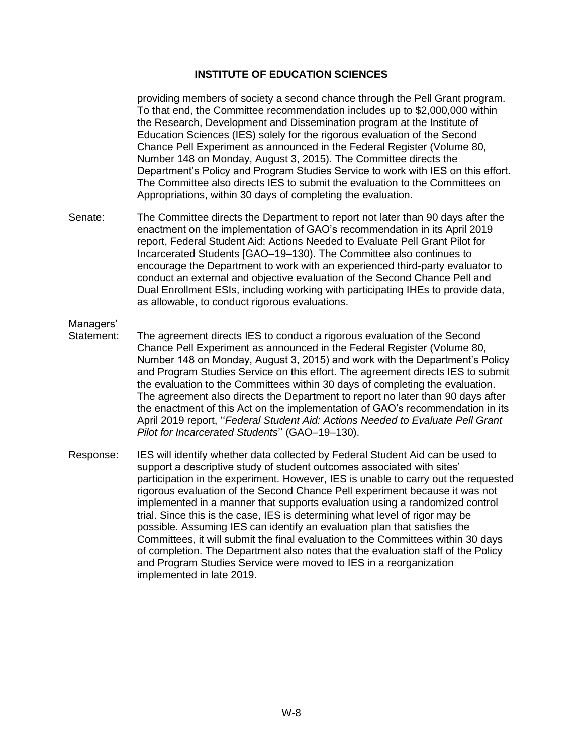## INSTITUTE OF EDUCATION SCIENCES

providing members of society a second chance through the Pell Grant program. To that end, the Committee recommendation includes up to $2,000,000 within the Research, Development and Dissemination program at the Institute of Education Sciences (IES) solely for the rigorous evaluation of the Second Chance Pell Experiment as announced in the Federal Register (Volume 80, Number 148 on Monday, August 3, 2015). The Committee directs the Department's Policy and Program Studies Service to work with IES on this effort. The Committee also directs IES to submit the evaluation to the Committees on Appropriations, within 30 days of completing the evaluation.

Senate: The Committee directs the Department to report not later than 90 days after the enactment on the implementation of GAO's recommendation in its April 2019 report, Federal Student Aid: Actions Needed to Evaluate Pell Grant Pilot for Incarcerated Students [GAO–19–130). The Committee also continues to encourage the Department to work with an experienced third-party evaluator to conduct an external and objective evaluation of the Second Chance Pell and Dual Enrollment ESIs, including working with participating IHEs to provide data, as allowable, to conduct rigorous evaluations.

Managers' Statement: The agreement directs IES to conduct a rigorous evaluation of the Second Chance Pell Experiment as announced in the Federal Register (Volume 80, Number 148 on Monday, August 3, 2015) and work with the Department's Policy and Program Studies Service on this effort. The agreement directs IES to submit the evaluation to the Committees within 30 days of completing the evaluation. The agreement also directs the Department to report no later than 90 days after the enactment of this Act on the implementation of GAO's recommendation in its April 2019 report, ''*Federal Student Aid: Actions Needed to Evaluate Pell Grant Pilot for Incarcerated Students*'' (GAO–19–130).

Response: IES will identify whether data collected by Federal Student Aid can be used to support a descriptive study of student outcomes associated with sites' participation in the experiment. However, IES is unable to carry out the requested rigorous evaluation of the Second Chance Pell experiment because it was not implemented in a manner that supports evaluation using a randomized control trial. Since this is the case, IES is determining what level of rigor may be possible. Assuming IES can identify an evaluation plan that satisfies the Committees, it will submit the final evaluation to the Committees within 30 days of completion. The Department also notes that the evaluation staff of the Policy and Program Studies Service were moved to IES in a reorganization implemented in late 2019.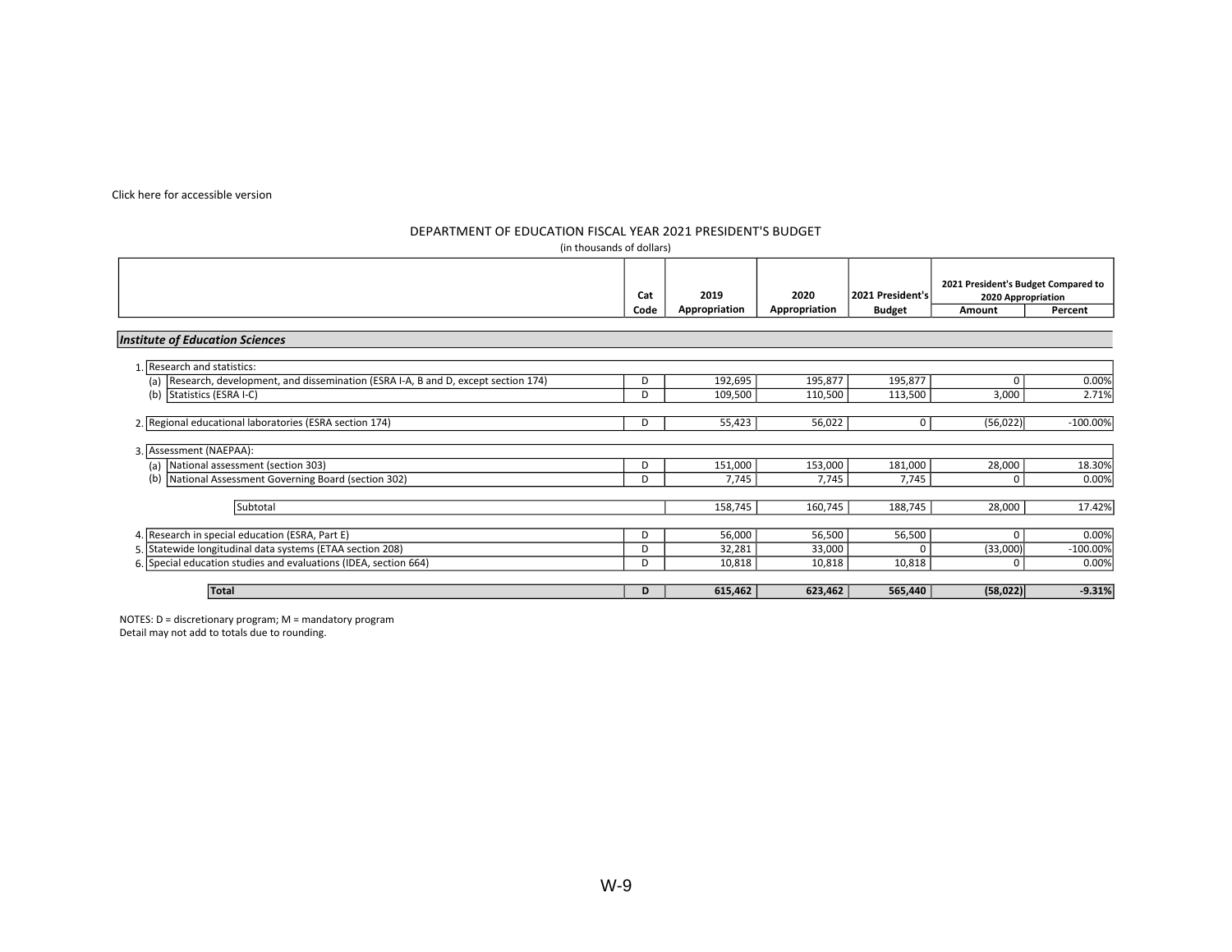Click here for accessible version

DEPARTMENT OF EDUCATION FISCAL YEAR 2021 PRESIDENT'S BUDGET

(in thousands of dollars)

| | Cat Code | 2019 Appropriation | 2020 Appropriation | 2021 President's Budget | 2021 President's Budget Compared to 2020 Appropriation | |
|---|---|---|---|---|---|---|
| | | | | | Amount | Percent |
| ***Institute of Education Sciences*** | | | | | | |
| 1. Research and statistics: | | | | | | |
| (a) Research, development, and dissemination (ESRA I-A, B and D, except section 174) | D | 192,695 | 195,877 | 195,877 | 0 | 0.00% |
| (b) Statistics (ESRA I-C) | D | 109,500 | 110,500 | 113,500 | 3,000 | 2.71% |
| 2. Regional educational laboratories (ESRA section 174) | D | 55,423 | 56,022 | 0 | (56,022) | -100.00% |
| 3. Assessment (NAEPAA): | | | | | | |
| (a) National assessment (section 303) | D | 151,000 | 153,000 | 181,000 | 28,000 | 18.30% |
| (b) National Assessment Governing Board (section 302) | D | 7,745 | 7,745 | 7,745 | 0 | 0.00% |
| Subtotal | | 158,745 | 160,745 | 188,745 | 28,000 | 17.42% |
| 4. Research in special education (ESRA, Part E) | D | 56,000 | 56,500 | 56,500 | 0 | 0.00% |
| 5. Statewide longitudinal data systems (ETAA section 208) | D | 32,281 | 33,000 | 0 | (33,000) | -100.00% |
| 6. Special education studies and evaluations (IDEA, section 664) | D | 10,818 | 10,818 | 10,818 | 0 | 0.00% |
| **Total** | **D** | **615,462** | **623,462** | **565,440** | **(58,022)** | **-9.31%** |

NOTES: D = discretionary program; M = mandatory program
Detail may not add to totals due to rounding.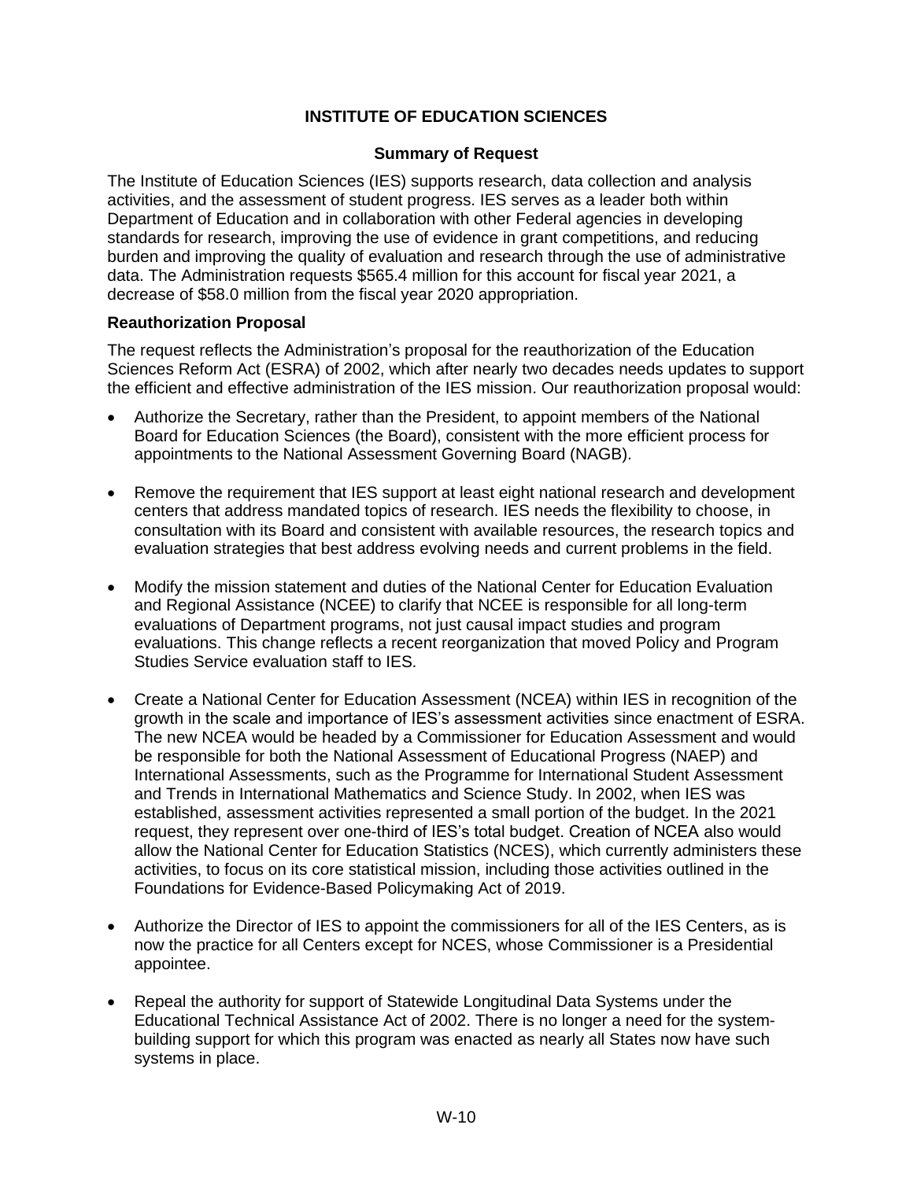## INSTITUTE OF EDUCATION SCIENCES

### Summary of Request

The Institute of Education Sciences (IES) supports research, data collection and analysis activities, and the assessment of student progress. IES serves as a leader both within Department of Education and in collaboration with other Federal agencies in developing standards for research, improving the use of evidence in grant competitions, and reducing burden and improving the quality of evaluation and research through the use of administrative data. The Administration requests $565.4 million for this account for fiscal year 2021, a decrease of $58.0 million from the fiscal year 2020 appropriation.

**Reauthorization Proposal**

The request reflects the Administration's proposal for the reauthorization of the Education Sciences Reform Act (ESRA) of 2002, which after nearly two decades needs updates to support the efficient and effective administration of the IES mission. Our reauthorization proposal would:

- Authorize the Secretary, rather than the President, to appoint members of the National Board for Education Sciences (the Board), consistent with the more efficient process for appointments to the National Assessment Governing Board (NAGB).
- Remove the requirement that IES support at least eight national research and development centers that address mandated topics of research. IES needs the flexibility to choose, in consultation with its Board and consistent with available resources, the research topics and evaluation strategies that best address evolving needs and current problems in the field.
- Modify the mission statement and duties of the National Center for Education Evaluation and Regional Assistance (NCEE) to clarify that NCEE is responsible for all long-term evaluations of Department programs, not just causal impact studies and program evaluations. This change reflects a recent reorganization that moved Policy and Program Studies Service evaluation staff to IES.
- Create a National Center for Education Assessment (NCEA) within IES in recognition of the growth in the scale and importance of IES's assessment activities since enactment of ESRA. The new NCEA would be headed by a Commissioner for Education Assessment and would be responsible for both the National Assessment of Educational Progress (NAEP) and International Assessments, such as the Programme for International Student Assessment and Trends in International Mathematics and Science Study. In 2002, when IES was established, assessment activities represented a small portion of the budget. In the 2021 request, they represent over one-third of IES's total budget. Creation of NCEA also would allow the National Center for Education Statistics (NCES), which currently administers these activities, to focus on its core statistical mission, including those activities outlined in the Foundations for Evidence-Based Policymaking Act of 2019.
- Authorize the Director of IES to appoint the commissioners for all of the IES Centers, as is now the practice for all Centers except for NCES, whose Commissioner is a Presidential appointee.
- Repeal the authority for support of Statewide Longitudinal Data Systems under the Educational Technical Assistance Act of 2002. There is no longer a need for the system-building support for which this program was enacted as nearly all States now have such systems in place.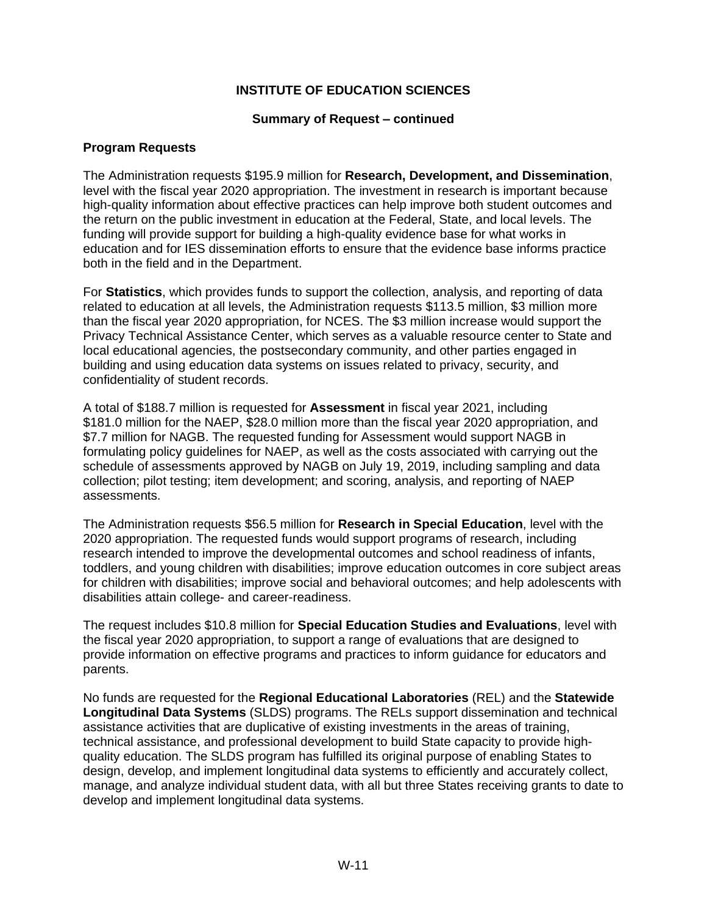## INSTITUTE OF EDUCATION SCIENCES

### Summary of Request – continued

### Program Requests

The Administration requests $195.9 million for **Research, Development, and Dissemination**, level with the fiscal year 2020 appropriation. The investment in research is important because high-quality information about effective practices can help improve both student outcomes and the return on the public investment in education at the Federal, State, and local levels. The funding will provide support for building a high-quality evidence base for what works in education and for IES dissemination efforts to ensure that the evidence base informs practice both in the field and in the Department.

For **Statistics**, which provides funds to support the collection, analysis, and reporting of data related to education at all levels, the Administration requests $113.5 million, $3 million more than the fiscal year 2020 appropriation, for NCES. The $3 million increase would support the Privacy Technical Assistance Center, which serves as a valuable resource center to State and local educational agencies, the postsecondary community, and other parties engaged in building and using education data systems on issues related to privacy, security, and confidentiality of student records.

A total of $188.7 million is requested for **Assessment** in fiscal year 2021, including $181.0 million for the NAEP, $28.0 million more than the fiscal year 2020 appropriation, and $7.7 million for NAGB. The requested funding for Assessment would support NAGB in formulating policy guidelines for NAEP, as well as the costs associated with carrying out the schedule of assessments approved by NAGB on July 19, 2019, including sampling and data collection; pilot testing; item development; and scoring, analysis, and reporting of NAEP assessments.

The Administration requests $56.5 million for **Research in Special Education**, level with the 2020 appropriation. The requested funds would support programs of research, including research intended to improve the developmental outcomes and school readiness of infants, toddlers, and young children with disabilities; improve education outcomes in core subject areas for children with disabilities; improve social and behavioral outcomes; and help adolescents with disabilities attain college- and career-readiness.

The request includes $10.8 million for **Special Education Studies and Evaluations**, level with the fiscal year 2020 appropriation, to support a range of evaluations that are designed to provide information on effective programs and practices to inform guidance for educators and parents.

No funds are requested for the **Regional Educational Laboratories** (REL) and the **Statewide Longitudinal Data Systems** (SLDS) programs. The RELs support dissemination and technical assistance activities that are duplicative of existing investments in the areas of training, technical assistance, and professional development to build State capacity to provide high-quality education. The SLDS program has fulfilled its original purpose of enabling States to design, develop, and implement longitudinal data systems to efficiently and accurately collect, manage, and analyze individual student data, with all but three States receiving grants to date to develop and implement longitudinal data systems.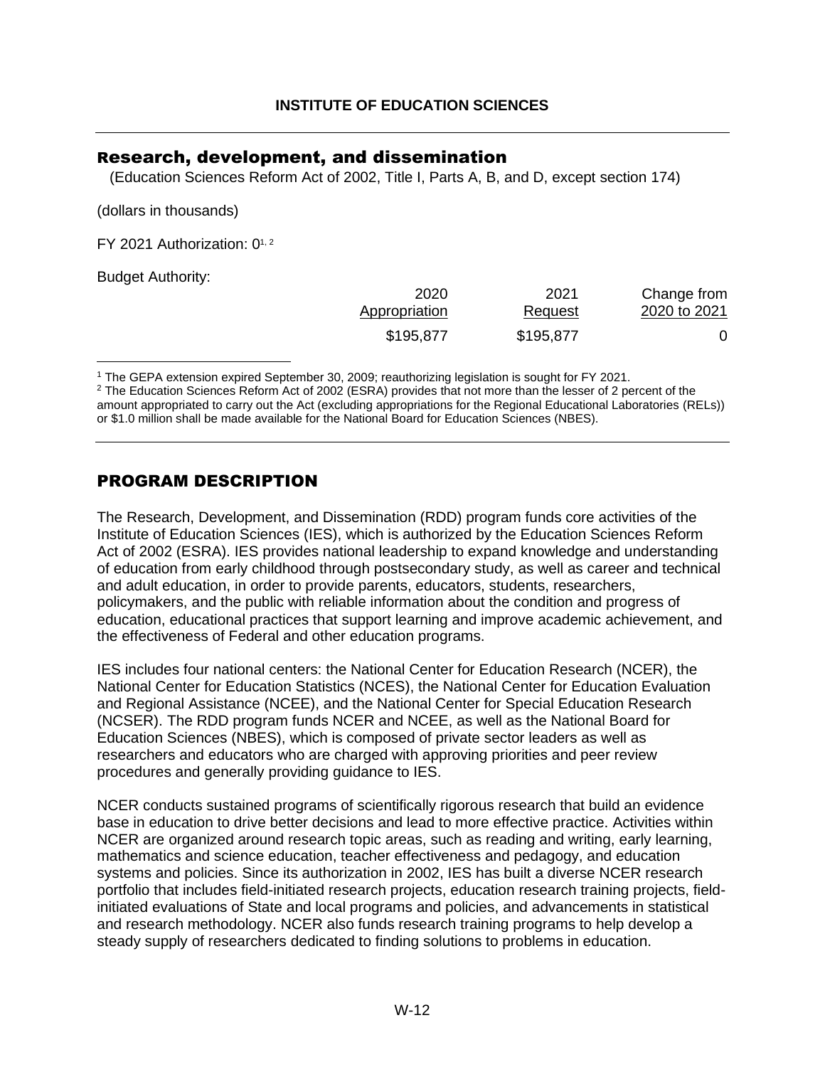**INSTITUTE OF EDUCATION SCIENCES**

## Research, development, and dissemination

(Education Sciences Reform Act of 2002, Title I, Parts A, B, and D, except section 174)

(dollars in thousands)

FY 2021 Authorization: 0[1, 2]

Budget Authority:

| | 2020 Appropriation | 2021 Request | Change from 2020 to 2021 |
|---|---|---|---|
| | $195,877 | $195,877 | 0 |

[1] The GEPA extension expired September 30, 2009; reauthorizing legislation is sought for FY 2021.

[2] The Education Sciences Reform Act of 2002 (ESRA) provides that not more than the lesser of 2 percent of the amount appropriated to carry out the Act (excluding appropriations for the Regional Educational Laboratories (RELs)) or $1.0 million shall be made available for the National Board for Education Sciences (NBES).

## PROGRAM DESCRIPTION

The Research, Development, and Dissemination (RDD) program funds core activities of the Institute of Education Sciences (IES), which is authorized by the Education Sciences Reform Act of 2002 (ESRA). IES provides national leadership to expand knowledge and understanding of education from early childhood through postsecondary study, as well as career and technical and adult education, in order to provide parents, educators, students, researchers, policymakers, and the public with reliable information about the condition and progress of education, educational practices that support learning and improve academic achievement, and the effectiveness of Federal and other education programs.

IES includes four national centers: the National Center for Education Research (NCER), the National Center for Education Statistics (NCES), the National Center for Education Evaluation and Regional Assistance (NCEE), and the National Center for Special Education Research (NCSER). The RDD program funds NCER and NCEE, as well as the National Board for Education Sciences (NBES), which is composed of private sector leaders as well as researchers and educators who are charged with approving priorities and peer review procedures and generally providing guidance to IES.

NCER conducts sustained programs of scientifically rigorous research that build an evidence base in education to drive better decisions and lead to more effective practice. Activities within NCER are organized around research topic areas, such as reading and writing, early learning, mathematics and science education, teacher effectiveness and pedagogy, and education systems and policies. Since its authorization in 2002, IES has built a diverse NCER research portfolio that includes field-initiated research projects, education research training projects, field-initiated evaluations of State and local programs and policies, and advancements in statistical and research methodology. NCER also funds research training programs to help develop a steady supply of researchers dedicated to finding solutions to problems in education.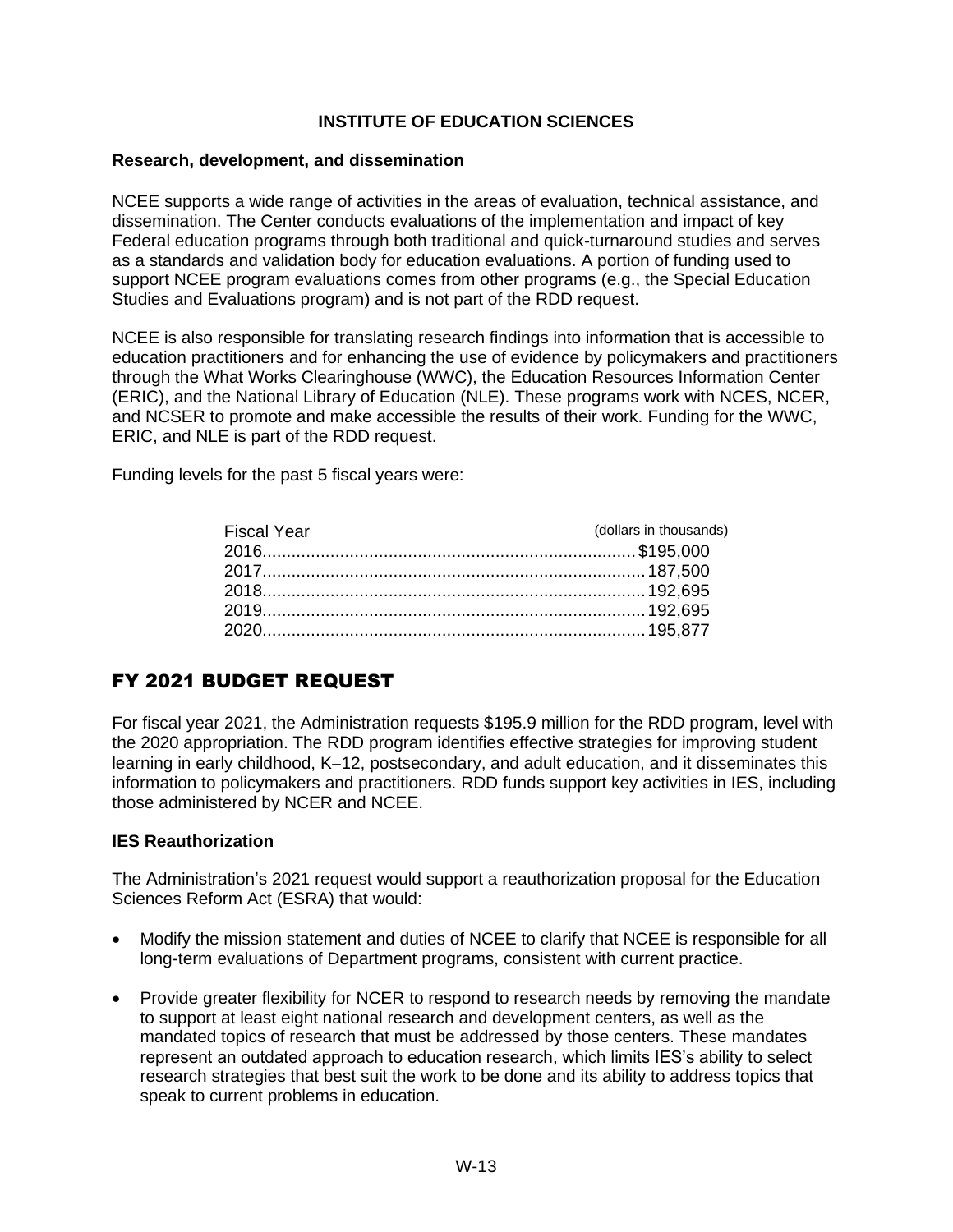**INSTITUTE OF EDUCATION SCIENCES**

**Research, development, and dissemination**

NCEE supports a wide range of activities in the areas of evaluation, technical assistance, and dissemination. The Center conducts evaluations of the implementation and impact of key Federal education programs through both traditional and quick-turnaround studies and serves as a standards and validation body for education evaluations. A portion of funding used to support NCEE program evaluations comes from other programs (e.g., the Special Education Studies and Evaluations program) and is not part of the RDD request.

NCEE is also responsible for translating research findings into information that is accessible to education practitioners and for enhancing the use of evidence by policymakers and practitioners through the What Works Clearinghouse (WWC), the Education Resources Information Center (ERIC), and the National Library of Education (NLE). These programs work with NCES, NCER, and NCSER to promote and make accessible the results of their work. Funding for the WWC, ERIC, and NLE is part of the RDD request.

Funding levels for the past 5 fiscal years were:

| Fiscal Year | (dollars in thousands) |
|---|---|
| 2016 | $195,000 |
| 2017 | 187,500 |
| 2018 | 192,695 |
| 2019 | 192,695 |
| 2020 | 195,877 |

## FY 2021 BUDGET REQUEST

For fiscal year 2021, the Administration requests $195.9 million for the RDD program, level with the 2020 appropriation. The RDD program identifies effective strategies for improving student learning in early childhood, K–12, postsecondary, and adult education, and it disseminates this information to policymakers and practitioners. RDD funds support key activities in IES, including those administered by NCER and NCEE.

**IES Reauthorization**

The Administration's 2021 request would support a reauthorization proposal for the Education Sciences Reform Act (ESRA) that would:

- Modify the mission statement and duties of NCEE to clarify that NCEE is responsible for all long-term evaluations of Department programs, consistent with current practice.
- Provide greater flexibility for NCER to respond to research needs by removing the mandate to support at least eight national research and development centers, as well as the mandated topics of research that must be addressed by those centers. These mandates represent an outdated approach to education research, which limits IES's ability to select research strategies that best suit the work to be done and its ability to address topics that speak to current problems in education.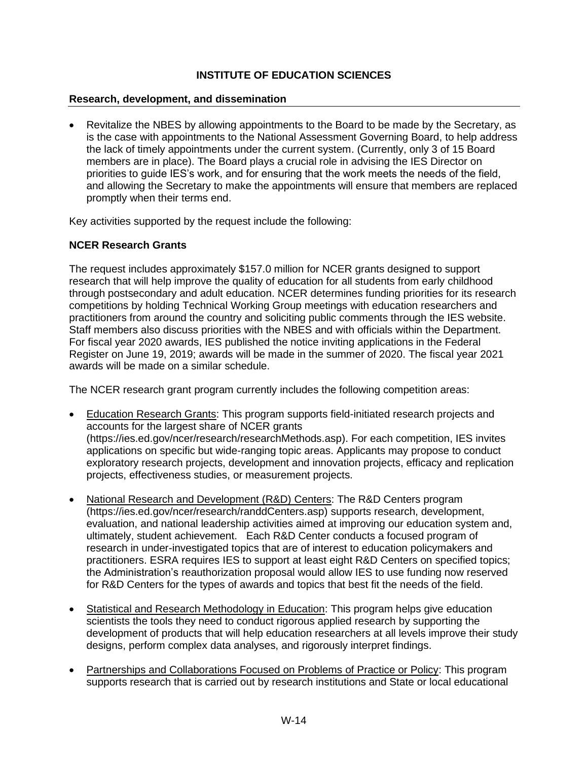## INSTITUTE OF EDUCATION SCIENCES

### Research, development, and dissemination

- Revitalize the NBES by allowing appointments to the Board to be made by the Secretary, as is the case with appointments to the National Assessment Governing Board, to help address the lack of timely appointments under the current system. (Currently, only 3 of 15 Board members are in place). The Board plays a crucial role in advising the IES Director on priorities to guide IES's work, and for ensuring that the work meets the needs of the field, and allowing the Secretary to make the appointments will ensure that members are replaced promptly when their terms end.

Key activities supported by the request include the following:

### NCER Research Grants

The request includes approximately $157.0 million for NCER grants designed to support research that will help improve the quality of education for all students from early childhood through postsecondary and adult education. NCER determines funding priorities for its research competitions by holding Technical Working Group meetings with education researchers and practitioners from around the country and soliciting public comments through the IES website. Staff members also discuss priorities with the NBES and with officials within the Department. For fiscal year 2020 awards, IES published the notice inviting applications in the Federal Register on June 19, 2019; awards will be made in the summer of 2020. The fiscal year 2021 awards will be made on a similar schedule.

The NCER research grant program currently includes the following competition areas:

- Education Research Grants: This program supports field-initiated research projects and accounts for the largest share of NCER grants (https://ies.ed.gov/ncer/research/researchMethods.asp). For each competition, IES invites applications on specific but wide-ranging topic areas. Applicants may propose to conduct exploratory research projects, development and innovation projects, efficacy and replication projects, effectiveness studies, or measurement projects.

- National Research and Development (R&D) Centers: The R&D Centers program (https://ies.ed.gov/ncer/research/randdCenters.asp) supports research, development, evaluation, and national leadership activities aimed at improving our education system and, ultimately, student achievement. Each R&D Center conducts a focused program of research in under-investigated topics that are of interest to education policymakers and practitioners. ESRA requires IES to support at least eight R&D Centers on specified topics; the Administration's reauthorization proposal would allow IES to use funding now reserved for R&D Centers for the types of awards and topics that best fit the needs of the field.

- Statistical and Research Methodology in Education: This program helps give education scientists the tools they need to conduct rigorous applied research by supporting the development of products that will help education researchers at all levels improve their study designs, perform complex data analyses, and rigorously interpret findings.

- Partnerships and Collaborations Focused on Problems of Practice or Policy: This program supports research that is carried out by research institutions and State or local educational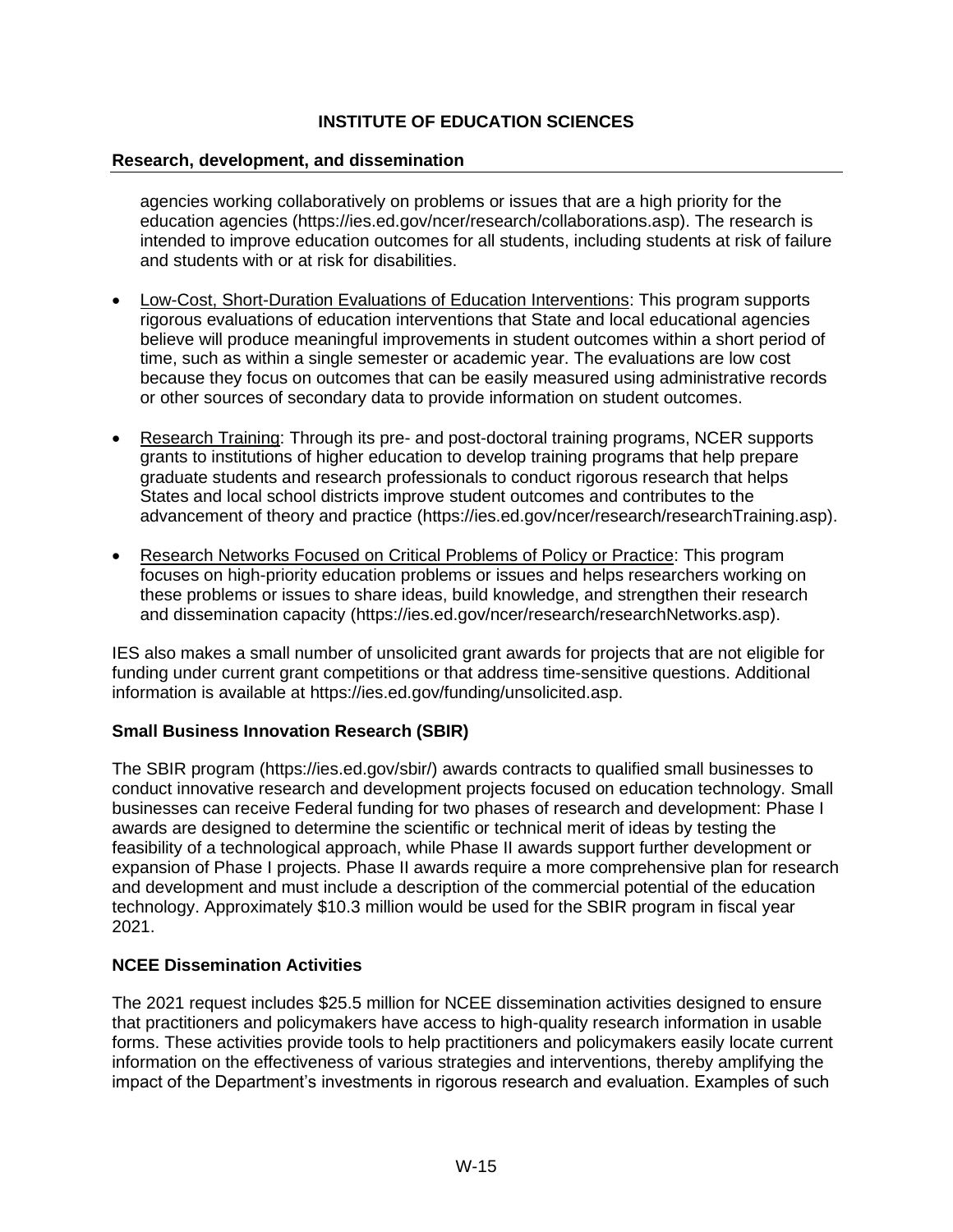agencies working collaboratively on problems or issues that are a high priority for the education agencies (https://ies.ed.gov/ncer/research/collaborations.asp). The research is intended to improve education outcomes for all students, including students at risk of failure and students with or at risk for disabilities.

- Low-Cost, Short-Duration Evaluations of Education Interventions: This program supports rigorous evaluations of education interventions that State and local educational agencies believe will produce meaningful improvements in student outcomes within a short period of time, such as within a single semester or academic year. The evaluations are low cost because they focus on outcomes that can be easily measured using administrative records or other sources of secondary data to provide information on student outcomes.

- Research Training: Through its pre- and post-doctoral training programs, NCER supports grants to institutions of higher education to develop training programs that help prepare graduate students and research professionals to conduct rigorous research that helps States and local school districts improve student outcomes and contributes to the advancement of theory and practice (https://ies.ed.gov/ncer/research/researchTraining.asp).

- Research Networks Focused on Critical Problems of Policy or Practice: This program focuses on high-priority education problems or issues and helps researchers working on these problems or issues to share ideas, build knowledge, and strengthen their research and dissemination capacity (https://ies.ed.gov/ncer/research/researchNetworks.asp).

IES also makes a small number of unsolicited grant awards for projects that are not eligible for funding under current grant competitions or that address time-sensitive questions. Additional information is available at https://ies.ed.gov/funding/unsolicited.asp.

**Small Business Innovation Research (SBIR)**

The SBIR program (https://ies.ed.gov/sbir/) awards contracts to qualified small businesses to conduct innovative research and development projects focused on education technology. Small businesses can receive Federal funding for two phases of research and development: Phase I awards are designed to determine the scientific or technical merit of ideas by testing the feasibility of a technological approach, while Phase II awards support further development or expansion of Phase I projects. Phase II awards require a more comprehensive plan for research and development and must include a description of the commercial potential of the education technology. Approximately $10.3 million would be used for the SBIR program in fiscal year 2021.

**NCEE Dissemination Activities**

The 2021 request includes $25.5 million for NCEE dissemination activities designed to ensure that practitioners and policymakers have access to high-quality research information in usable forms. These activities provide tools to help practitioners and policymakers easily locate current information on the effectiveness of various strategies and interventions, thereby amplifying the impact of the Department's investments in rigorous research and evaluation. Examples of such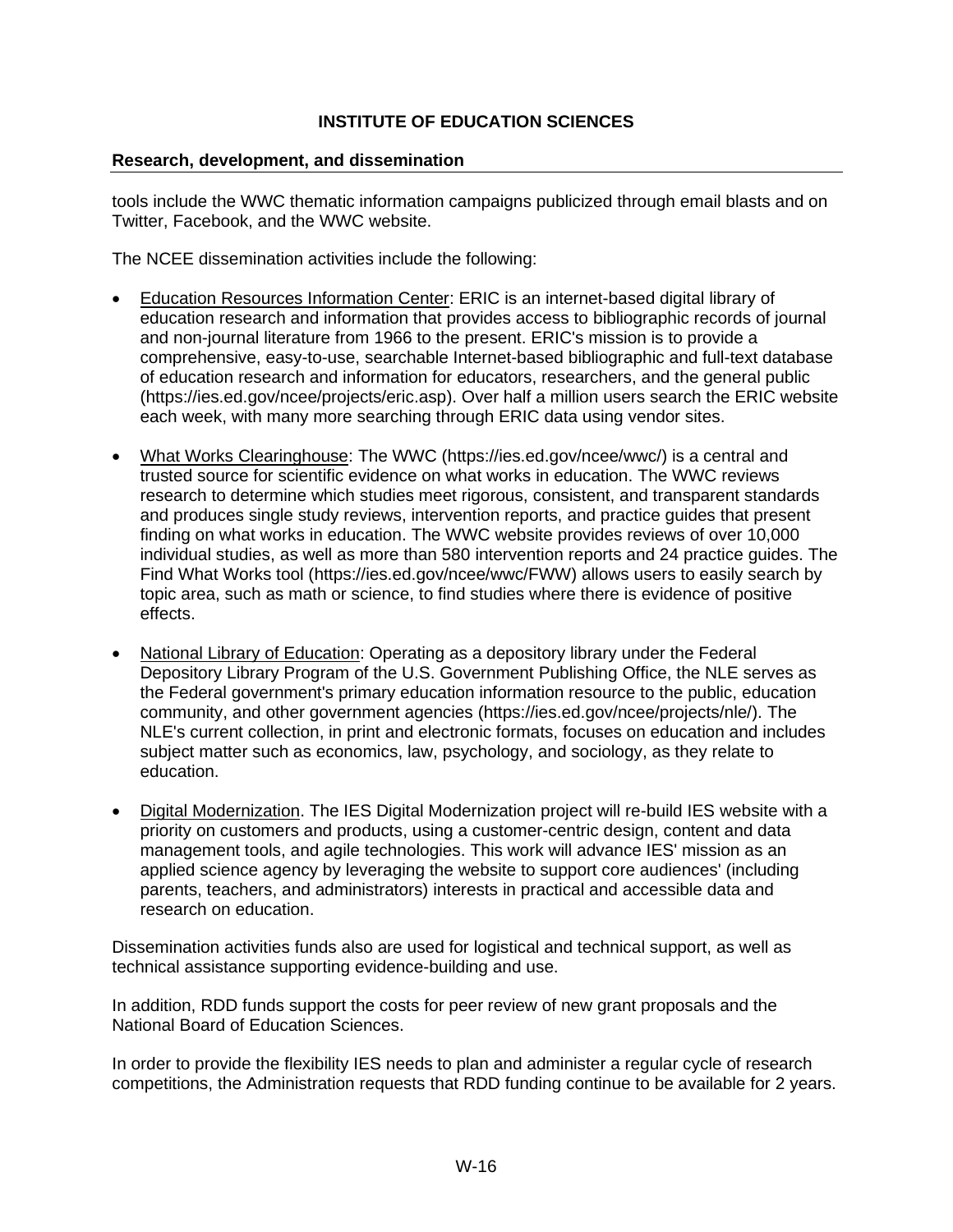tools include the WWC thematic information campaigns publicized through email blasts and on Twitter, Facebook, and the WWC website.

The NCEE dissemination activities include the following:

- Education Resources Information Center: ERIC is an internet-based digital library of education research and information that provides access to bibliographic records of journal and non-journal literature from 1966 to the present. ERIC's mission is to provide a comprehensive, easy-to-use, searchable Internet-based bibliographic and full-text database of education research and information for educators, researchers, and the general public (https://ies.ed.gov/ncee/projects/eric.asp). Over half a million users search the ERIC website each week, with many more searching through ERIC data using vendor sites.

- What Works Clearinghouse: The WWC (https://ies.ed.gov/ncee/wwc/) is a central and trusted source for scientific evidence on what works in education. The WWC reviews research to determine which studies meet rigorous, consistent, and transparent standards and produces single study reviews, intervention reports, and practice guides that present finding on what works in education. The WWC website provides reviews of over 10,000 individual studies, as well as more than 580 intervention reports and 24 practice guides. The Find What Works tool (https://ies.ed.gov/ncee/wwc/FWW) allows users to easily search by topic area, such as math or science, to find studies where there is evidence of positive effects.

- National Library of Education: Operating as a depository library under the Federal Depository Library Program of the U.S. Government Publishing Office, the NLE serves as the Federal government's primary education information resource to the public, education community, and other government agencies (https://ies.ed.gov/ncee/projects/nle/). The NLE's current collection, in print and electronic formats, focuses on education and includes subject matter such as economics, law, psychology, and sociology, as they relate to education.

- Digital Modernization. The IES Digital Modernization project will re-build IES website with a priority on customers and products, using a customer-centric design, content and data management tools, and agile technologies. This work will advance IES' mission as an applied science agency by leveraging the website to support core audiences' (including parents, teachers, and administrators) interests in practical and accessible data and research on education.

Dissemination activities funds also are used for logistical and technical support, as well as technical assistance supporting evidence-building and use.

In addition, RDD funds support the costs for peer review of new grant proposals and the National Board of Education Sciences.

In order to provide the flexibility IES needs to plan and administer a regular cycle of research competitions, the Administration requests that RDD funding continue to be available for 2 years.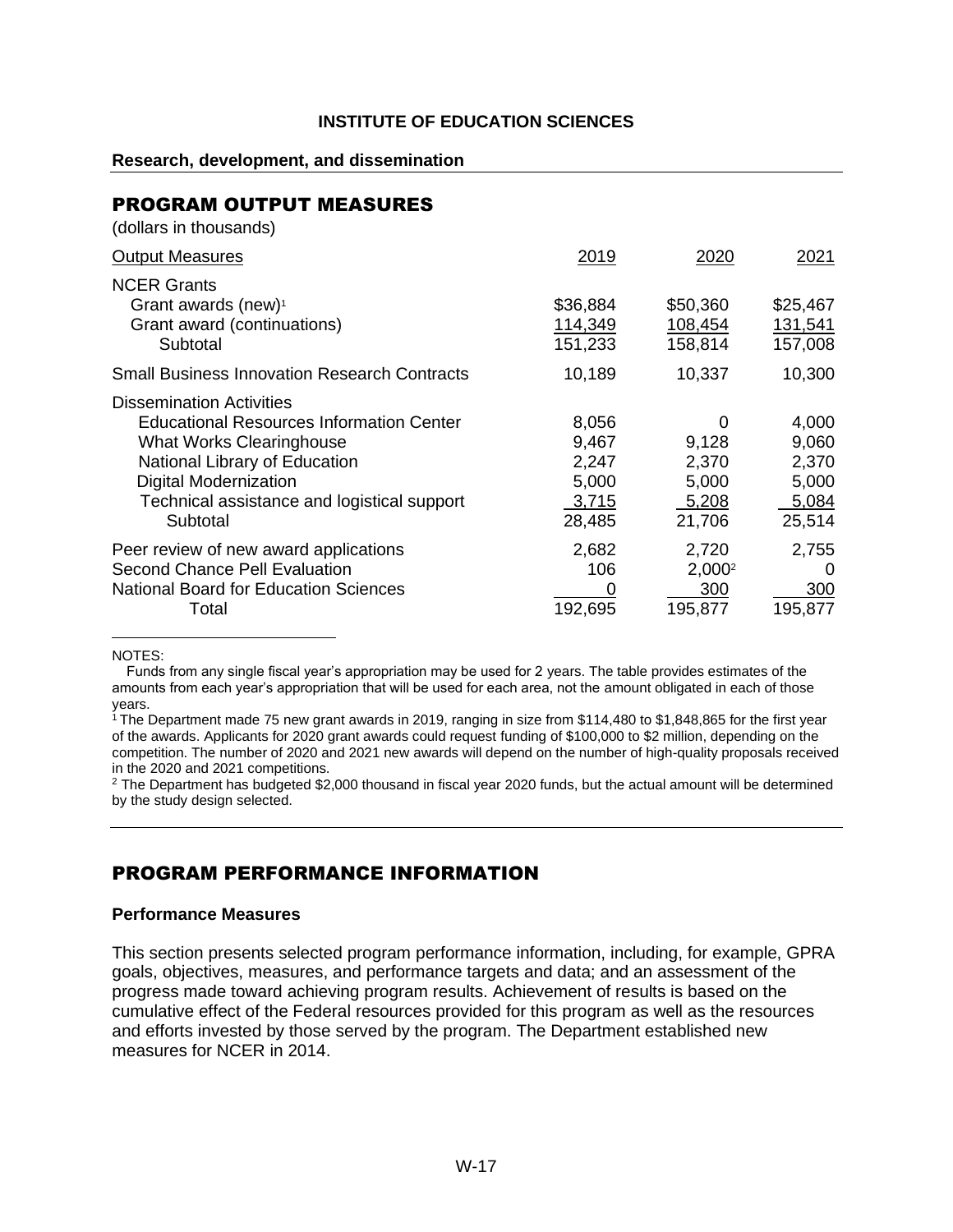**INSTITUTE OF EDUCATION SCIENCES**

**Research, development, and dissemination**

## PROGRAM OUTPUT MEASURES

(dollars in thousands)

| Output Measures | 2019 | 2020 | 2021 |
|---|---|---|---|
| NCER Grants | | | |
| Grant awards (new)[1] | $36,884 | $50,360 | $25,467 |
| Grant award (continuations) | 114,349 | 108,454 | 131,541 |
| Subtotal | 151,233 | 158,814 | 157,008 |
| Small Business Innovation Research Contracts | 10,189 | 10,337 | 10,300 |
| Dissemination Activities | | | |
| Educational Resources Information Center | 8,056 | 0 | 4,000 |
| What Works Clearinghouse | 9,467 | 9,128 | 9,060 |
| National Library of Education | 2,247 | 2,370 | 2,370 |
| Digital Modernization | 5,000 | 5,000 | 5,000 |
| Technical assistance and logistical support | 3,715 | 5,208 | 5,084 |
| Subtotal | 28,485 | 21,706 | 25,514 |
| Peer review of new award applications | 2,682 | 2,720 | 2,755 |
| Second Chance Pell Evaluation | 106 | 2,000[2] | 0 |
| National Board for Education Sciences | 0 | 300 | 300 |
| Total | 192,695 | 195,877 | 195,877 |

NOTES:

Funds from any single fiscal year's appropriation may be used for 2 years. The table provides estimates of the amounts from each year's appropriation that will be used for each area, not the amount obligated in each of those years.

[1] The Department made 75 new grant awards in 2019, ranging in size from $114,480 to $1,848,865 for the first year of the awards. Applicants for 2020 grant awards could request funding of $100,000 to $2 million, depending on the competition. The number of 2020 and 2021 new awards will depend on the number of high-quality proposals received in the 2020 and 2021 competitions.

[2] The Department has budgeted $2,000 thousand in fiscal year 2020 funds, but the actual amount will be determined by the study design selected.

## PROGRAM PERFORMANCE INFORMATION

### Performance Measures

This section presents selected program performance information, including, for example, GPRA goals, objectives, measures, and performance targets and data; and an assessment of the progress made toward achieving program results. Achievement of results is based on the cumulative effect of the Federal resources provided for this program as well as the resources and efforts invested by those served by the program. The Department established new measures for NCER in 2014.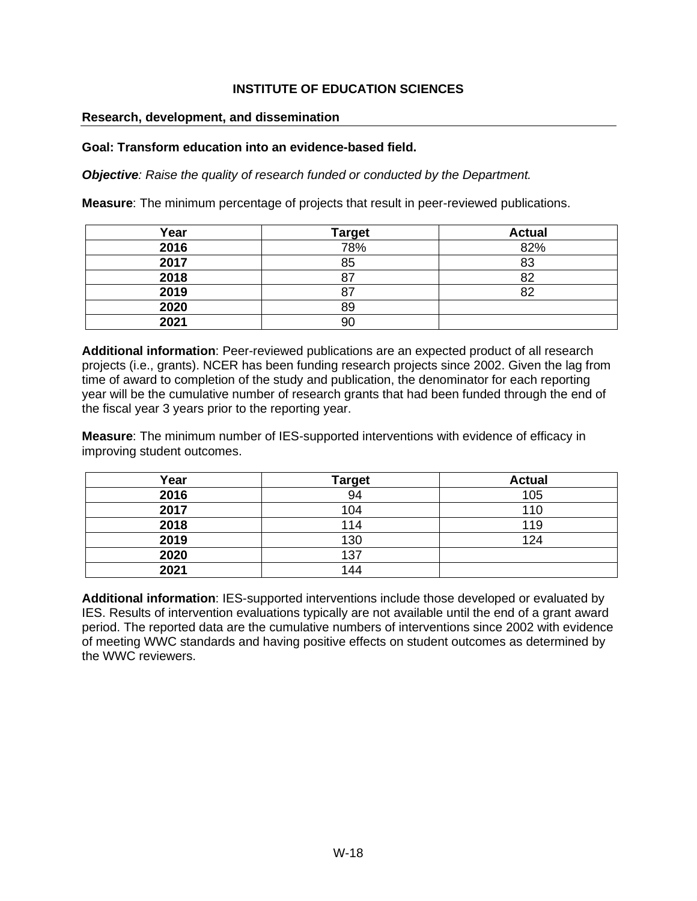## INSTITUTE OF EDUCATION SCIENCES

### Research, development, and dissemination

**Goal: Transform education into an evidence-based field.**

***Objective**: Raise the quality of research funded or conducted by the Department.*

**Measure**: The minimum percentage of projects that result in peer-reviewed publications.

| Year | Target | Actual |
|---|---|---|
| **2016** | 78% | 82% |
| **2017** | 85 | 83 |
| **2018** | 87 | 82 |
| **2019** | 87 | 82 |
| **2020** | 89 | |
| **2021** | 90 | |

**Additional information**: Peer-reviewed publications are an expected product of all research projects (i.e., grants). NCER has been funding research projects since 2002. Given the lag from time of award to completion of the study and publication, the denominator for each reporting year will be the cumulative number of research grants that had been funded through the end of the fiscal year 3 years prior to the reporting year.

**Measure**: The minimum number of IES-supported interventions with evidence of efficacy in improving student outcomes.

| Year | Target | Actual |
|---|---|---|
| **2016** | 94 | 105 |
| **2017** | 104 | 110 |
| **2018** | 114 | 119 |
| **2019** | 130 | 124 |
| **2020** | 137 | |
| **2021** | 144 | |

**Additional information**: IES-supported interventions include those developed or evaluated by IES. Results of intervention evaluations typically are not available until the end of a grant award period. The reported data are the cumulative numbers of interventions since 2002 with evidence of meeting WWC standards and having positive effects on student outcomes as determined by the WWC reviewers.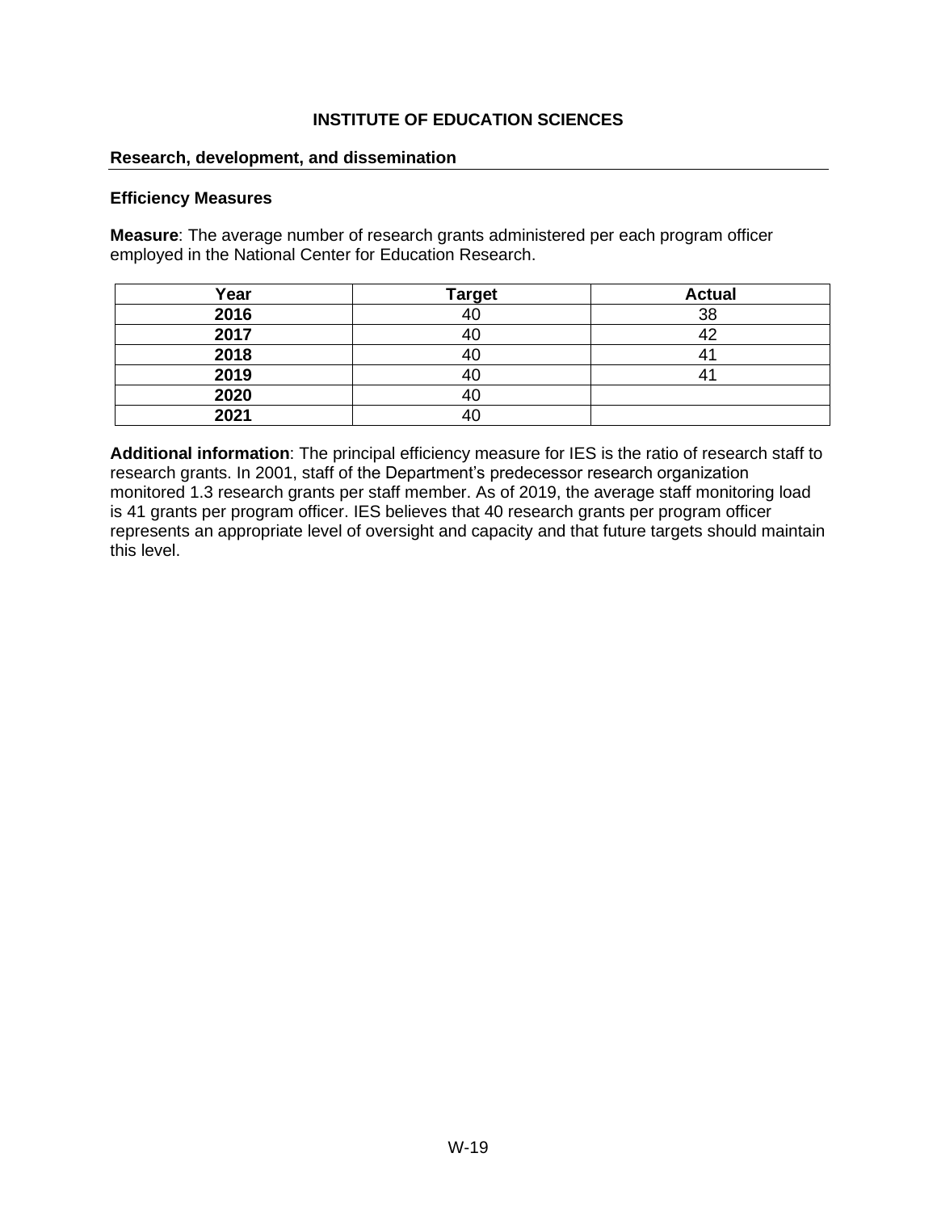# INSTITUTE OF EDUCATION SCIENCES

## Research, development, and dissemination

### Efficiency Measures

**Measure**: The average number of research grants administered per each program officer employed in the National Center for Education Research.

| Year | Target | Actual |
|---|---|---|
| **2016** | 40 | 38 |
| **2017** | 40 | 42 |
| **2018** | 40 | 41 |
| **2019** | 40 | 41 |
| **2020** | 40 | |
| **2021** | 40 | |

**Additional information**: The principal efficiency measure for IES is the ratio of research staff to research grants. In 2001, staff of the Department's predecessor research organization monitored 1.3 research grants per staff member. As of 2019, the average staff monitoring load is 41 grants per program officer. IES believes that 40 research grants per program officer represents an appropriate level of oversight and capacity and that future targets should maintain this level.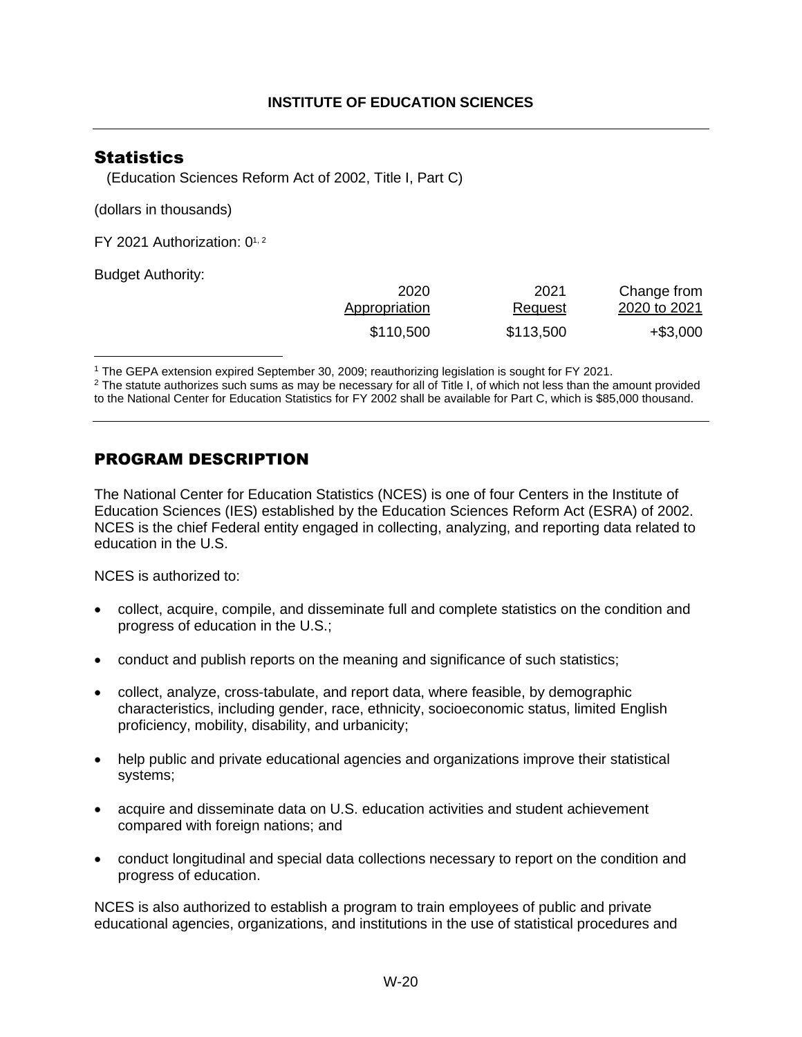**INSTITUTE OF EDUCATION SCIENCES**

## Statistics

(Education Sciences Reform Act of 2002, Title I, Part C)

(dollars in thousands)

FY 2021 Authorization: 0[1, 2]

Budget Authority:

| | 2020 Appropriation | 2021 Request | Change from 2020 to 2021 |
|---|---|---|---|
| | $110,500 | $113,500 | +$3,000 |

[1] The GEPA extension expired September 30, 2009; reauthorizing legislation is sought for FY 2021.
[2] The statute authorizes such sums as may be necessary for all of Title I, of which not less than the amount provided to the National Center for Education Statistics for FY 2002 shall be available for Part C, which is $85,000 thousand.

## PROGRAM DESCRIPTION

The National Center for Education Statistics (NCES) is one of four Centers in the Institute of Education Sciences (IES) established by the Education Sciences Reform Act (ESRA) of 2002. NCES is the chief Federal entity engaged in collecting, analyzing, and reporting data related to education in the U.S.

NCES is authorized to:

- collect, acquire, compile, and disseminate full and complete statistics on the condition and progress of education in the U.S.;
- conduct and publish reports on the meaning and significance of such statistics;
- collect, analyze, cross-tabulate, and report data, where feasible, by demographic characteristics, including gender, race, ethnicity, socioeconomic status, limited English proficiency, mobility, disability, and urbanicity;
- help public and private educational agencies and organizations improve their statistical systems;
- acquire and disseminate data on U.S. education activities and student achievement compared with foreign nations; and
- conduct longitudinal and special data collections necessary to report on the condition and progress of education.

NCES is also authorized to establish a program to train employees of public and private educational agencies, organizations, and institutions in the use of statistical procedures and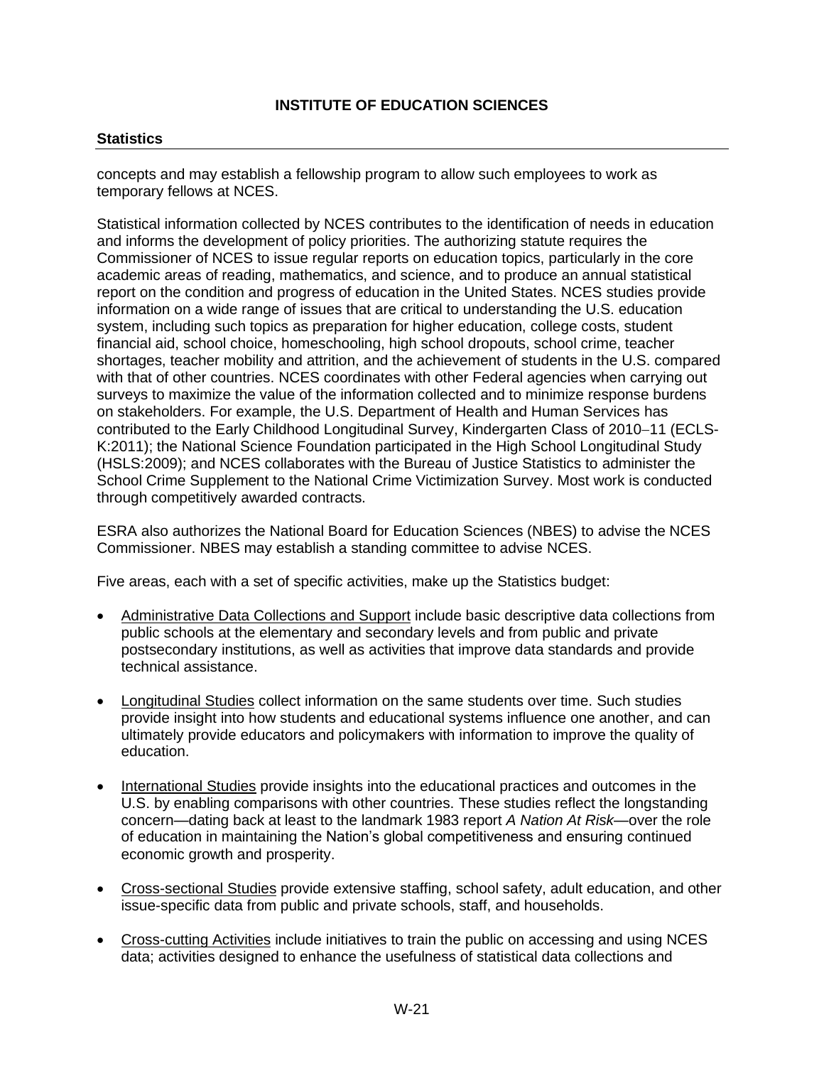concepts and may establish a fellowship program to allow such employees to work as temporary fellows at NCES.

Statistical information collected by NCES contributes to the identification of needs in education and informs the development of policy priorities. The authorizing statute requires the Commissioner of NCES to issue regular reports on education topics, particularly in the core academic areas of reading, mathematics, and science, and to produce an annual statistical report on the condition and progress of education in the United States. NCES studies provide information on a wide range of issues that are critical to understanding the U.S. education system, including such topics as preparation for higher education, college costs, student financial aid, school choice, homeschooling, high school dropouts, school crime, teacher shortages, teacher mobility and attrition, and the achievement of students in the U.S. compared with that of other countries. NCES coordinates with other Federal agencies when carrying out surveys to maximize the value of the information collected and to minimize response burdens on stakeholders. For example, the U.S. Department of Health and Human Services has contributed to the Early Childhood Longitudinal Survey, Kindergarten Class of 2010–11 (ECLS-K:2011); the National Science Foundation participated in the High School Longitudinal Study (HSLS:2009); and NCES collaborates with the Bureau of Justice Statistics to administer the School Crime Supplement to the National Crime Victimization Survey. Most work is conducted through competitively awarded contracts.

ESRA also authorizes the National Board for Education Sciences (NBES) to advise the NCES Commissioner. NBES may establish a standing committee to advise NCES.

Five areas, each with a set of specific activities, make up the Statistics budget:

- Administrative Data Collections and Support include basic descriptive data collections from public schools at the elementary and secondary levels and from public and private postsecondary institutions, as well as activities that improve data standards and provide technical assistance.
- Longitudinal Studies collect information on the same students over time. Such studies provide insight into how students and educational systems influence one another, and can ultimately provide educators and policymakers with information to improve the quality of education.
- International Studies provide insights into the educational practices and outcomes in the U.S. by enabling comparisons with other countries. These studies reflect the longstanding concern—dating back at least to the landmark 1983 report *A Nation At Risk*—over the role of education in maintaining the Nation's global competitiveness and ensuring continued economic growth and prosperity.
- Cross-sectional Studies provide extensive staffing, school safety, adult education, and other issue-specific data from public and private schools, staff, and households.
- Cross-cutting Activities include initiatives to train the public on accessing and using NCES data; activities designed to enhance the usefulness of statistical data collections and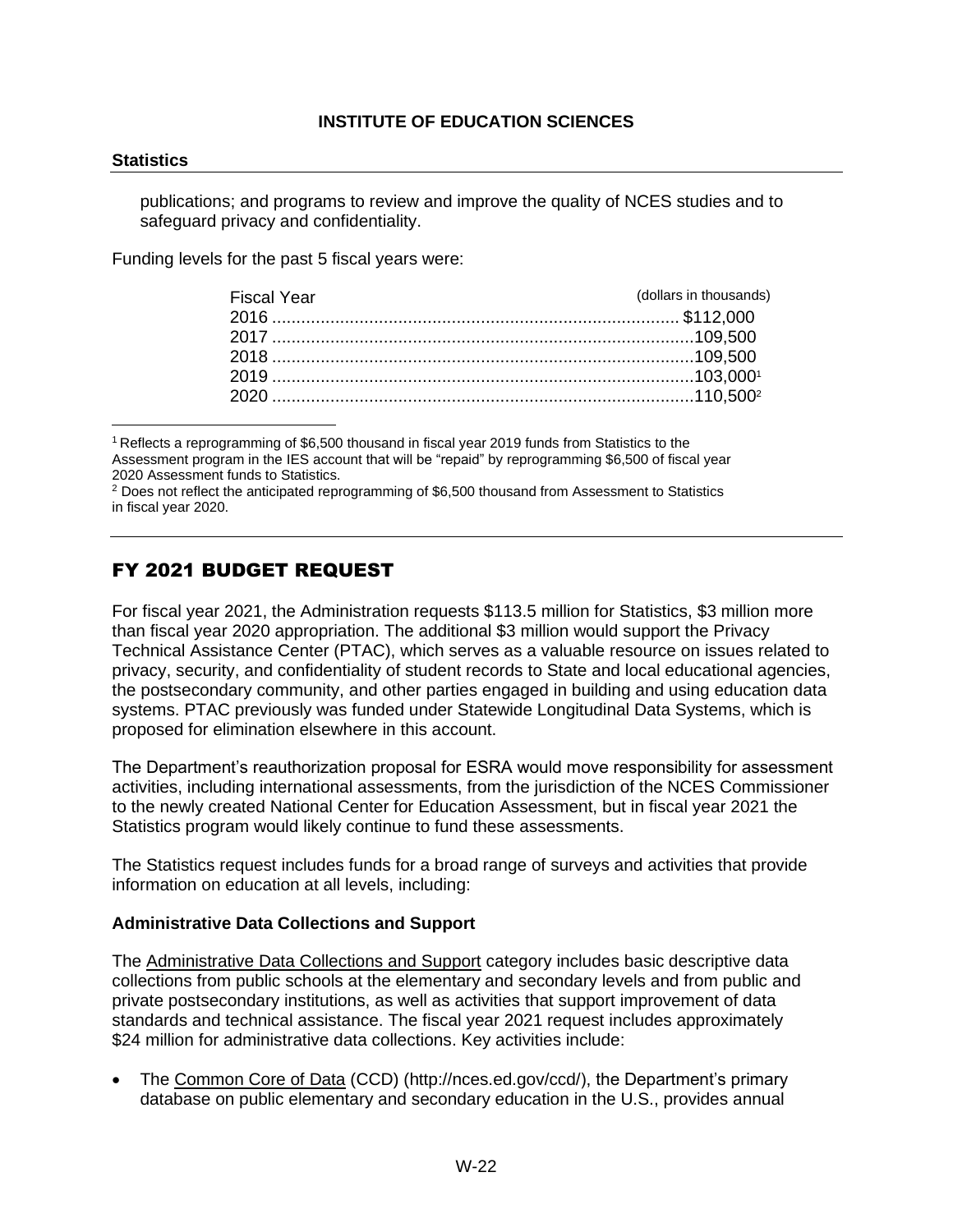**INSTITUTE OF EDUCATION SCIENCES**

**Statistics**

publications; and programs to review and improve the quality of NCES studies and to safeguard privacy and confidentiality.

Funding levels for the past 5 fiscal years were:

| Fiscal Year | (dollars in thousands) |
|---|---|
| 2016 | $112,000 |
| 2017 | 109,500 |
| 2018 | 109,500 |
| 2019 | 103,000[1] |
| 2020 | 110,500[2] |

[1] Reflects a reprogramming of $6,500 thousand in fiscal year 2019 funds from Statistics to the Assessment program in the IES account that will be "repaid" by reprogramming $6,500 of fiscal year 2020 Assessment funds to Statistics.

[2] Does not reflect the anticipated reprogramming of $6,500 thousand from Assessment to Statistics in fiscal year 2020.

## FY 2021 BUDGET REQUEST

For fiscal year 2021, the Administration requests $113.5 million for Statistics, $3 million more than fiscal year 2020 appropriation. The additional $3 million would support the Privacy Technical Assistance Center (PTAC), which serves as a valuable resource on issues related to privacy, security, and confidentiality of student records to State and local educational agencies, the postsecondary community, and other parties engaged in building and using education data systems. PTAC previously was funded under Statewide Longitudinal Data Systems, which is proposed for elimination elsewhere in this account.

The Department's reauthorization proposal for ESRA would move responsibility for assessment activities, including international assessments, from the jurisdiction of the NCES Commissioner to the newly created National Center for Education Assessment, but in fiscal year 2021 the Statistics program would likely continue to fund these assessments.

The Statistics request includes funds for a broad range of surveys and activities that provide information on education at all levels, including:

### Administrative Data Collections and Support

The Administrative Data Collections and Support category includes basic descriptive data collections from public schools at the elementary and secondary levels and from public and private postsecondary institutions, as well as activities that support improvement of data standards and technical assistance. The fiscal year 2021 request includes approximately $24 million for administrative data collections. Key activities include:

- The Common Core of Data (CCD) (http://nces.ed.gov/ccd/), the Department's primary database on public elementary and secondary education in the U.S., provides annual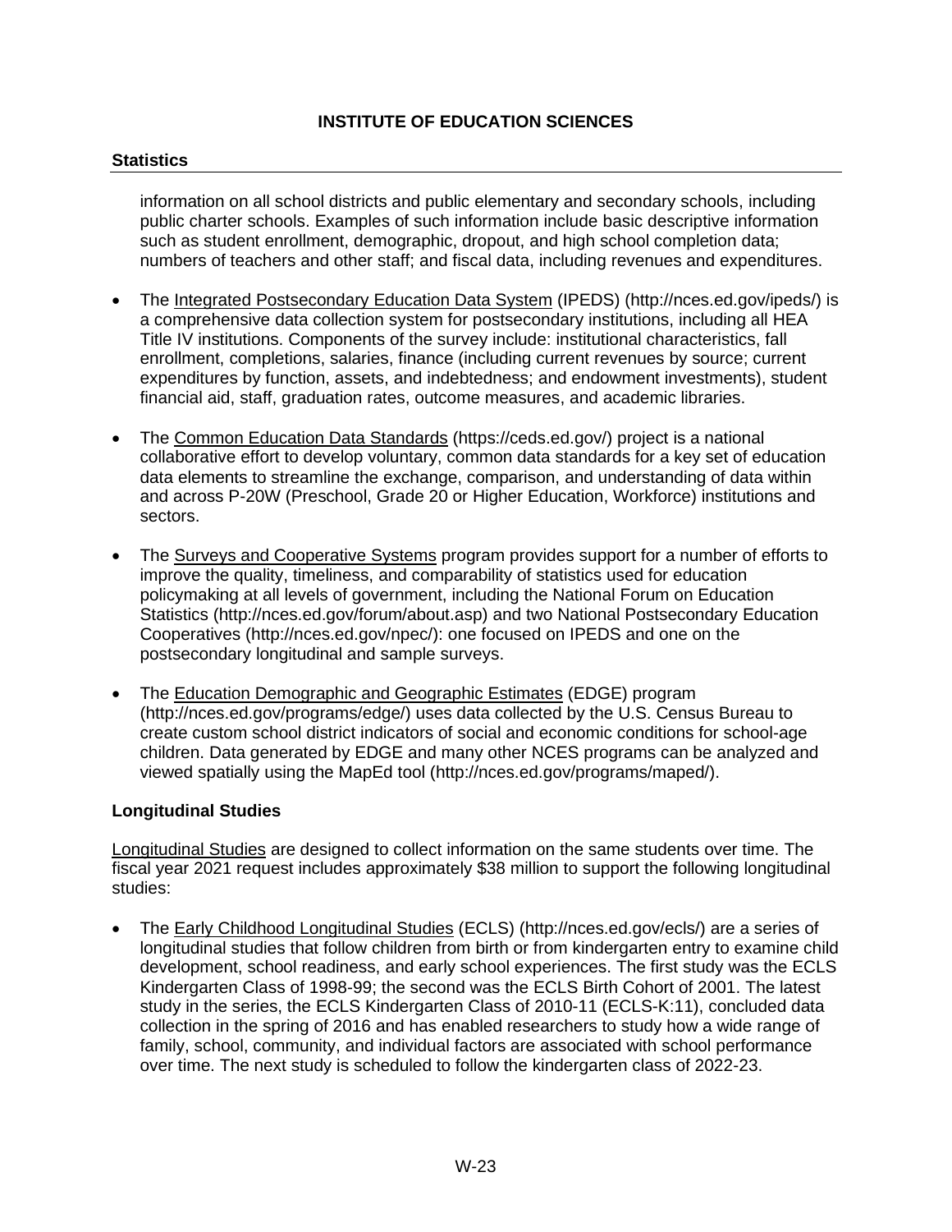information on all school districts and public elementary and secondary schools, including public charter schools. Examples of such information include basic descriptive information such as student enrollment, demographic, dropout, and high school completion data; numbers of teachers and other staff; and fiscal data, including revenues and expenditures.

- The Integrated Postsecondary Education Data System (IPEDS) (http://nces.ed.gov/ipeds/) is a comprehensive data collection system for postsecondary institutions, including all HEA Title IV institutions. Components of the survey include: institutional characteristics, fall enrollment, completions, salaries, finance (including current revenues by source; current expenditures by function, assets, and indebtedness; and endowment investments), student financial aid, staff, graduation rates, outcome measures, and academic libraries.

- The Common Education Data Standards (https://ceds.ed.gov/) project is a national collaborative effort to develop voluntary, common data standards for a key set of education data elements to streamline the exchange, comparison, and understanding of data within and across P-20W (Preschool, Grade 20 or Higher Education, Workforce) institutions and sectors.

- The Surveys and Cooperative Systems program provides support for a number of efforts to improve the quality, timeliness, and comparability of statistics used for education policymaking at all levels of government, including the National Forum on Education Statistics (http://nces.ed.gov/forum/about.asp) and two National Postsecondary Education Cooperatives (http://nces.ed.gov/npec/): one focused on IPEDS and one on the postsecondary longitudinal and sample surveys.

- The Education Demographic and Geographic Estimates (EDGE) program (http://nces.ed.gov/programs/edge/) uses data collected by the U.S. Census Bureau to create custom school district indicators of social and economic conditions for school-age children. Data generated by EDGE and many other NCES programs can be analyzed and viewed spatially using the MapEd tool (http://nces.ed.gov/programs/maped/).

### Longitudinal Studies

Longitudinal Studies are designed to collect information on the same students over time. The fiscal year 2021 request includes approximately $38 million to support the following longitudinal studies:

- The Early Childhood Longitudinal Studies (ECLS) (http://nces.ed.gov/ecls/) are a series of longitudinal studies that follow children from birth or from kindergarten entry to examine child development, school readiness, and early school experiences. The first study was the ECLS Kindergarten Class of 1998-99; the second was the ECLS Birth Cohort of 2001. The latest study in the series, the ECLS Kindergarten Class of 2010-11 (ECLS-K:11), concluded data collection in the spring of 2016 and has enabled researchers to study how a wide range of family, school, community, and individual factors are associated with school performance over time. The next study is scheduled to follow the kindergarten class of 2022-23.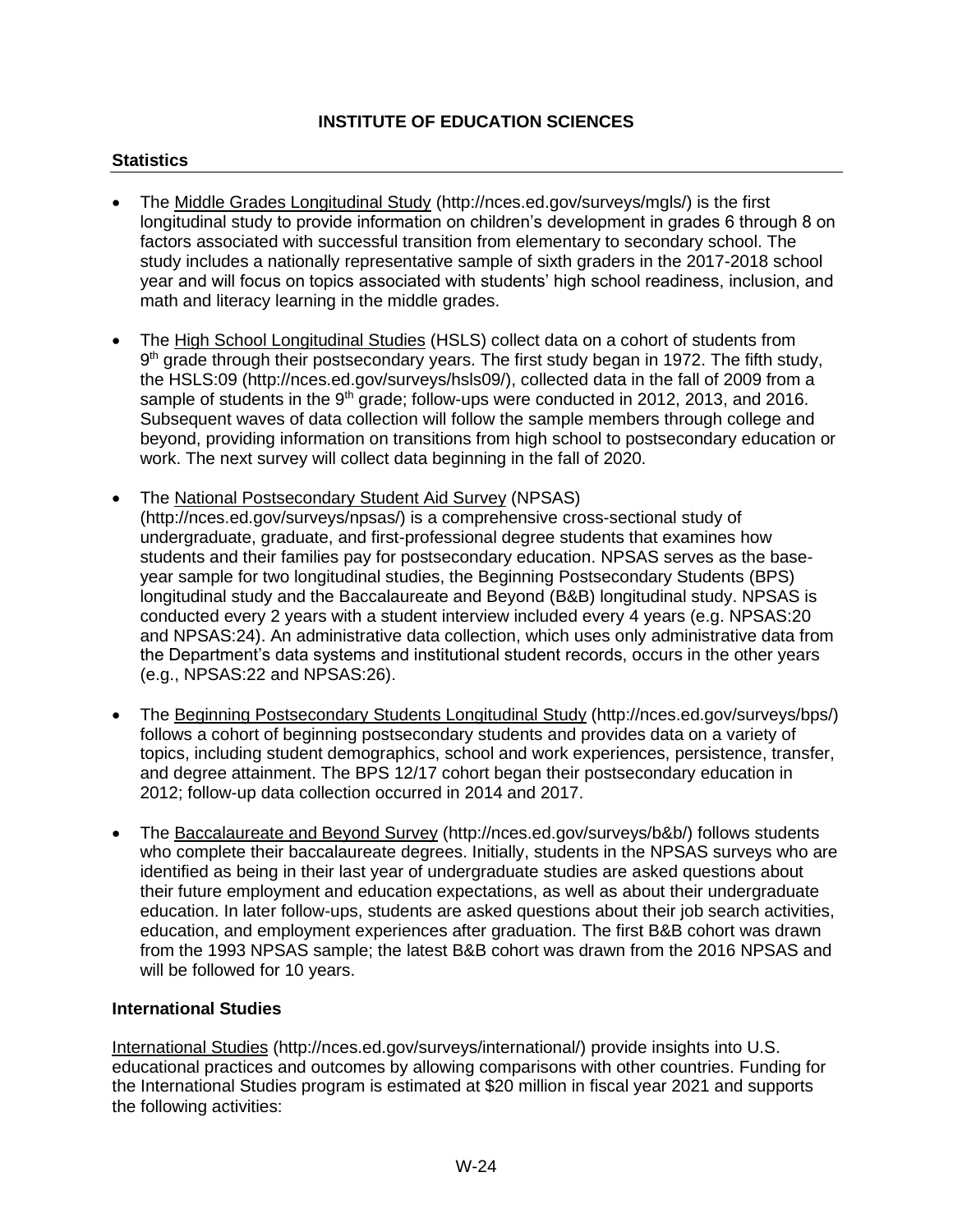## INSTITUTE OF EDUCATION SCIENCES

### Statistics

- The Middle Grades Longitudinal Study (http://nces.ed.gov/surveys/mgls/) is the first longitudinal study to provide information on children's development in grades 6 through 8 on factors associated with successful transition from elementary to secondary school. The study includes a nationally representative sample of sixth graders in the 2017-2018 school year and will focus on topics associated with students' high school readiness, inclusion, and math and literacy learning in the middle grades.

- The High School Longitudinal Studies (HSLS) collect data on a cohort of students from 9th grade through their postsecondary years. The first study began in 1972. The fifth study, the HSLS:09 (http://nces.ed.gov/surveys/hsls09/), collected data in the fall of 2009 from a sample of students in the 9th grade; follow-ups were conducted in 2012, 2013, and 2016. Subsequent waves of data collection will follow the sample members through college and beyond, providing information on transitions from high school to postsecondary education or work. The next survey will collect data beginning in the fall of 2020.

- The National Postsecondary Student Aid Survey (NPSAS) (http://nces.ed.gov/surveys/npsas/) is a comprehensive cross-sectional study of undergraduate, graduate, and first-professional degree students that examines how students and their families pay for postsecondary education. NPSAS serves as the base-year sample for two longitudinal studies, the Beginning Postsecondary Students (BPS) longitudinal study and the Baccalaureate and Beyond (B&B) longitudinal study. NPSAS is conducted every 2 years with a student interview included every 4 years (e.g. NPSAS:20 and NPSAS:24). An administrative data collection, which uses only administrative data from the Department's data systems and institutional student records, occurs in the other years (e.g., NPSAS:22 and NPSAS:26).

- The Beginning Postsecondary Students Longitudinal Study (http://nces.ed.gov/surveys/bps/) follows a cohort of beginning postsecondary students and provides data on a variety of topics, including student demographics, school and work experiences, persistence, transfer, and degree attainment. The BPS 12/17 cohort began their postsecondary education in 2012; follow-up data collection occurred in 2014 and 2017.

- The Baccalaureate and Beyond Survey (http://nces.ed.gov/surveys/b&b/) follows students who complete their baccalaureate degrees. Initially, students in the NPSAS surveys who are identified as being in their last year of undergraduate studies are asked questions about their future employment and education expectations, as well as about their undergraduate education. In later follow-ups, students are asked questions about their job search activities, education, and employment experiences after graduation. The first B&B cohort was drawn from the 1993 NPSAS sample; the latest B&B cohort was drawn from the 2016 NPSAS and will be followed for 10 years.

#### International Studies

International Studies (http://nces.ed.gov/surveys/international/) provide insights into U.S. educational practices and outcomes by allowing comparisons with other countries. Funding for the International Studies program is estimated at $20 million in fiscal year 2021 and supports the following activities: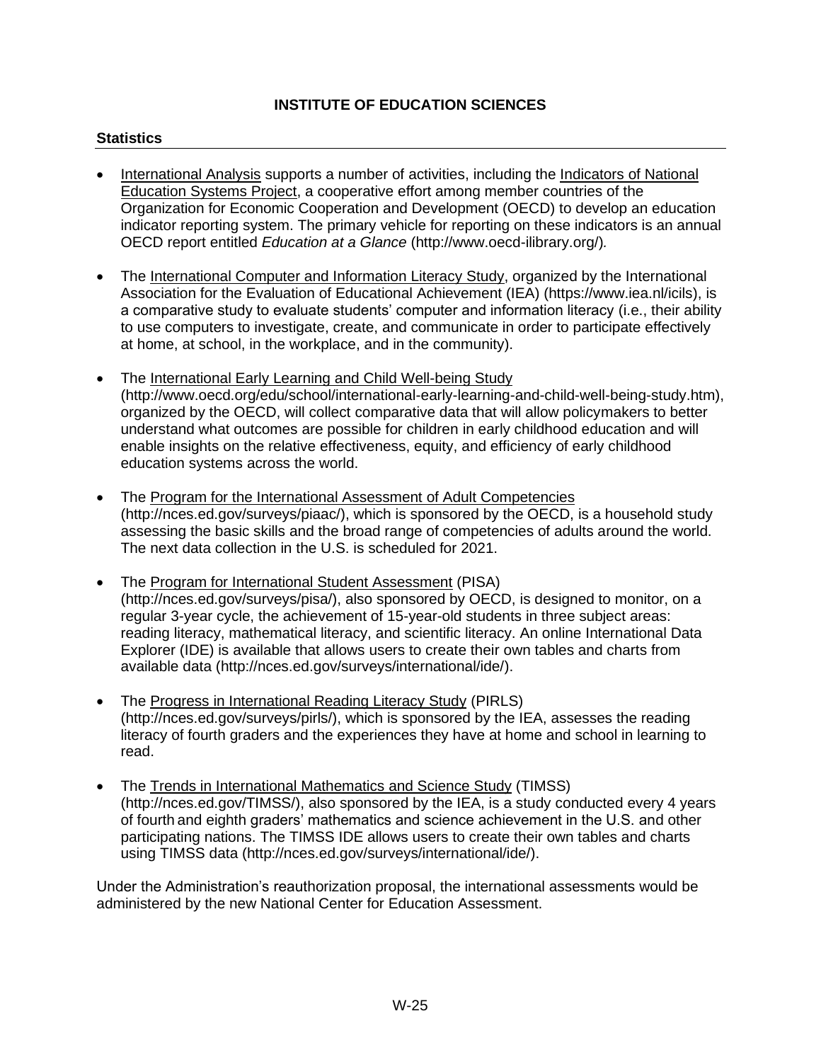## INSTITUTE OF EDUCATION SCIENCES

### Statistics

- International Analysis supports a number of activities, including the Indicators of National Education Systems Project, a cooperative effort among member countries of the Organization for Economic Cooperation and Development (OECD) to develop an education indicator reporting system. The primary vehicle for reporting on these indicators is an annual OECD report entitled *Education at a Glance* (http://www.oecd-ilibrary.org/).

- The International Computer and Information Literacy Study, organized by the International Association for the Evaluation of Educational Achievement (IEA) (https://www.iea.nl/icils), is a comparative study to evaluate students' computer and information literacy (i.e., their ability to use computers to investigate, create, and communicate in order to participate effectively at home, at school, in the workplace, and in the community).

- The International Early Learning and Child Well-being Study (http://www.oecd.org/edu/school/international-early-learning-and-child-well-being-study.htm), organized by the OECD, will collect comparative data that will allow policymakers to better understand what outcomes are possible for children in early childhood education and will enable insights on the relative effectiveness, equity, and efficiency of early childhood education systems across the world.

- The Program for the International Assessment of Adult Competencies (http://nces.ed.gov/surveys/piaac/), which is sponsored by the OECD, is a household study assessing the basic skills and the broad range of competencies of adults around the world. The next data collection in the U.S. is scheduled for 2021.

- The Program for International Student Assessment (PISA) (http://nces.ed.gov/surveys/pisa/), also sponsored by OECD, is designed to monitor, on a regular 3-year cycle, the achievement of 15-year-old students in three subject areas: reading literacy, mathematical literacy, and scientific literacy. An online International Data Explorer (IDE) is available that allows users to create their own tables and charts from available data (http://nces.ed.gov/surveys/international/ide/).

- The Progress in International Reading Literacy Study (PIRLS) (http://nces.ed.gov/surveys/pirls/), which is sponsored by the IEA, assesses the reading literacy of fourth graders and the experiences they have at home and school in learning to read.

- The Trends in International Mathematics and Science Study (TIMSS) (http://nces.ed.gov/TIMSS/), also sponsored by the IEA, is a study conducted every 4 years of fourth and eighth graders' mathematics and science achievement in the U.S. and other participating nations. The TIMSS IDE allows users to create their own tables and charts using TIMSS data (http://nces.ed.gov/surveys/international/ide/).

Under the Administration's reauthorization proposal, the international assessments would be administered by the new National Center for Education Assessment.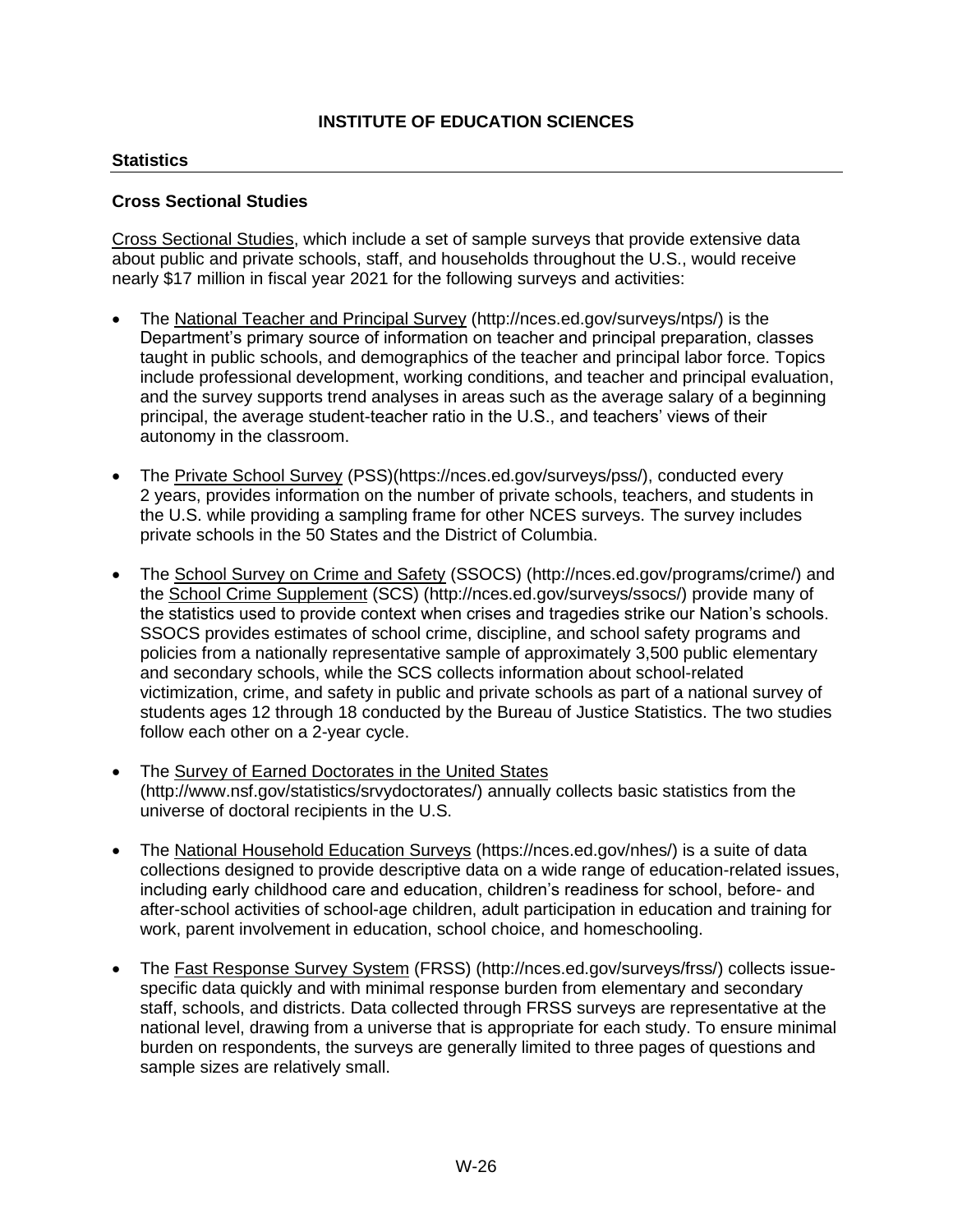**INSTITUTE OF EDUCATION SCIENCES**

## Statistics

### Cross Sectional Studies

Cross Sectional Studies, which include a set of sample surveys that provide extensive data about public and private schools, staff, and households throughout the U.S., would receive nearly $17 million in fiscal year 2021 for the following surveys and activities:

- The National Teacher and Principal Survey (http://nces.ed.gov/surveys/ntps/) is the Department's primary source of information on teacher and principal preparation, classes taught in public schools, and demographics of the teacher and principal labor force. Topics include professional development, working conditions, and teacher and principal evaluation, and the survey supports trend analyses in areas such as the average salary of a beginning principal, the average student-teacher ratio in the U.S., and teachers' views of their autonomy in the classroom.

- The Private School Survey (PSS)(https://nces.ed.gov/surveys/pss/), conducted every 2 years, provides information on the number of private schools, teachers, and students in the U.S. while providing a sampling frame for other NCES surveys. The survey includes private schools in the 50 States and the District of Columbia.

- The School Survey on Crime and Safety (SSOCS) (http://nces.ed.gov/programs/crime/) and the School Crime Supplement (SCS) (http://nces.ed.gov/surveys/ssocs/) provide many of the statistics used to provide context when crises and tragedies strike our Nation's schools. SSOCS provides estimates of school crime, discipline, and school safety programs and policies from a nationally representative sample of approximately 3,500 public elementary and secondary schools, while the SCS collects information about school-related victimization, crime, and safety in public and private schools as part of a national survey of students ages 12 through 18 conducted by the Bureau of Justice Statistics. The two studies follow each other on a 2-year cycle.

- The Survey of Earned Doctorates in the United States (http://www.nsf.gov/statistics/srvydoctorates/) annually collects basic statistics from the universe of doctoral recipients in the U.S.

- The National Household Education Surveys (https://nces.ed.gov/nhes/) is a suite of data collections designed to provide descriptive data on a wide range of education-related issues, including early childhood care and education, children's readiness for school, before- and after-school activities of school-age children, adult participation in education and training for work, parent involvement in education, school choice, and homeschooling.

- The Fast Response Survey System (FRSS) (http://nces.ed.gov/surveys/frss/) collects issue-specific data quickly and with minimal response burden from elementary and secondary staff, schools, and districts. Data collected through FRSS surveys are representative at the national level, drawing from a universe that is appropriate for each study. To ensure minimal burden on respondents, the surveys are generally limited to three pages of questions and sample sizes are relatively small.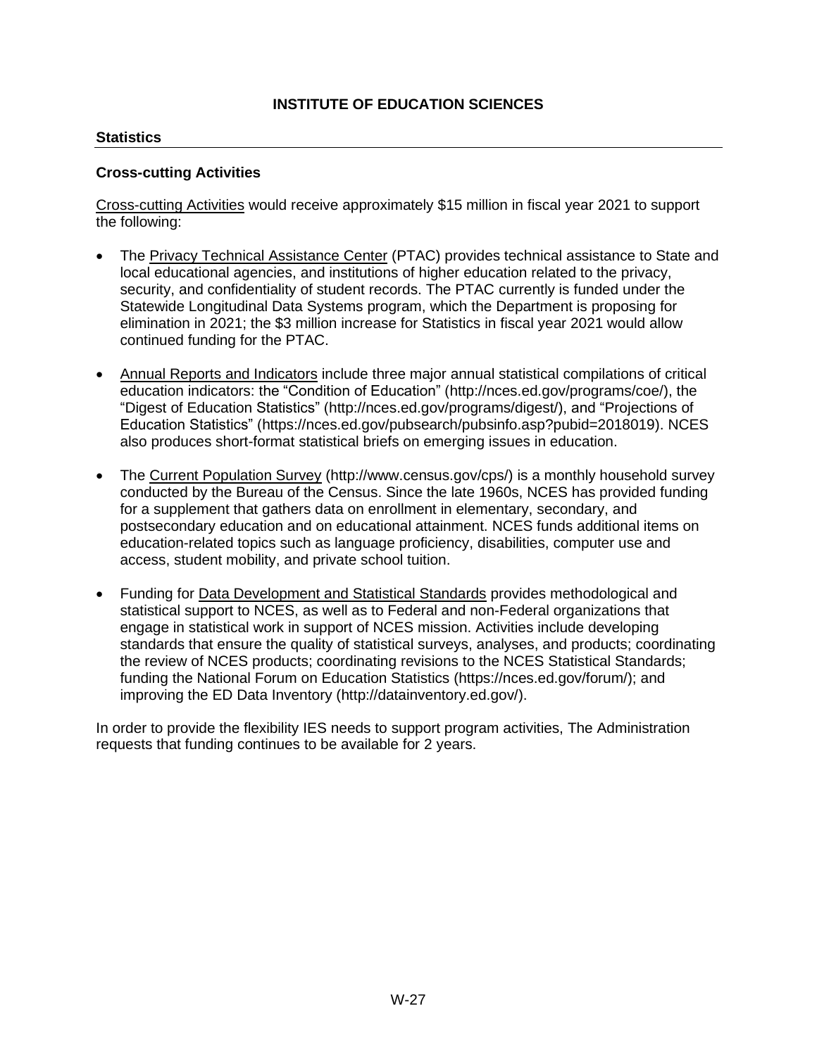## INSTITUTE OF EDUCATION SCIENCES

### Statistics

#### Cross-cutting Activities

Cross-cutting Activities would receive approximately $15 million in fiscal year 2021 to support the following:

- The Privacy Technical Assistance Center (PTAC) provides technical assistance to State and local educational agencies, and institutions of higher education related to the privacy, security, and confidentiality of student records. The PTAC currently is funded under the Statewide Longitudinal Data Systems program, which the Department is proposing for elimination in 2021; the $3 million increase for Statistics in fiscal year 2021 would allow continued funding for the PTAC.
- Annual Reports and Indicators include three major annual statistical compilations of critical education indicators: the "Condition of Education" (http://nces.ed.gov/programs/coe/), the "Digest of Education Statistics" (http://nces.ed.gov/programs/digest/), and "Projections of Education Statistics" (https://nces.ed.gov/pubsearch/pubsinfo.asp?pubid=2018019). NCES also produces short-format statistical briefs on emerging issues in education.
- The Current Population Survey (http://www.census.gov/cps/) is a monthly household survey conducted by the Bureau of the Census. Since the late 1960s, NCES has provided funding for a supplement that gathers data on enrollment in elementary, secondary, and postsecondary education and on educational attainment. NCES funds additional items on education-related topics such as language proficiency, disabilities, computer use and access, student mobility, and private school tuition.
- Funding for Data Development and Statistical Standards provides methodological and statistical support to NCES, as well as to Federal and non-Federal organizations that engage in statistical work in support of NCES mission. Activities include developing standards that ensure the quality of statistical surveys, analyses, and products; coordinating the review of NCES products; coordinating revisions to the NCES Statistical Standards; funding the National Forum on Education Statistics (https://nces.ed.gov/forum/); and improving the ED Data Inventory (http://datainventory.ed.gov/).

In order to provide the flexibility IES needs to support program activities, The Administration requests that funding continues to be available for 2 years.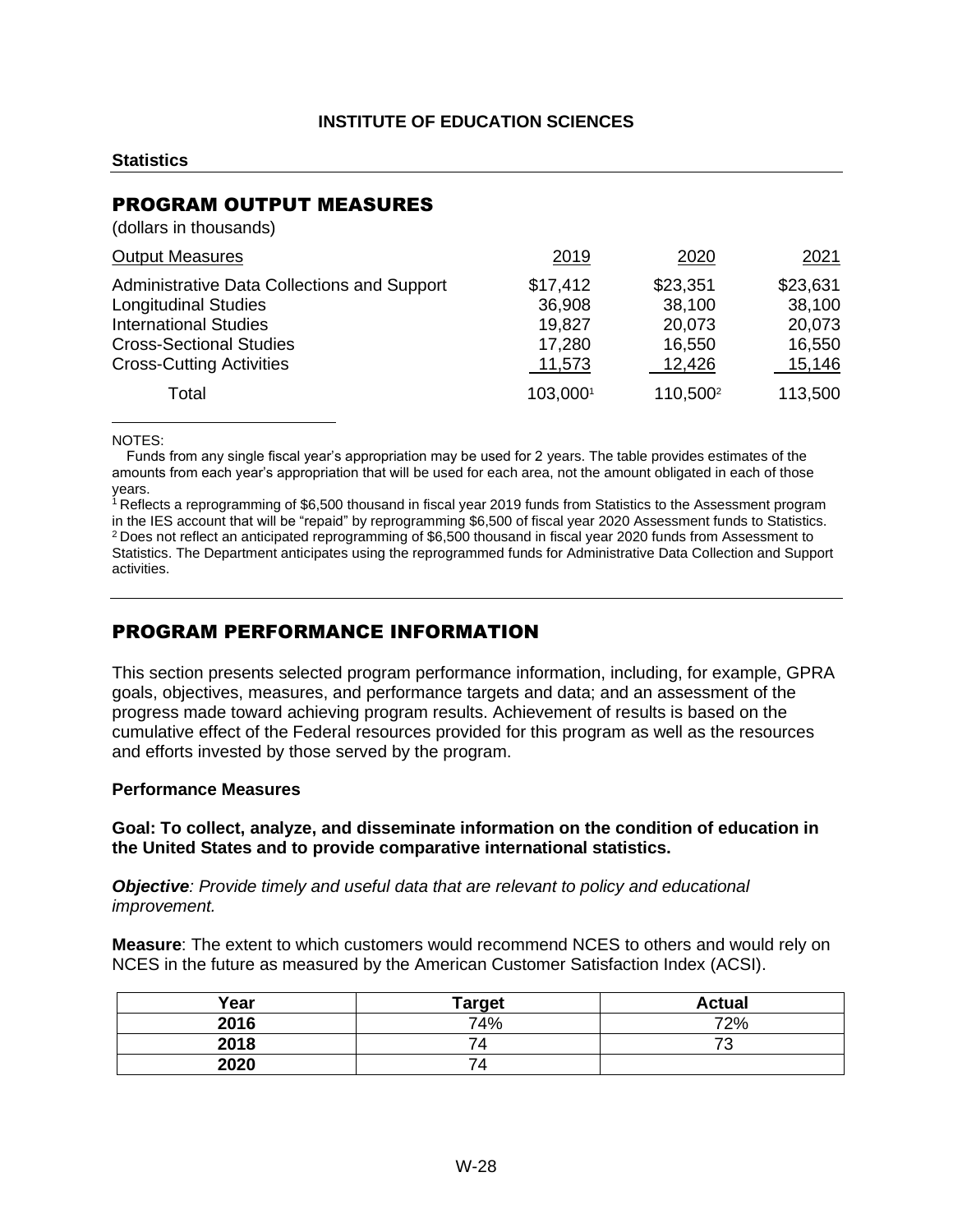**INSTITUTE OF EDUCATION SCIENCES**

**Statistics**

## PROGRAM OUTPUT MEASURES

(dollars in thousands)

| Output Measures | 2019 | 2020 | 2021 |
|---|---|---|---|
| Administrative Data Collections and Support | $17,412 | $23,351 | $23,631 |
| Longitudinal Studies | 36,908 | 38,100 | 38,100 |
| International Studies | 19,827 | 20,073 | 20,073 |
| Cross-Sectional Studies | 17,280 | 16,550 | 16,550 |
| Cross-Cutting Activities | 11,573 | 12,426 | 15,146 |
| Total | 103,000[1] | 110,500[2] | 113,500 |

NOTES:

Funds from any single fiscal year's appropriation may be used for 2 years. The table provides estimates of the amounts from each year's appropriation that will be used for each area, not the amount obligated in each of those years.

[1] Reflects a reprogramming of $6,500 thousand in fiscal year 2019 funds from Statistics to the Assessment program in the IES account that will be "repaid" by reprogramming $6,500 of fiscal year 2020 Assessment funds to Statistics.

[2] Does not reflect an anticipated reprogramming of $6,500 thousand in fiscal year 2020 funds from Assessment to Statistics. The Department anticipates using the reprogrammed funds for Administrative Data Collection and Support activities.

## PROGRAM PERFORMANCE INFORMATION

This section presents selected program performance information, including, for example, GPRA goals, objectives, measures, and performance targets and data; and an assessment of the progress made toward achieving program results. Achievement of results is based on the cumulative effect of the Federal resources provided for this program as well as the resources and efforts invested by those served by the program.

### Performance Measures

**Goal: To collect, analyze, and disseminate information on the condition of education in the United States and to provide comparative international statistics.**

***Objective**: Provide timely and useful data that are relevant to policy and educational improvement.*

**Measure**: The extent to which customers would recommend NCES to others and would rely on NCES in the future as measured by the American Customer Satisfaction Index (ACSI).

| Year | Target | Actual |
|---|---|---|
| **2016** | 74% | 72% |
| **2018** | 74 | 73 |
| **2020** | 74 | |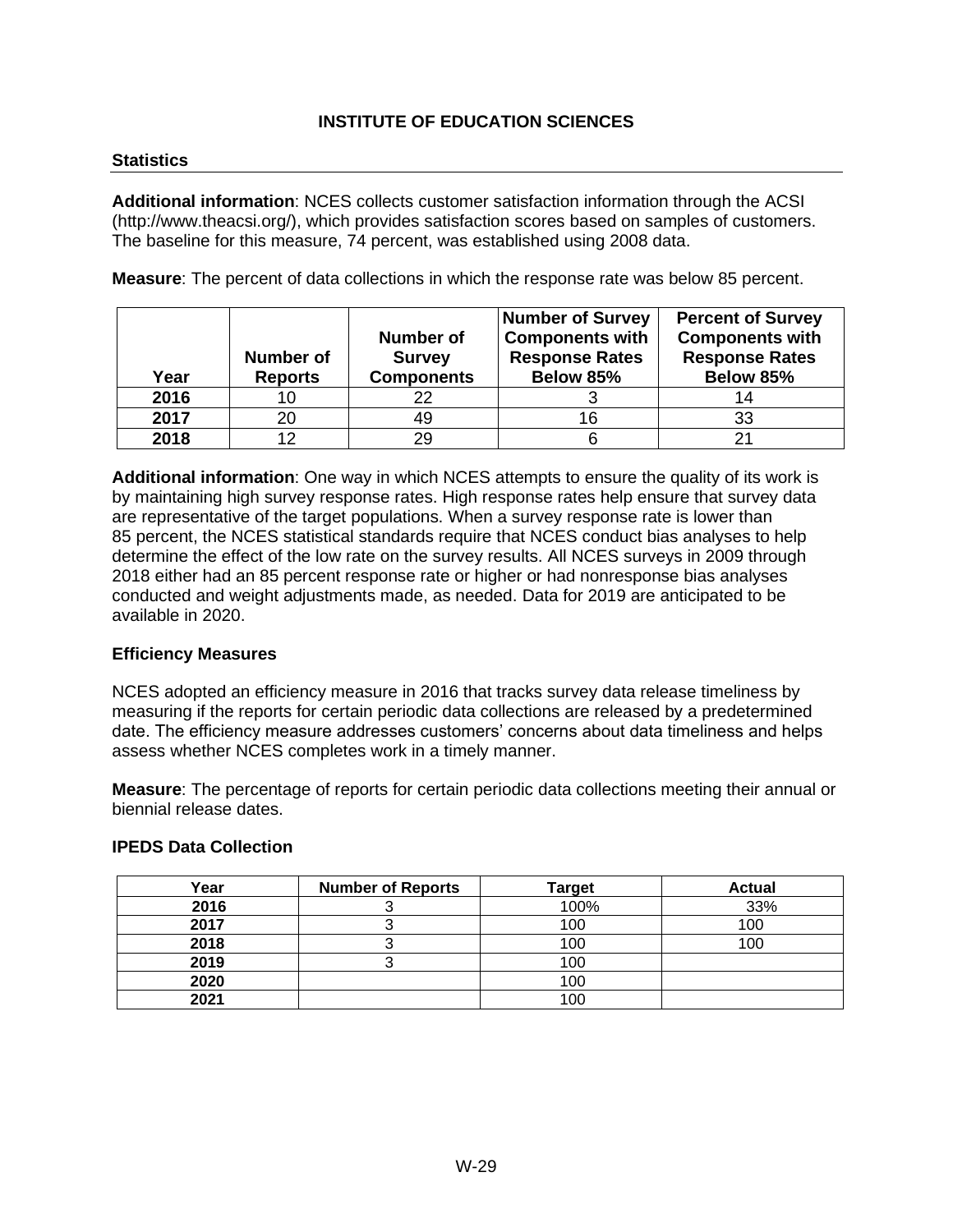**INSTITUTE OF EDUCATION SCIENCES**

**Statistics**

**Additional information**: NCES collects customer satisfaction information through the ACSI (http://www.theacsi.org/), which provides satisfaction scores based on samples of customers. The baseline for this measure, 74 percent, was established using 2008 data.

**Measure**: The percent of data collections in which the response rate was below 85 percent.

| Year | Number of Reports | Number of Survey Components | Number of Survey Components with Response Rates Below 85% | Percent of Survey Components with Response Rates Below 85% |
|---|---|---|---|---|
| **2016** | 10 | 22 | 3 | 14 |
| **2017** | 20 | 49 | 16 | 33 |
| **2018** | 12 | 29 | 6 | 21 |

**Additional information**: One way in which NCES attempts to ensure the quality of its work is by maintaining high survey response rates. High response rates help ensure that survey data are representative of the target populations. When a survey response rate is lower than 85 percent, the NCES statistical standards require that NCES conduct bias analyses to help determine the effect of the low rate on the survey results. All NCES surveys in 2009 through 2018 either had an 85 percent response rate or higher or had nonresponse bias analyses conducted and weight adjustments made, as needed. Data for 2019 are anticipated to be available in 2020.

**Efficiency Measures**

NCES adopted an efficiency measure in 2016 that tracks survey data release timeliness by measuring if the reports for certain periodic data collections are released by a predetermined date. The efficiency measure addresses customers' concerns about data timeliness and helps assess whether NCES completes work in a timely manner.

**Measure**: The percentage of reports for certain periodic data collections meeting their annual or biennial release dates.

**IPEDS Data Collection**

| Year | Number of Reports | Target | Actual |
|---|---|---|---|
| **2016** | 3 | 100% | 33% |
| **2017** | 3 | 100 | 100 |
| **2018** | 3 | 100 | 100 |
| **2019** | 3 | 100 | |
| **2020** | | 100 | |
| **2021** | | 100 | |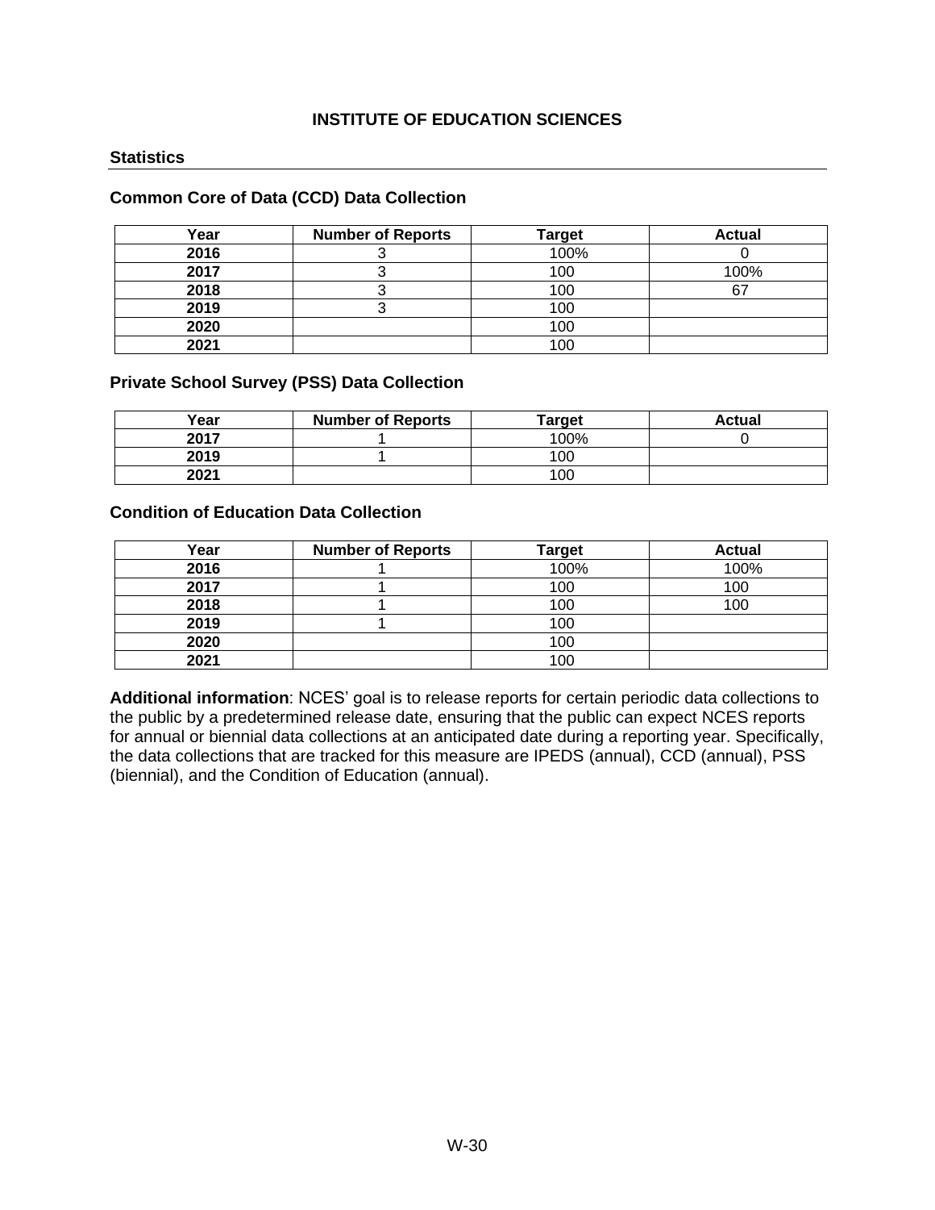# INSTITUTE OF EDUCATION SCIENCES

## Statistics

### Common Core of Data (CCD) Data Collection

| Year | Number of Reports | Target | Actual |
|---|---|---|---|
| 2016 | 3 | 100% | 0 |
| 2017 | 3 | 100 | 100% |
| 2018 | 3 | 100 | 67 |
| 2019 | 3 | 100 | |
| 2020 | | 100 | |
| 2021 | | 100 | |

### Private School Survey (PSS) Data Collection

| Year | Number of Reports | Target | Actual |
|---|---|---|---|
| 2017 | 1 | 100% | 0 |
| 2019 | 1 | 100 | |
| 2021 | | 100 | |

### Condition of Education Data Collection

| Year | Number of Reports | Target | Actual |
|---|---|---|---|
| 2016 | 1 | 100% | 100% |
| 2017 | 1 | 100 | 100 |
| 2018 | 1 | 100 | 100 |
| 2019 | 1 | 100 | |
| 2020 | | 100 | |
| 2021 | | 100 | |

**Additional information**: NCES' goal is to release reports for certain periodic data collections to the public by a predetermined release date, ensuring that the public can expect NCES reports for annual or biennial data collections at an anticipated date during a reporting year. Specifically, the data collections that are tracked for this measure are IPEDS (annual), CCD (annual), PSS (biennial), and the Condition of Education (annual).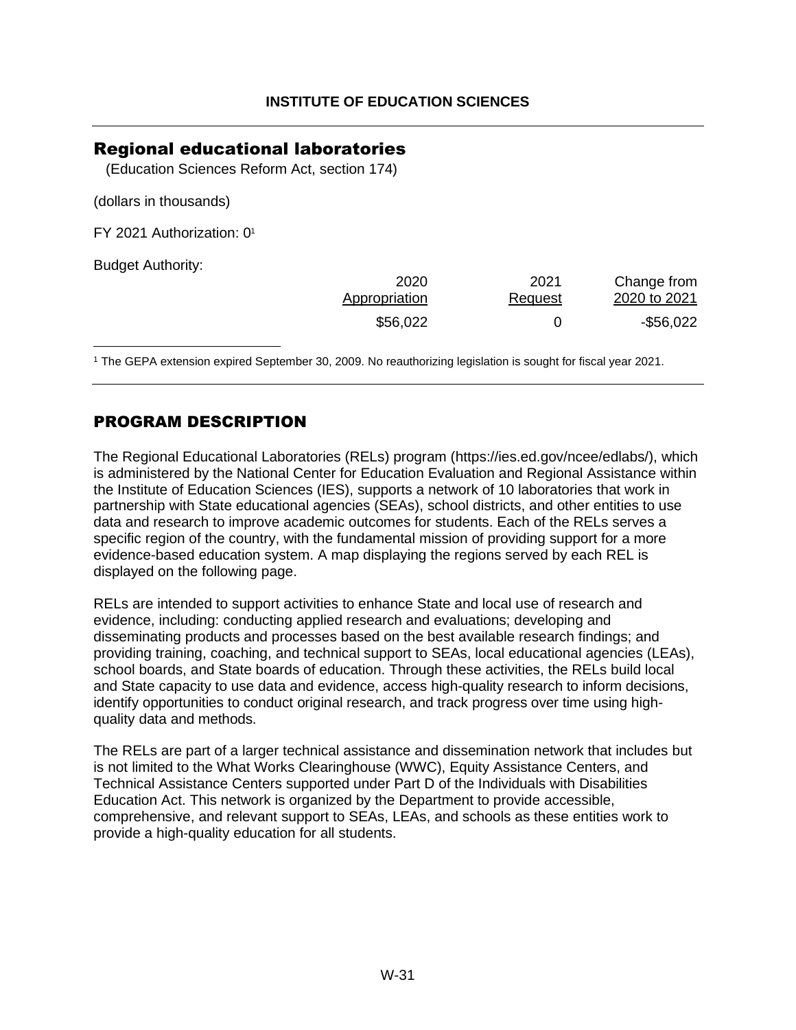**INSTITUTE OF EDUCATION SCIENCES**

## Regional educational laboratories

(Education Sciences Reform Act, section 174)

(dollars in thousands)

FY 2021 Authorization: 0[1]

Budget Authority:

| 2020 Appropriation | 2021 Request | Change from 2020 to 2021 |
|---|---|---|
| $56,022 | 0 | -$56,022 |

[1] The GEPA extension expired September 30, 2009. No reauthorizing legislation is sought for fiscal year 2021.

## PROGRAM DESCRIPTION

The Regional Educational Laboratories (RELs) program (https://ies.ed.gov/ncee/edlabs/), which is administered by the National Center for Education Evaluation and Regional Assistance within the Institute of Education Sciences (IES), supports a network of 10 laboratories that work in partnership with State educational agencies (SEAs), school districts, and other entities to use data and research to improve academic outcomes for students. Each of the RELs serves a specific region of the country, with the fundamental mission of providing support for a more evidence-based education system. A map displaying the regions served by each REL is displayed on the following page.

RELs are intended to support activities to enhance State and local use of research and evidence, including: conducting applied research and evaluations; developing and disseminating products and processes based on the best available research findings; and providing training, coaching, and technical support to SEAs, local educational agencies (LEAs), school boards, and State boards of education. Through these activities, the RELs build local and State capacity to use data and evidence, access high-quality research to inform decisions, identify opportunities to conduct original research, and track progress over time using high-quality data and methods.

The RELs are part of a larger technical assistance and dissemination network that includes but is not limited to the What Works Clearinghouse (WWC), Equity Assistance Centers, and Technical Assistance Centers supported under Part D of the Individuals with Disabilities Education Act. This network is organized by the Department to provide accessible, comprehensive, and relevant support to SEAs, LEAs, and schools as these entities work to provide a high-quality education for all students.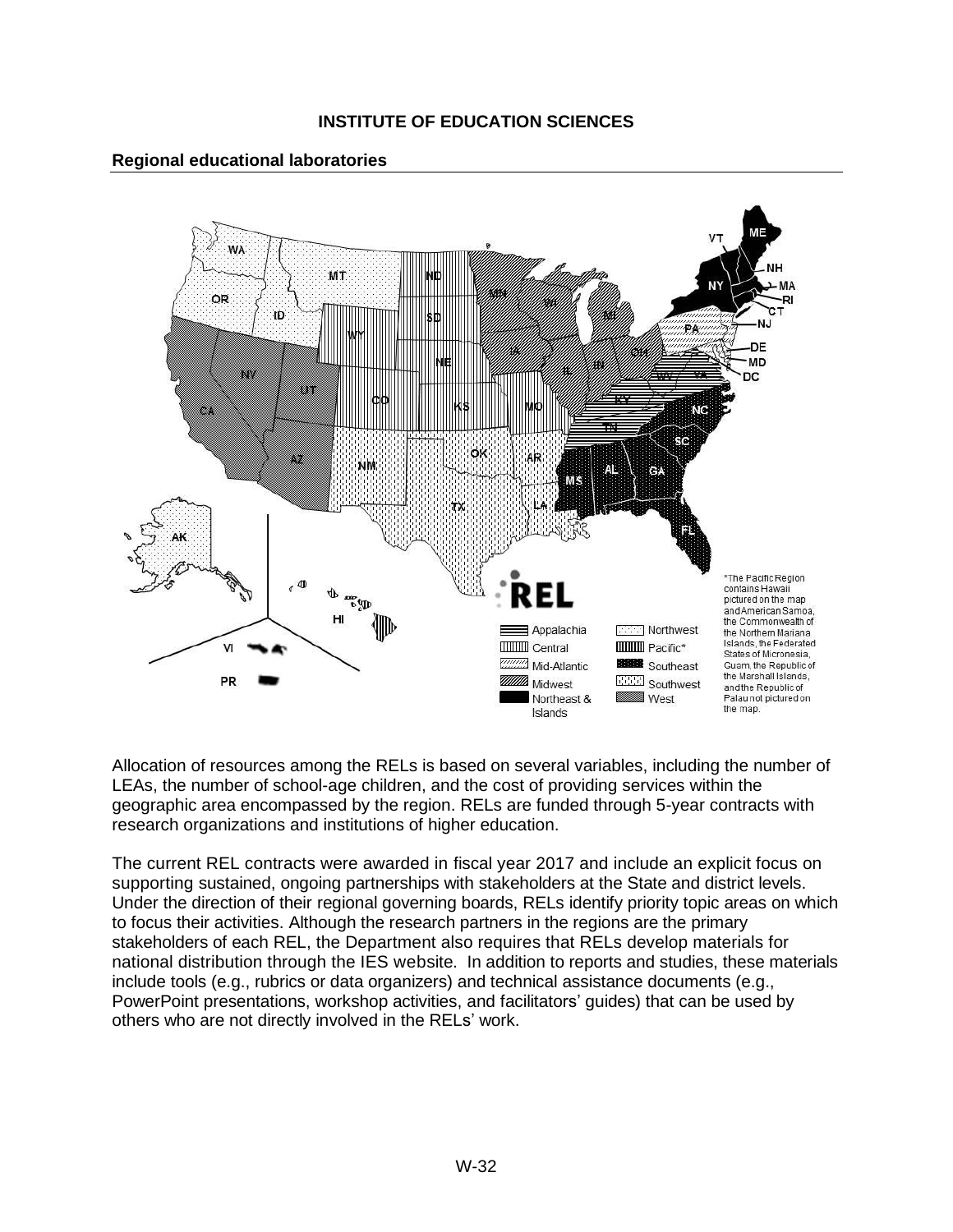**INSTITUTE OF EDUCATION SCIENCES**

**Regional educational laboratories**

Allocation of resources among the RELs is based on several variables, including the number of LEAs, the number of school-age children, and the cost of providing services within the geographic area encompassed by the region. RELs are funded through 5-year contracts with research organizations and institutions of higher education.

The current REL contracts were awarded in fiscal year 2017 and include an explicit focus on supporting sustained, ongoing partnerships with stakeholders at the State and district levels. Under the direction of their regional governing boards, RELs identify priority topic areas on which to focus their activities. Although the research partners in the regions are the primary stakeholders of each REL, the Department also requires that RELs develop materials for national distribution through the IES website. In addition to reports and studies, these materials include tools (e.g., rubrics or data organizers) and technical assistance documents (e.g., PowerPoint presentations, workshop activities, and facilitators' guides) that can be used by others who are not directly involved in the RELs' work.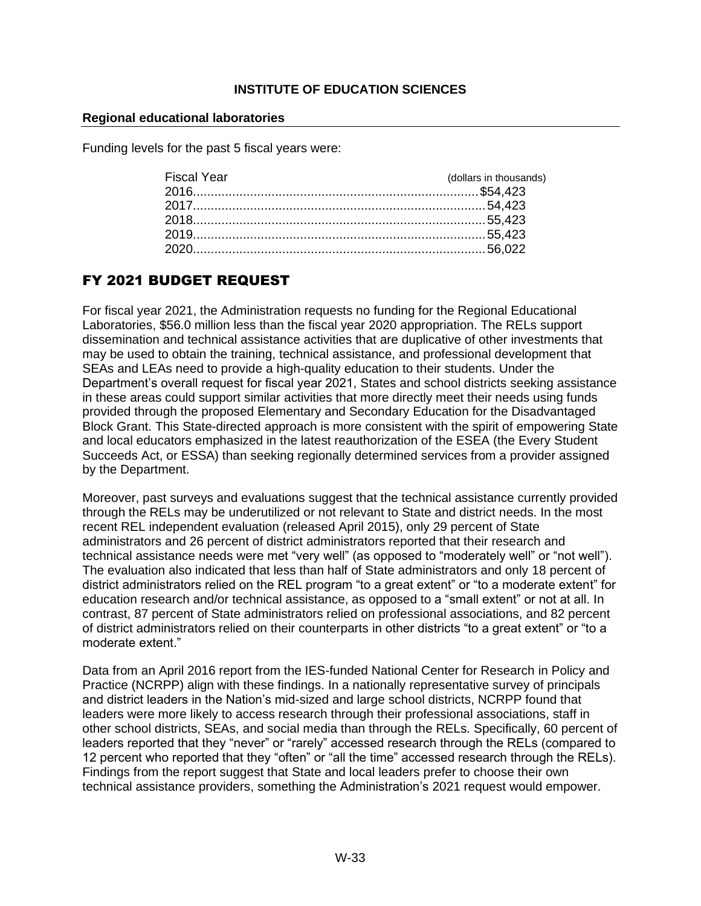## INSTITUTE OF EDUCATION SCIENCES

### Regional educational laboratories

Funding levels for the past 5 fiscal years were:

| Fiscal Year | (dollars in thousands) |
|---|---|
| 2016 | $54,423 |
| 2017 | 54,423 |
| 2018 | 55,423 |
| 2019 | 55,423 |
| 2020 | 56,022 |

## FY 2021 BUDGET REQUEST

For fiscal year 2021, the Administration requests no funding for the Regional Educational Laboratories, $56.0 million less than the fiscal year 2020 appropriation. The RELs support dissemination and technical assistance activities that are duplicative of other investments that may be used to obtain the training, technical assistance, and professional development that SEAs and LEAs need to provide a high-quality education to their students. Under the Department's overall request for fiscal year 2021, States and school districts seeking assistance in these areas could support similar activities that more directly meet their needs using funds provided through the proposed Elementary and Secondary Education for the Disadvantaged Block Grant. This State-directed approach is more consistent with the spirit of empowering State and local educators emphasized in the latest reauthorization of the ESEA (the Every Student Succeeds Act, or ESSA) than seeking regionally determined services from a provider assigned by the Department.

Moreover, past surveys and evaluations suggest that the technical assistance currently provided through the RELs may be underutilized or not relevant to State and district needs. In the most recent REL independent evaluation (released April 2015), only 29 percent of State administrators and 26 percent of district administrators reported that their research and technical assistance needs were met "very well" (as opposed to "moderately well" or "not well"). The evaluation also indicated that less than half of State administrators and only 18 percent of district administrators relied on the REL program "to a great extent" or "to a moderate extent" for education research and/or technical assistance, as opposed to a "small extent" or not at all. In contrast, 87 percent of State administrators relied on professional associations, and 82 percent of district administrators relied on their counterparts in other districts "to a great extent" or "to a moderate extent."

Data from an April 2016 report from the IES-funded National Center for Research in Policy and Practice (NCRPP) align with these findings. In a nationally representative survey of principals and district leaders in the Nation's mid-sized and large school districts, NCRPP found that leaders were more likely to access research through their professional associations, staff in other school districts, SEAs, and social media than through the RELs. Specifically, 60 percent of leaders reported that they "never" or "rarely" accessed research through the RELs (compared to 12 percent who reported that they "often" or "all the time" accessed research through the RELs). Findings from the report suggest that State and local leaders prefer to choose their own technical assistance providers, something the Administration's 2021 request would empower.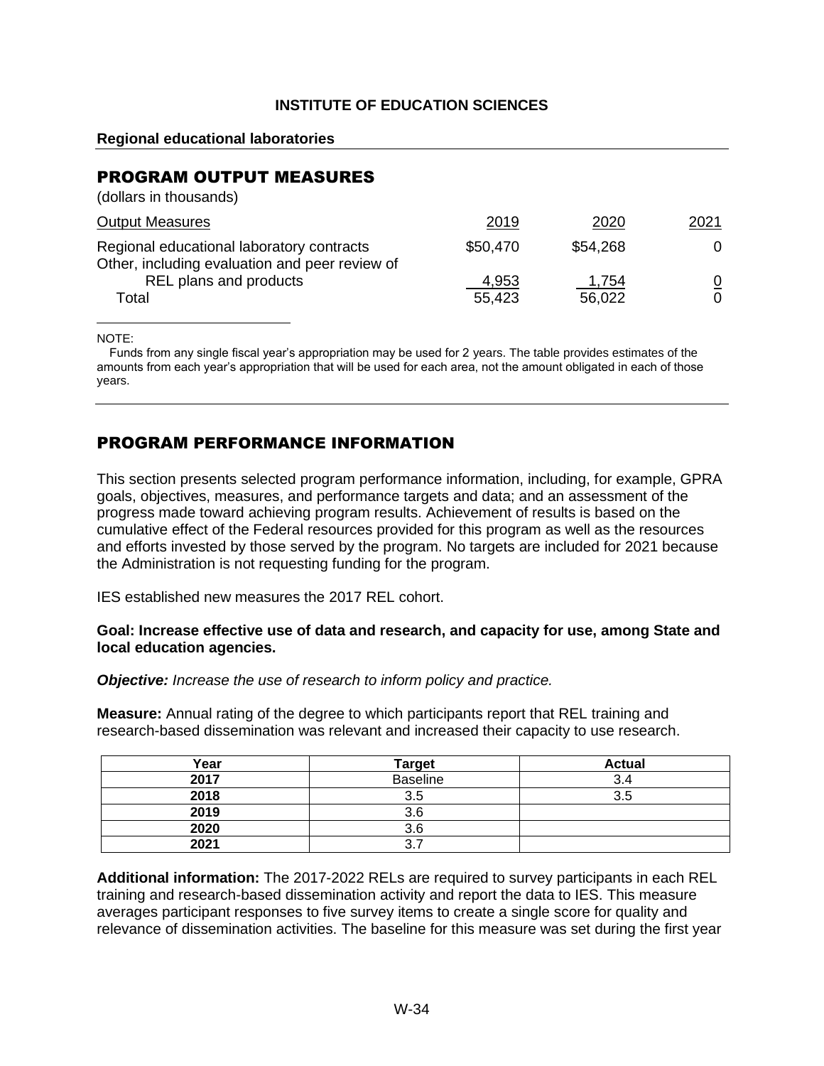**INSTITUTE OF EDUCATION SCIENCES**

**Regional educational laboratories**

## PROGRAM OUTPUT MEASURES

(dollars in thousands)

| Output Measures | 2019 | 2020 | 2021 |
|---|---|---|---|
| Regional educational laboratory contracts | $50,470 | $54,268 | 0 |
| Other, including evaluation and peer review of REL plans and products | 4,953 | 1,754 | 0 |
| Total | 55,423 | 56,022 | 0 |

NOTE:

Funds from any single fiscal year's appropriation may be used for 2 years. The table provides estimates of the amounts from each year's appropriation that will be used for each area, not the amount obligated in each of those years.

## PROGRAM PERFORMANCE INFORMATION

This section presents selected program performance information, including, for example, GPRA goals, objectives, measures, and performance targets and data; and an assessment of the progress made toward achieving program results. Achievement of results is based on the cumulative effect of the Federal resources provided for this program as well as the resources and efforts invested by those served by the program. No targets are included for 2021 because the Administration is not requesting funding for the program.

IES established new measures the 2017 REL cohort.

**Goal: Increase effective use of data and research, and capacity for use, among State and local education agencies.**

***Objective:*** *Increase the use of research to inform policy and practice.*

**Measure:** Annual rating of the degree to which participants report that REL training and research-based dissemination was relevant and increased their capacity to use research.

| Year | Target | Actual |
|---|---|---|
| 2017 | Baseline | 3.4 |
| 2018 | 3.5 | 3.5 |
| 2019 | 3.6 | |
| 2020 | 3.6 | |
| 2021 | 3.7 | |

**Additional information:** The 2017-2022 RELs are required to survey participants in each REL training and research-based dissemination activity and report the data to IES. This measure averages participant responses to five survey items to create a single score for quality and relevance of dissemination activities. The baseline for this measure was set during the first year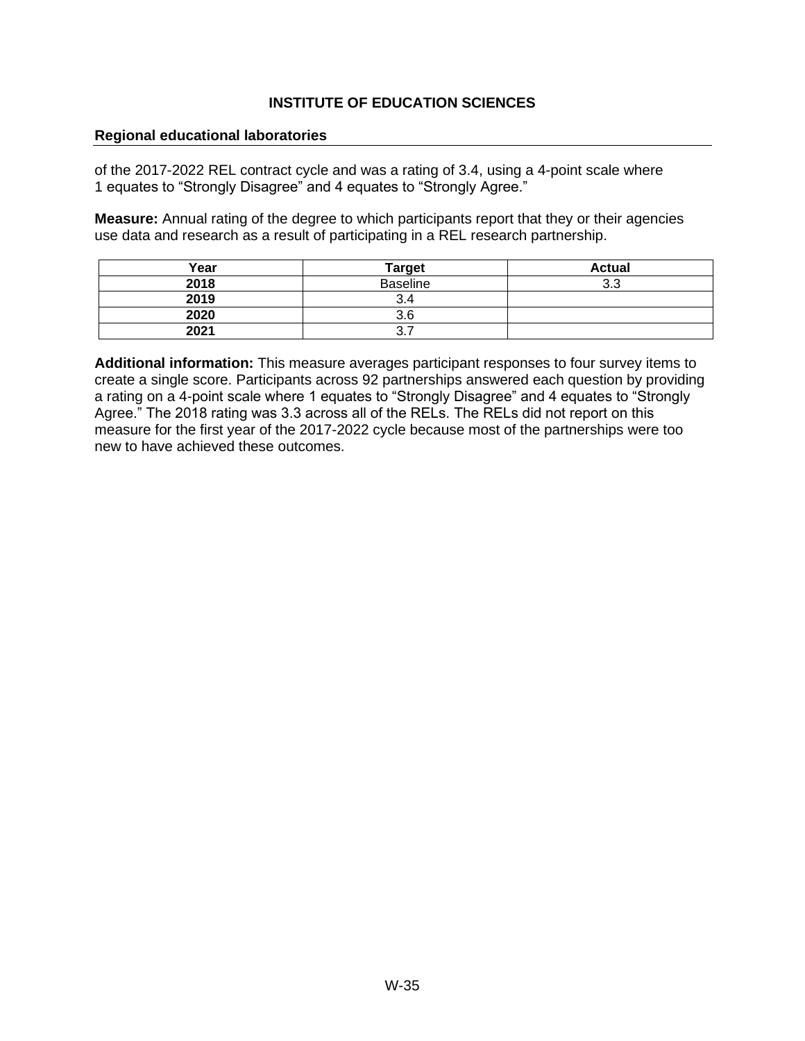of the 2017-2022 REL contract cycle and was a rating of 3.4, using a 4-point scale where 1 equates to “Strongly Disagree” and 4 equates to “Strongly Agree.”

**Measure:** Annual rating of the degree to which participants report that they or their agencies use data and research as a result of participating in a REL research partnership.

| Year | Target | Actual |
|---|---|---|
| **2018** | Baseline | 3.3 |
| **2019** | 3.4 | |
| **2020** | 3.6 | |
| **2021** | 3.7 | |

**Additional information:** This measure averages participant responses to four survey items to create a single score. Participants across 92 partnerships answered each question by providing a rating on a 4-point scale where 1 equates to “Strongly Disagree” and 4 equates to “Strongly Agree.” The 2018 rating was 3.3 across all of the RELs. The RELs did not report on this measure for the first year of the 2017-2022 cycle because most of the partnerships were too new to have achieved these outcomes.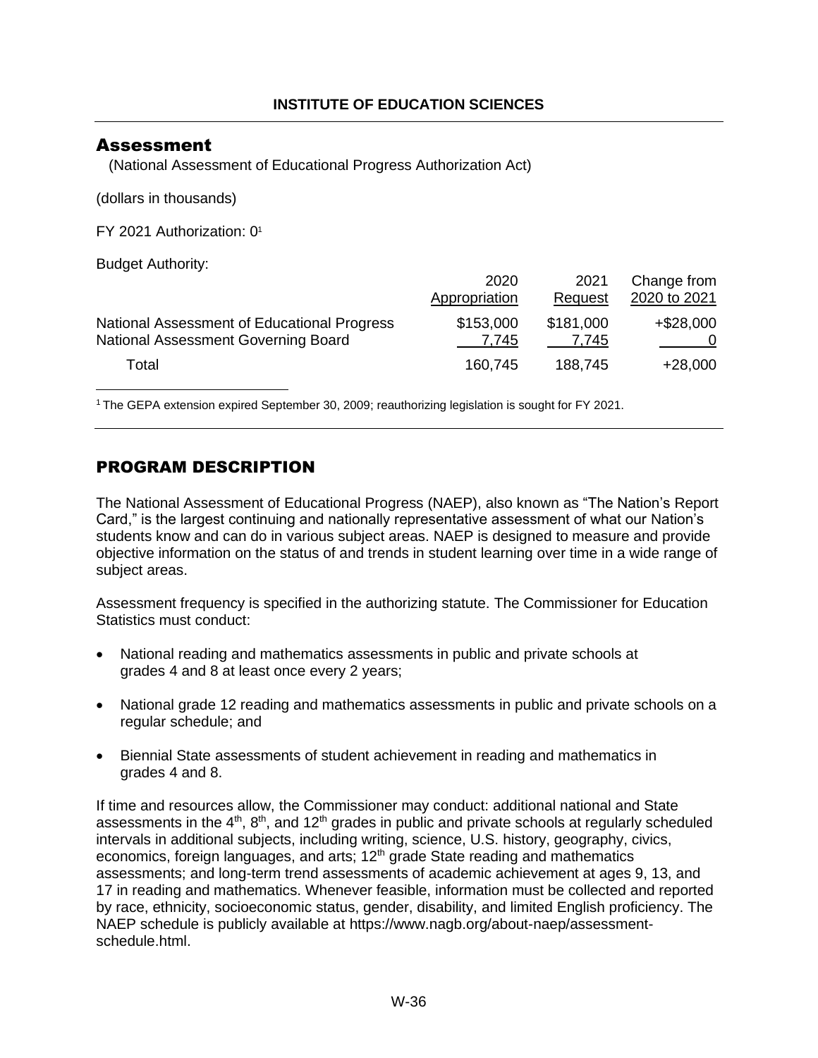**INSTITUTE OF EDUCATION SCIENCES**

## Assessment

(National Assessment of Educational Progress Authorization Act)

(dollars in thousands)

FY 2021 Authorization: 0[1]

Budget Authority:

| | 2020 Appropriation | 2021 Request | Change from 2020 to 2021 |
|---|---|---|---|
| National Assessment of Educational Progress | $153,000 | $181,000 | +$28,000 |
| National Assessment Governing Board | 7,745 | 7,745 | 0 |
| Total | 160,745 | 188,745 | +28,000 |

[1] The GEPA extension expired September 30, 2009; reauthorizing legislation is sought for FY 2021.

## PROGRAM DESCRIPTION

The National Assessment of Educational Progress (NAEP), also known as "The Nation's Report Card," is the largest continuing and nationally representative assessment of what our Nation's students know and can do in various subject areas. NAEP is designed to measure and provide objective information on the status of and trends in student learning over time in a wide range of subject areas.

Assessment frequency is specified in the authorizing statute. The Commissioner for Education Statistics must conduct:

- National reading and mathematics assessments in public and private schools at grades 4 and 8 at least once every 2 years;
- National grade 12 reading and mathematics assessments in public and private schools on a regular schedule; and
- Biennial State assessments of student achievement in reading and mathematics in grades 4 and 8.

If time and resources allow, the Commissioner may conduct: additional national and State assessments in the 4th, 8th, and 12th grades in public and private schools at regularly scheduled intervals in additional subjects, including writing, science, U.S. history, geography, civics, economics, foreign languages, and arts; 12th grade State reading and mathematics assessments; and long-term trend assessments of academic achievement at ages 9, 13, and 17 in reading and mathematics. Whenever feasible, information must be collected and reported by race, ethnicity, socioeconomic status, gender, disability, and limited English proficiency. The NAEP schedule is publicly available at https://www.nagb.org/about-naep/assessment-schedule.html.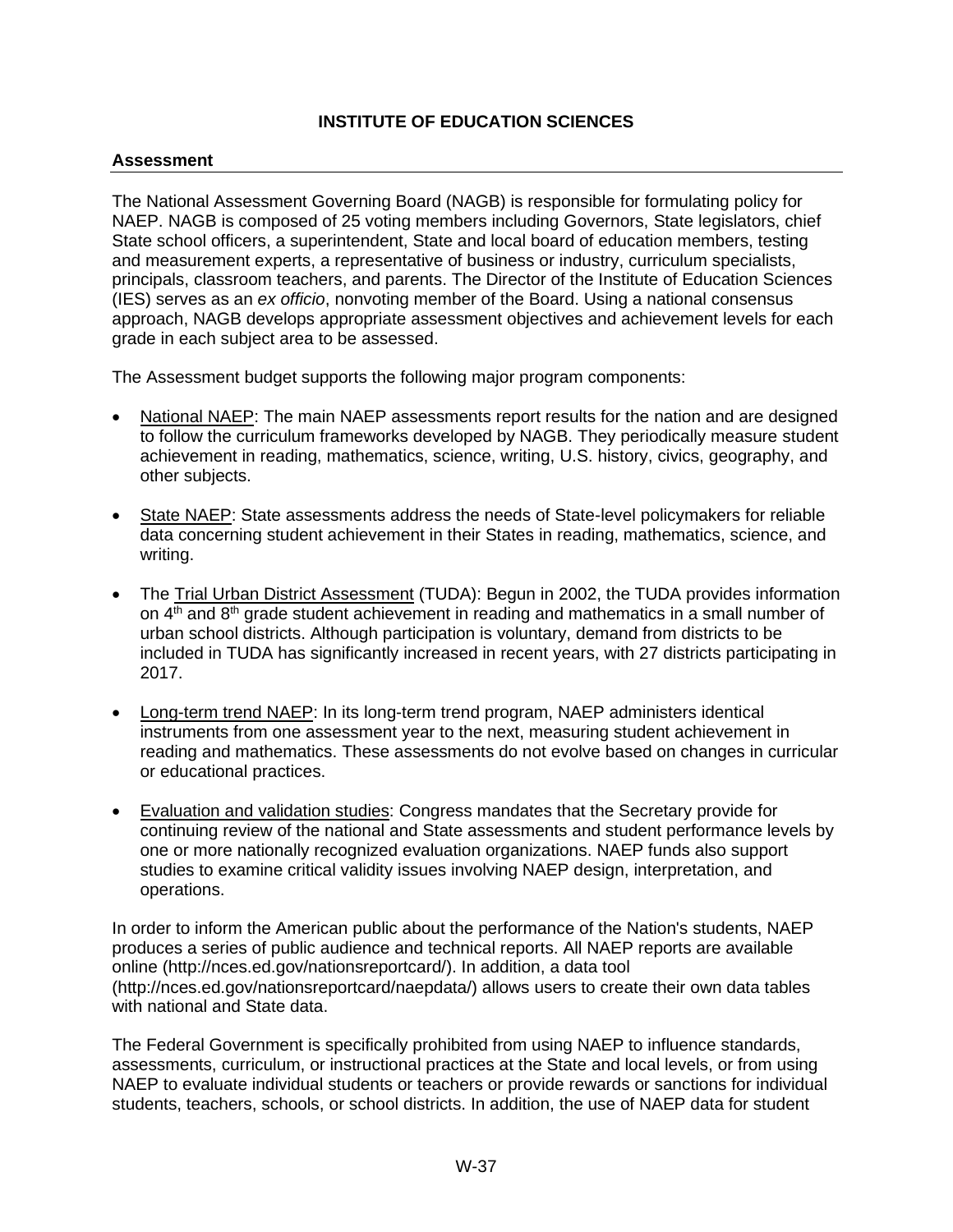**INSTITUTE OF EDUCATION SCIENCES**

## Assessment

The National Assessment Governing Board (NAGB) is responsible for formulating policy for NAEP. NAGB is composed of 25 voting members including Governors, State legislators, chief State school officers, a superintendent, State and local board of education members, testing and measurement experts, a representative of business or industry, curriculum specialists, principals, classroom teachers, and parents. The Director of the Institute of Education Sciences (IES) serves as an *ex officio*, nonvoting member of the Board. Using a national consensus approach, NAGB develops appropriate assessment objectives and achievement levels for each grade in each subject area to be assessed.

The Assessment budget supports the following major program components:

- National NAEP: The main NAEP assessments report results for the nation and are designed to follow the curriculum frameworks developed by NAGB. They periodically measure student achievement in reading, mathematics, science, writing, U.S. history, civics, geography, and other subjects.
- State NAEP: State assessments address the needs of State-level policymakers for reliable data concerning student achievement in their States in reading, mathematics, science, and writing.
- The Trial Urban District Assessment (TUDA): Begun in 2002, the TUDA provides information on 4th and 8th grade student achievement in reading and mathematics in a small number of urban school districts. Although participation is voluntary, demand from districts to be included in TUDA has significantly increased in recent years, with 27 districts participating in 2017.
- Long-term trend NAEP: In its long-term trend program, NAEP administers identical instruments from one assessment year to the next, measuring student achievement in reading and mathematics. These assessments do not evolve based on changes in curricular or educational practices.
- Evaluation and validation studies: Congress mandates that the Secretary provide for continuing review of the national and State assessments and student performance levels by one or more nationally recognized evaluation organizations. NAEP funds also support studies to examine critical validity issues involving NAEP design, interpretation, and operations.

In order to inform the American public about the performance of the Nation's students, NAEP produces a series of public audience and technical reports. All NAEP reports are available online (http://nces.ed.gov/nationsreportcard/). In addition, a data tool (http://nces.ed.gov/nationsreportcard/naepdata/) allows users to create their own data tables with national and State data.

The Federal Government is specifically prohibited from using NAEP to influence standards, assessments, curriculum, or instructional practices at the State and local levels, or from using NAEP to evaluate individual students or teachers or provide rewards or sanctions for individual students, teachers, schools, or school districts. In addition, the use of NAEP data for student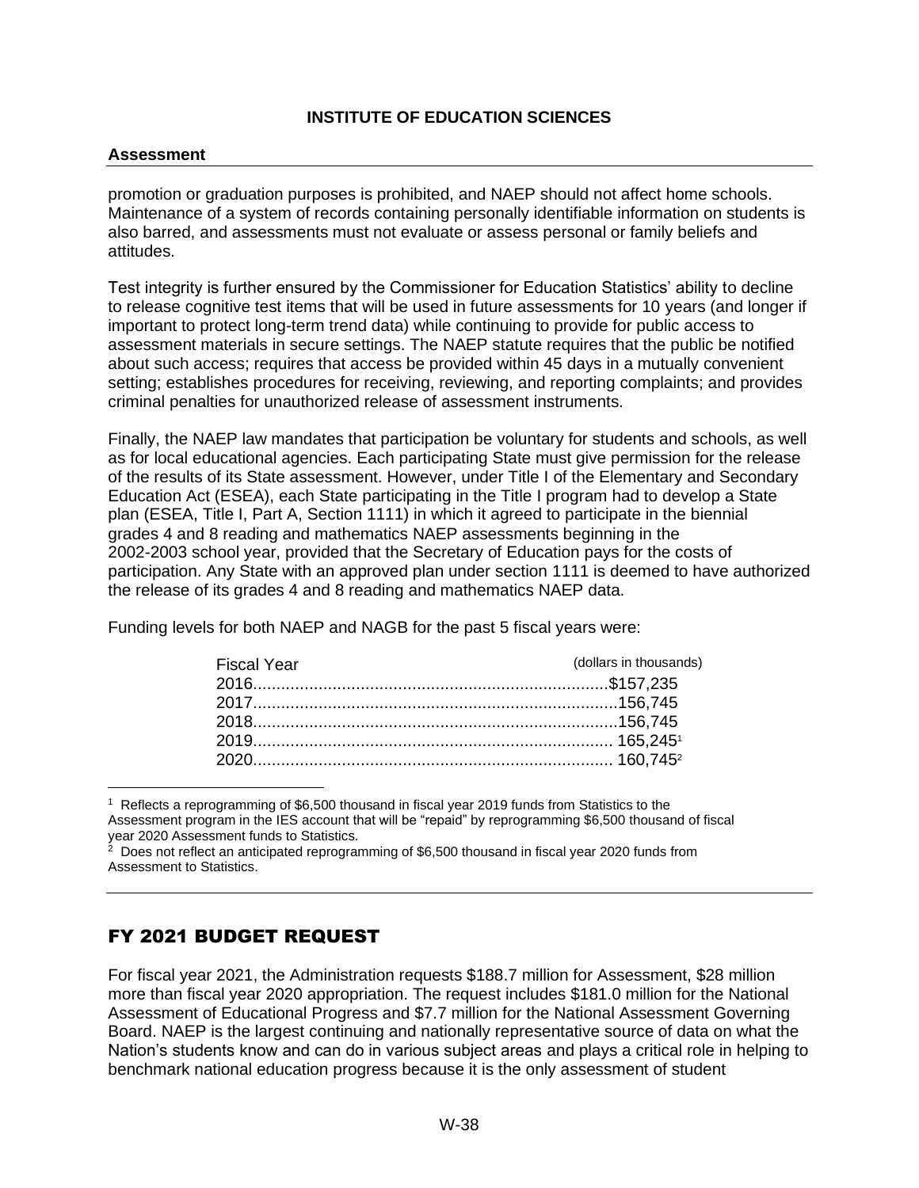**Assessment**

promotion or graduation purposes is prohibited, and NAEP should not affect home schools. Maintenance of a system of records containing personally identifiable information on students is also barred, and assessments must not evaluate or assess personal or family beliefs and attitudes.

Test integrity is further ensured by the Commissioner for Education Statistics' ability to decline to release cognitive test items that will be used in future assessments for 10 years (and longer if important to protect long-term trend data) while continuing to provide for public access to assessment materials in secure settings. The NAEP statute requires that the public be notified about such access; requires that access be provided within 45 days in a mutually convenient setting; establishes procedures for receiving, reviewing, and reporting complaints; and provides criminal penalties for unauthorized release of assessment instruments.

Finally, the NAEP law mandates that participation be voluntary for students and schools, as well as for local educational agencies. Each participating State must give permission for the release of the results of its State assessment. However, under Title I of the Elementary and Secondary Education Act (ESEA), each State participating in the Title I program had to develop a State plan (ESEA, Title I, Part A, Section 1111) in which it agreed to participate in the biennial grades 4 and 8 reading and mathematics NAEP assessments beginning in the 2002-2003 school year, provided that the Secretary of Education pays for the costs of participation. Any State with an approved plan under section 1111 is deemed to have authorized the release of its grades 4 and 8 reading and mathematics NAEP data.

Funding levels for both NAEP and NAGB for the past 5 fiscal years were:

| Fiscal Year | (dollars in thousands) |
|---|---|
| 2016 | $157,235 |
| 2017 | 156,745 |
| 2018 | 156,745 |
| 2019 | 165,245[1] |
| 2020 | 160,745[2] |

[1] Reflects a reprogramming of $6,500 thousand in fiscal year 2019 funds from Statistics to the Assessment program in the IES account that will be "repaid" by reprogramming $6,500 thousand of fiscal year 2020 Assessment funds to Statistics.

[2] Does not reflect an anticipated reprogramming of $6,500 thousand in fiscal year 2020 funds from Assessment to Statistics.

## FY 2021 BUDGET REQUEST

For fiscal year 2021, the Administration requests $188.7 million for Assessment, $28 million more than fiscal year 2020 appropriation. The request includes $181.0 million for the National Assessment of Educational Progress and $7.7 million for the National Assessment Governing Board. NAEP is the largest continuing and nationally representative source of data on what the Nation's students know and can do in various subject areas and plays a critical role in helping to benchmark national education progress because it is the only assessment of student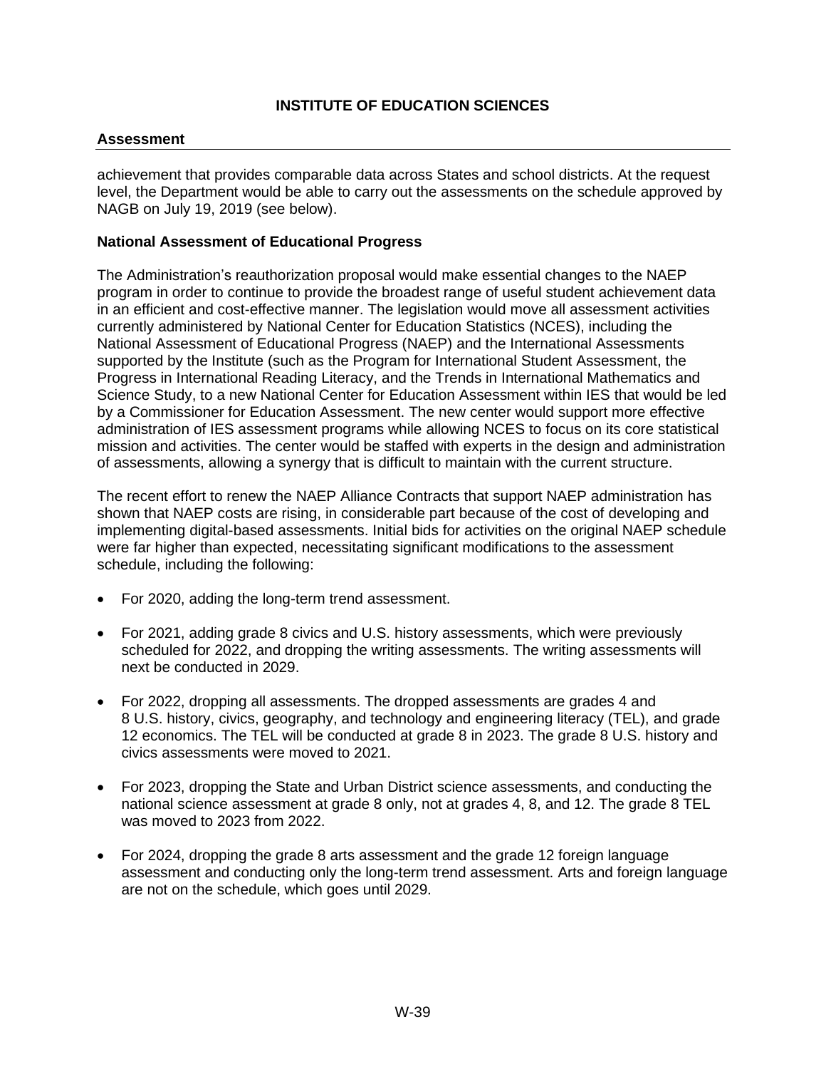achievement that provides comparable data across States and school districts. At the request level, the Department would be able to carry out the assessments on the schedule approved by NAGB on July 19, 2019 (see below).

**National Assessment of Educational Progress**

The Administration's reauthorization proposal would make essential changes to the NAEP program in order to continue to provide the broadest range of useful student achievement data in an efficient and cost-effective manner. The legislation would move all assessment activities currently administered by National Center for Education Statistics (NCES), including the National Assessment of Educational Progress (NAEP) and the International Assessments supported by the Institute (such as the Program for International Student Assessment, the Progress in International Reading Literacy, and the Trends in International Mathematics and Science Study, to a new National Center for Education Assessment within IES that would be led by a Commissioner for Education Assessment. The new center would support more effective administration of IES assessment programs while allowing NCES to focus on its core statistical mission and activities. The center would be staffed with experts in the design and administration of assessments, allowing a synergy that is difficult to maintain with the current structure.

The recent effort to renew the NAEP Alliance Contracts that support NAEP administration has shown that NAEP costs are rising, in considerable part because of the cost of developing and implementing digital-based assessments. Initial bids for activities on the original NAEP schedule were far higher than expected, necessitating significant modifications to the assessment schedule, including the following:

- For 2020, adding the long-term trend assessment.
- For 2021, adding grade 8 civics and U.S. history assessments, which were previously scheduled for 2022, and dropping the writing assessments. The writing assessments will next be conducted in 2029.
- For 2022, dropping all assessments. The dropped assessments are grades 4 and 8 U.S. history, civics, geography, and technology and engineering literacy (TEL), and grade 12 economics. The TEL will be conducted at grade 8 in 2023. The grade 8 U.S. history and civics assessments were moved to 2021.
- For 2023, dropping the State and Urban District science assessments, and conducting the national science assessment at grade 8 only, not at grades 4, 8, and 12. The grade 8 TEL was moved to 2023 from 2022.
- For 2024, dropping the grade 8 arts assessment and the grade 12 foreign language assessment and conducting only the long-term trend assessment. Arts and foreign language are not on the schedule, which goes until 2029.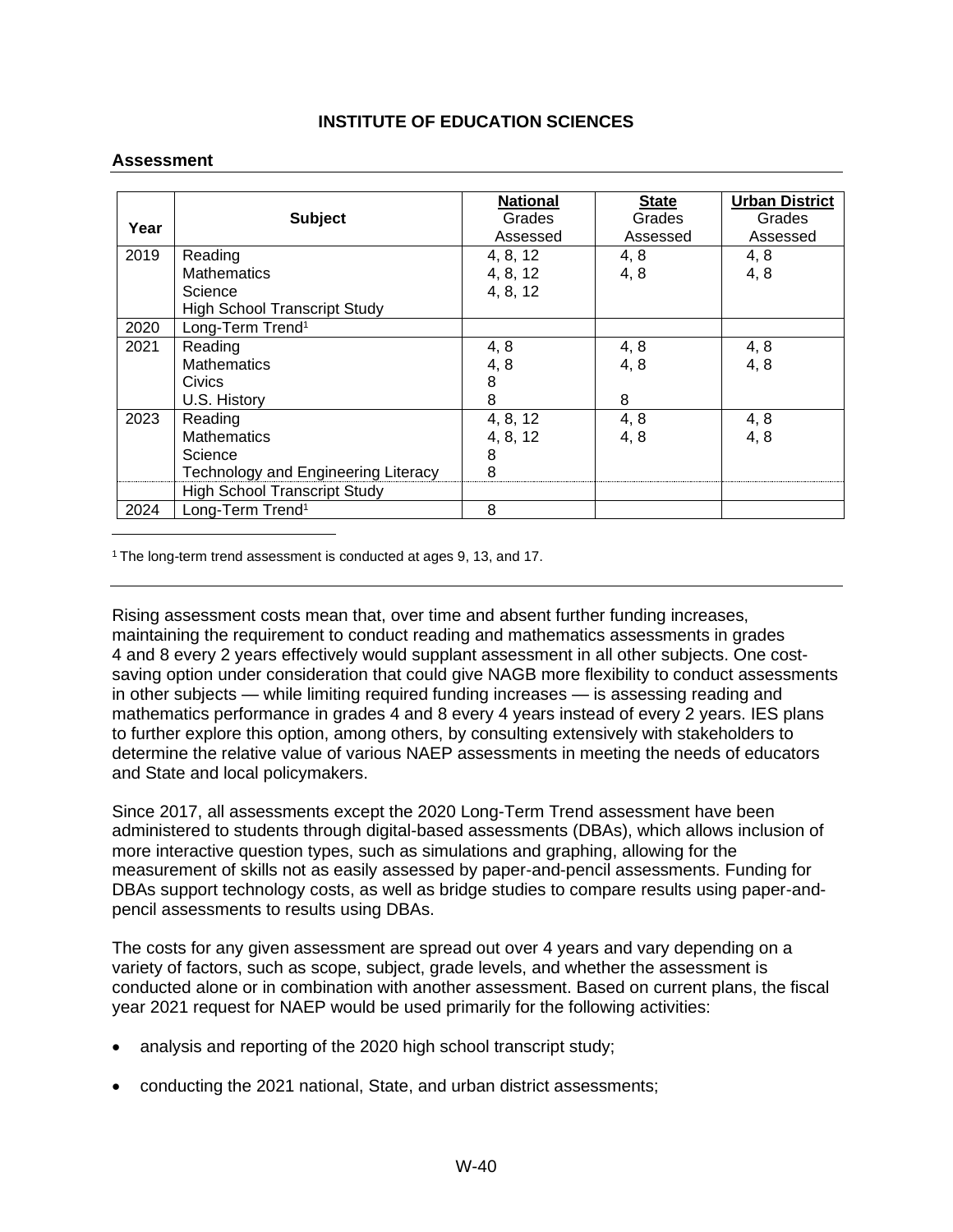**INSTITUTE OF EDUCATION SCIENCES**

**Assessment**

| Year | Subject | **National** Grades Assessed | **State** Grades Assessed | **Urban District** Grades Assessed |
|---|---|---|---|---|
| 2019 | Reading | 4, 8, 12 | 4, 8 | 4, 8 |
| | Mathematics | 4, 8, 12 | 4, 8 | 4, 8 |
| | Science | 4, 8, 12 | | |
| | High School Transcript Study | | | |
| 2020 | Long-Term Trend[1] | | | |
| 2021 | Reading | 4, 8 | 4, 8 | 4, 8 |
| | Mathematics | 4, 8 | 4, 8 | 4, 8 |
| | Civics | 8 | | |
| | U.S. History | 8 | 8 | |
| 2023 | Reading | 4, 8, 12 | 4, 8 | 4, 8 |
| | Mathematics | 4, 8, 12 | 4, 8 | 4, 8 |
| | Science | 8 | | |
| | Technology and Engineering Literacy | 8 | | |
| | High School Transcript Study | | | |
| 2024 | Long-Term Trend[1] | 8 | | |

[1] The long-term trend assessment is conducted at ages 9, 13, and 17.

Rising assessment costs mean that, over time and absent further funding increases, maintaining the requirement to conduct reading and mathematics assessments in grades 4 and 8 every 2 years effectively would supplant assessment in all other subjects. One cost-saving option under consideration that could give NAGB more flexibility to conduct assessments in other subjects — while limiting required funding increases — is assessing reading and mathematics performance in grades 4 and 8 every 4 years instead of every 2 years. IES plans to further explore this option, among others, by consulting extensively with stakeholders to determine the relative value of various NAEP assessments in meeting the needs of educators and State and local policymakers.

Since 2017, all assessments except the 2020 Long-Term Trend assessment have been administered to students through digital-based assessments (DBAs), which allows inclusion of more interactive question types, such as simulations and graphing, allowing for the measurement of skills not as easily assessed by paper-and-pencil assessments. Funding for DBAs support technology costs, as well as bridge studies to compare results using paper-and-pencil assessments to results using DBAs.

The costs for any given assessment are spread out over 4 years and vary depending on a variety of factors, such as scope, subject, grade levels, and whether the assessment is conducted alone or in combination with another assessment. Based on current plans, the fiscal year 2021 request for NAEP would be used primarily for the following activities:

- analysis and reporting of the 2020 high school transcript study;
- conducting the 2021 national, State, and urban district assessments;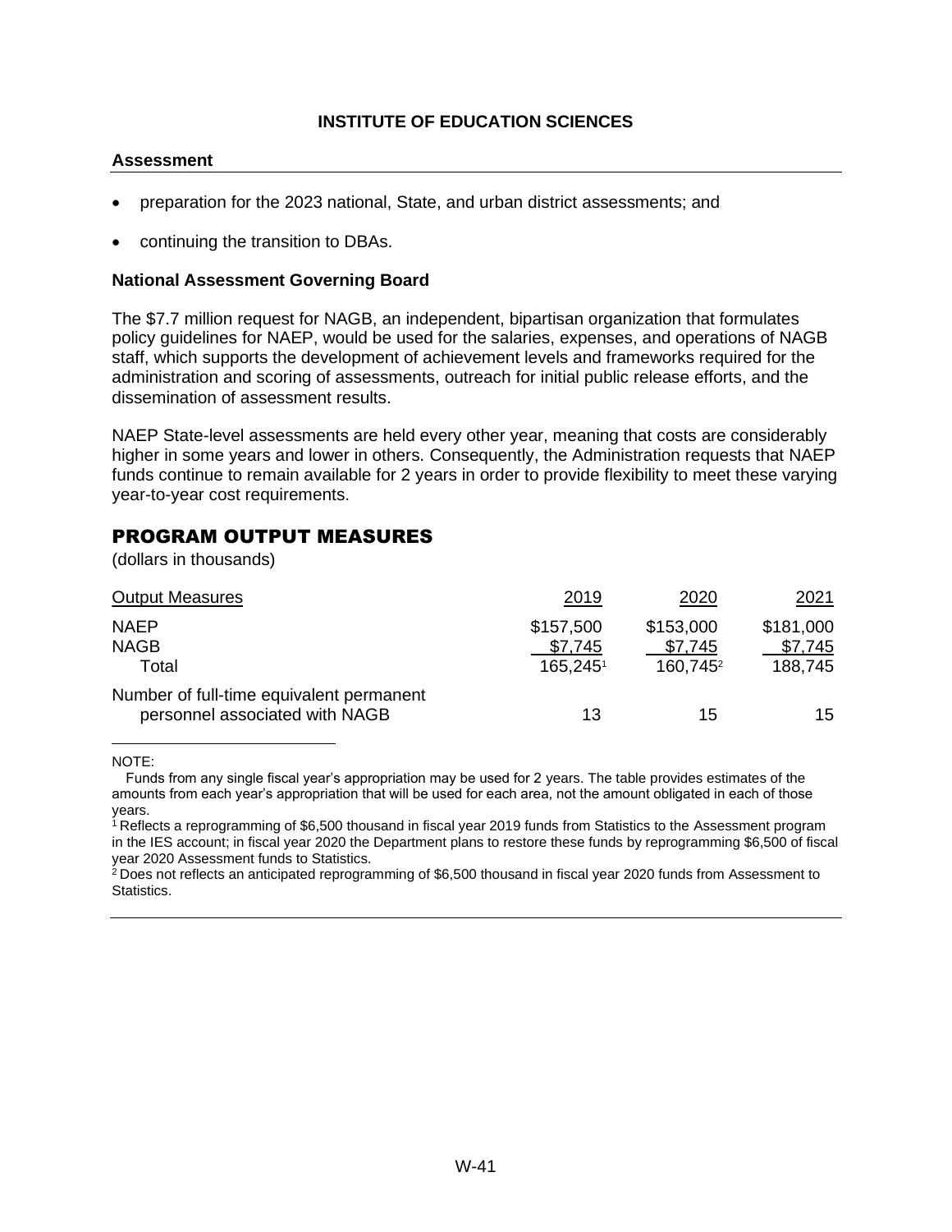**INSTITUTE OF EDUCATION SCIENCES**

**Assessment**

- preparation for the 2023 national, State, and urban district assessments; and
- continuing the transition to DBAs.

### National Assessment Governing Board

The $7.7 million request for NAGB, an independent, bipartisan organization that formulates policy guidelines for NAEP, would be used for the salaries, expenses, and operations of NAGB staff, which supports the development of achievement levels and frameworks required for the administration and scoring of assessments, outreach for initial public release efforts, and the dissemination of assessment results.

NAEP State-level assessments are held every other year, meaning that costs are considerably higher in some years and lower in others. Consequently, the Administration requests that NAEP funds continue to remain available for 2 years in order to provide flexibility to meet these varying year-to-year cost requirements.

## PROGRAM OUTPUT MEASURES

(dollars in thousands)

| Output Measures | 2019 | 2020 | 2021 |
|---|---|---|---|
| NAEP | $157,500 | $153,000 | $181,000 |
| NAGB | $7,745 | $7,745 | $7,745 |
| Total | 165,245[1] | 160,745[2] | 188,745 |
| Number of full-time equivalent permanent personnel associated with NAGB | 13 | 15 | 15 |

NOTE:

Funds from any single fiscal year's appropriation may be used for 2 years. The table provides estimates of the amounts from each year's appropriation that will be used for each area, not the amount obligated in each of those years.

[1] Reflects a reprogramming of $6,500 thousand in fiscal year 2019 funds from Statistics to the Assessment program in the IES account; in fiscal year 2020 the Department plans to restore these funds by reprogramming $6,500 of fiscal year 2020 Assessment funds to Statistics.

[2] Does not reflects an anticipated reprogramming of $6,500 thousand in fiscal year 2020 funds from Assessment to Statistics.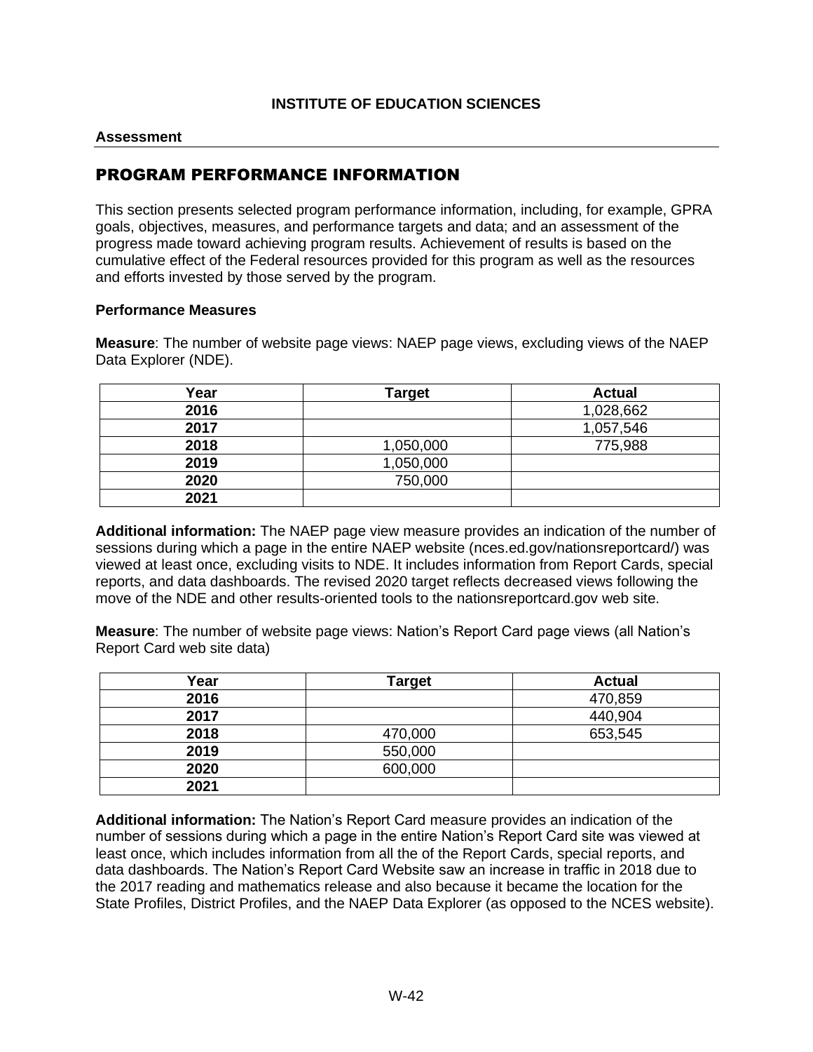**INSTITUTE OF EDUCATION SCIENCES**

**Assessment**

## PROGRAM PERFORMANCE INFORMATION

This section presents selected program performance information, including, for example, GPRA goals, objectives, measures, and performance targets and data; and an assessment of the progress made toward achieving program results. Achievement of results is based on the cumulative effect of the Federal resources provided for this program as well as the resources and efforts invested by those served by the program.

### Performance Measures

**Measure**: The number of website page views: NAEP page views, excluding views of the NAEP Data Explorer (NDE).

| Year | Target | Actual |
|---|---|---|
| **2016** | | 1,028,662 |
| **2017** | | 1,057,546 |
| **2018** | 1,050,000 | 775,988 |
| **2019** | 1,050,000 | |
| **2020** | 750,000 | |
| **2021** | | |

**Additional information:** The NAEP page view measure provides an indication of the number of sessions during which a page in the entire NAEP website (nces.ed.gov/nationsreportcard/) was viewed at least once, excluding visits to NDE. It includes information from Report Cards, special reports, and data dashboards. The revised 2020 target reflects decreased views following the move of the NDE and other results-oriented tools to the nationsreportcard.gov web site.

**Measure**: The number of website page views: Nation's Report Card page views (all Nation's Report Card web site data)

| Year | Target | Actual |
|---|---|---|
| **2016** | | 470,859 |
| **2017** | | 440,904 |
| **2018** | 470,000 | 653,545 |
| **2019** | 550,000 | |
| **2020** | 600,000 | |
| **2021** | | |

**Additional information:** The Nation's Report Card measure provides an indication of the number of sessions during which a page in the entire Nation's Report Card site was viewed at least once, which includes information from all the of the Report Cards, special reports, and data dashboards. The Nation's Report Card Website saw an increase in traffic in 2018 due to the 2017 reading and mathematics release and also because it became the location for the State Profiles, District Profiles, and the NAEP Data Explorer (as opposed to the NCES website).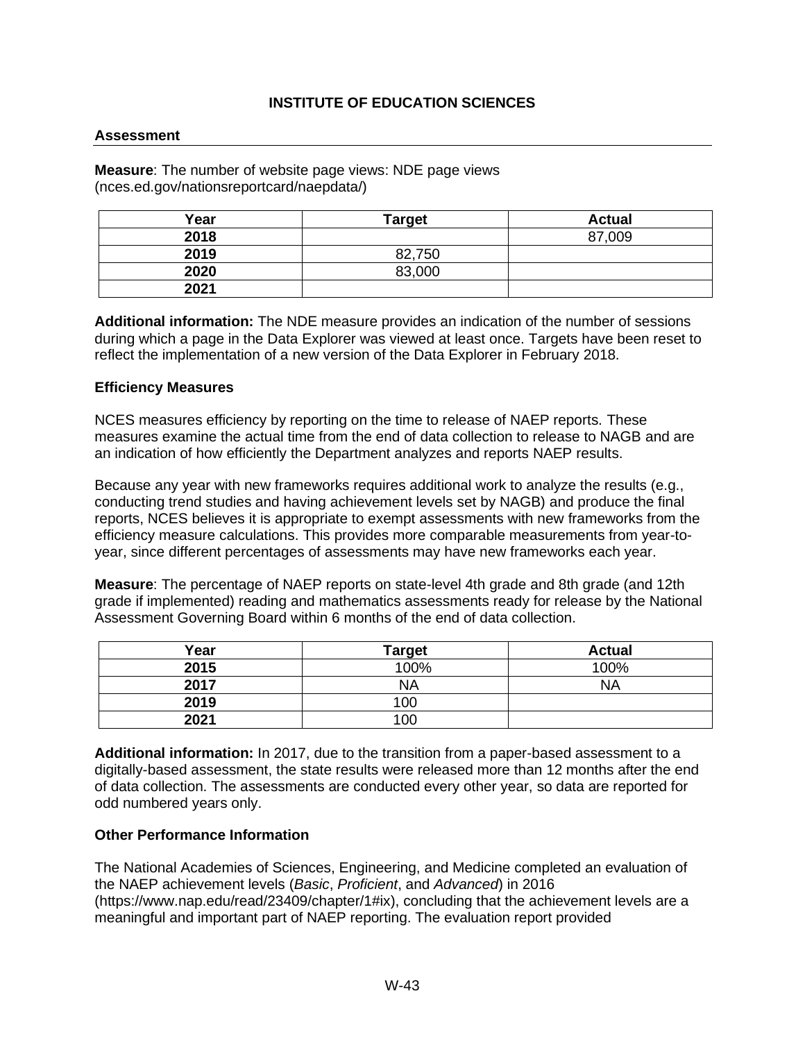## INSTITUTE OF EDUCATION SCIENCES

### Assessment

**Measure**: The number of website page views: NDE page views (nces.ed.gov/nationsreportcard/naepdata/)

| Year | Target | Actual |
|---|---|---|
| **2018** | | 87,009 |
| **2019** | 82,750 | |
| **2020** | 83,000 | |
| **2021** | | |

**Additional information:** The NDE measure provides an indication of the number of sessions during which a page in the Data Explorer was viewed at least once. Targets have been reset to reflect the implementation of a new version of the Data Explorer in February 2018.

### Efficiency Measures

NCES measures efficiency by reporting on the time to release of NAEP reports. These measures examine the actual time from the end of data collection to release to NAGB and are an indication of how efficiently the Department analyzes and reports NAEP results.

Because any year with new frameworks requires additional work to analyze the results (e.g., conducting trend studies and having achievement levels set by NAGB) and produce the final reports, NCES believes it is appropriate to exempt assessments with new frameworks from the efficiency measure calculations. This provides more comparable measurements from year-to-year, since different percentages of assessments may have new frameworks each year.

**Measure**: The percentage of NAEP reports on state-level 4th grade and 8th grade (and 12th grade if implemented) reading and mathematics assessments ready for release by the National Assessment Governing Board within 6 months of the end of data collection.

| Year | Target | Actual |
|---|---|---|
| **2015** | 100% | 100% |
| **2017** | NA | NA |
| **2019** | 100 | |
| **2021** | 100 | |

**Additional information:** In 2017, due to the transition from a paper-based assessment to a digitally-based assessment, the state results were released more than 12 months after the end of data collection. The assessments are conducted every other year, so data are reported for odd numbered years only.

### Other Performance Information

The National Academies of Sciences, Engineering, and Medicine completed an evaluation of the NAEP achievement levels (*Basic*, *Proficient*, and *Advanced*) in 2016 (https://www.nap.edu/read/23409/chapter/1#ix), concluding that the achievement levels are a meaningful and important part of NAEP reporting. The evaluation report provided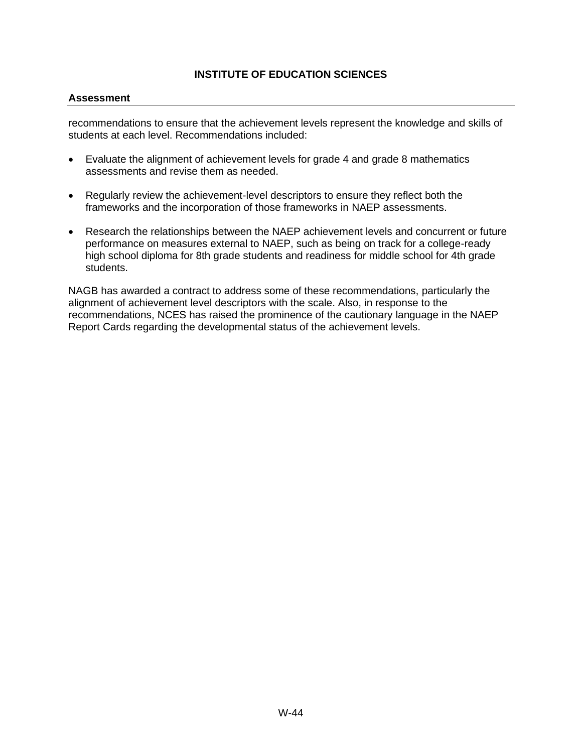recommendations to ensure that the achievement levels represent the knowledge and skills of students at each level. Recommendations included:

- Evaluate the alignment of achievement levels for grade 4 and grade 8 mathematics assessments and revise them as needed.
- Regularly review the achievement-level descriptors to ensure they reflect both the frameworks and the incorporation of those frameworks in NAEP assessments.
- Research the relationships between the NAEP achievement levels and concurrent or future performance on measures external to NAEP, such as being on track for a college-ready high school diploma for 8th grade students and readiness for middle school for 4th grade students.

NAGB has awarded a contract to address some of these recommendations, particularly the alignment of achievement level descriptors with the scale. Also, in response to the recommendations, NCES has raised the prominence of the cautionary language in the NAEP Report Cards regarding the developmental status of the achievement levels.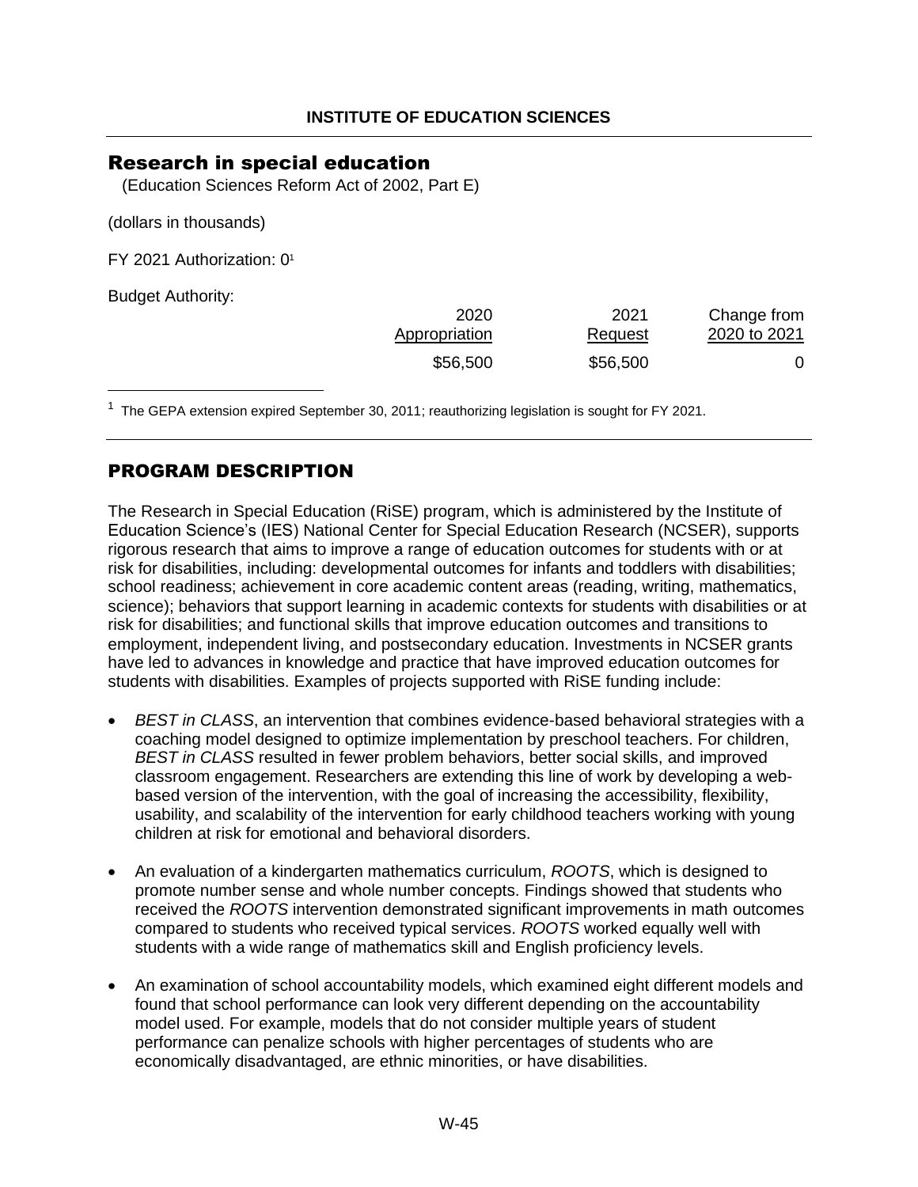**INSTITUTE OF EDUCATION SCIENCES**

## Research in special education

(Education Sciences Reform Act of 2002, Part E)

(dollars in thousands)

FY 2021 Authorization: 0[1]

Budget Authority:

| | 2020 Appropriation | 2021 Request | Change from 2020 to 2021 |
|---|---|---|---|
| | $56,500 | $56,500 | 0 |

[1] The GEPA extension expired September 30, 2011; reauthorizing legislation is sought for FY 2021.

## PROGRAM DESCRIPTION

The Research in Special Education (RiSE) program, which is administered by the Institute of Education Science's (IES) National Center for Special Education Research (NCSER), supports rigorous research that aims to improve a range of education outcomes for students with or at risk for disabilities, including: developmental outcomes for infants and toddlers with disabilities; school readiness; achievement in core academic content areas (reading, writing, mathematics, science); behaviors that support learning in academic contexts for students with disabilities or at risk for disabilities; and functional skills that improve education outcomes and transitions to employment, independent living, and postsecondary education. Investments in NCSER grants have led to advances in knowledge and practice that have improved education outcomes for students with disabilities. Examples of projects supported with RiSE funding include:

- *BEST in CLASS*, an intervention that combines evidence-based behavioral strategies with a coaching model designed to optimize implementation by preschool teachers. For children, *BEST in CLASS* resulted in fewer problem behaviors, better social skills, and improved classroom engagement. Researchers are extending this line of work by developing a web-based version of the intervention, with the goal of increasing the accessibility, flexibility, usability, and scalability of the intervention for early childhood teachers working with young children at risk for emotional and behavioral disorders.
- An evaluation of a kindergarten mathematics curriculum, *ROOTS*, which is designed to promote number sense and whole number concepts. Findings showed that students who received the *ROOTS* intervention demonstrated significant improvements in math outcomes compared to students who received typical services. *ROOTS* worked equally well with students with a wide range of mathematics skill and English proficiency levels.
- An examination of school accountability models, which examined eight different models and found that school performance can look very different depending on the accountability model used. For example, models that do not consider multiple years of student performance can penalize schools with higher percentages of students who are economically disadvantaged, are ethnic minorities, or have disabilities.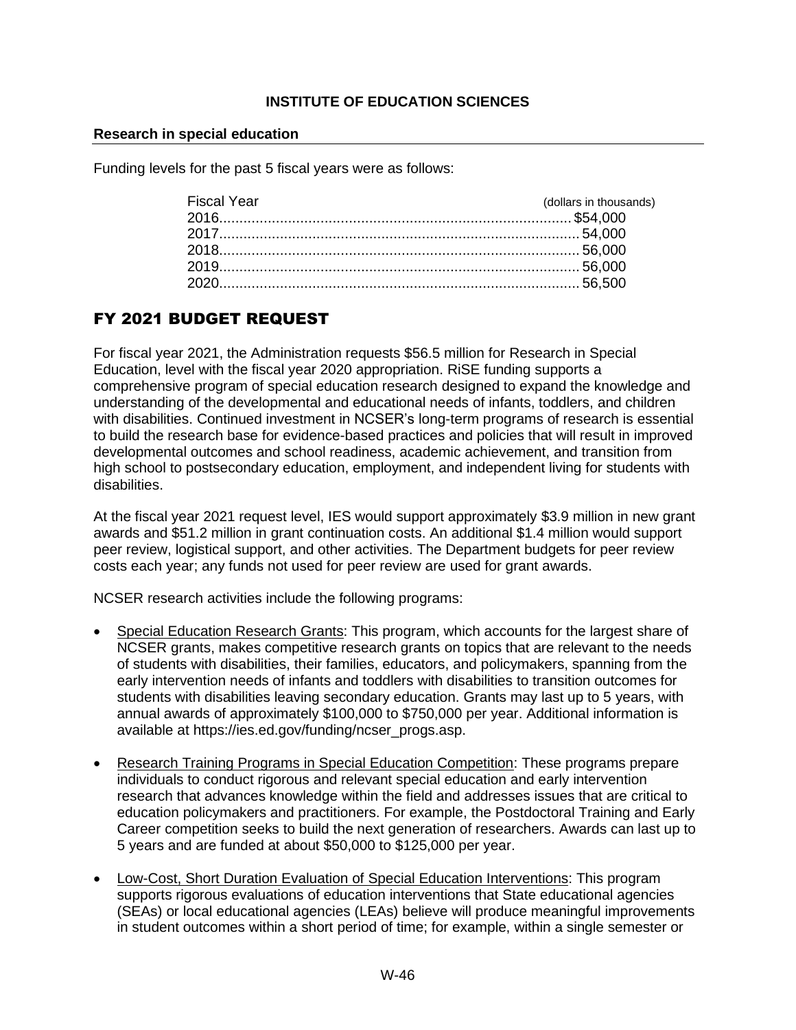**INSTITUTE OF EDUCATION SCIENCES**

**Research in special education**

Funding levels for the past 5 fiscal years were as follows:

| Fiscal Year | (dollars in thousands) |
|---|---|
| 2016 | $54,000 |
| 2017 | 54,000 |
| 2018 | 56,000 |
| 2019 | 56,000 |
| 2020 | 56,500 |

## FY 2021 BUDGET REQUEST

For fiscal year 2021, the Administration requests $56.5 million for Research in Special Education, level with the fiscal year 2020 appropriation. RiSE funding supports a comprehensive program of special education research designed to expand the knowledge and understanding of the developmental and educational needs of infants, toddlers, and children with disabilities. Continued investment in NCSER's long-term programs of research is essential to build the research base for evidence-based practices and policies that will result in improved developmental outcomes and school readiness, academic achievement, and transition from high school to postsecondary education, employment, and independent living for students with disabilities.

At the fiscal year 2021 request level, IES would support approximately $3.9 million in new grant awards and $51.2 million in grant continuation costs. An additional $1.4 million would support peer review, logistical support, and other activities. The Department budgets for peer review costs each year; any funds not used for peer review are used for grant awards.

NCSER research activities include the following programs:

- Special Education Research Grants: This program, which accounts for the largest share of NCSER grants, makes competitive research grants on topics that are relevant to the needs of students with disabilities, their families, educators, and policymakers, spanning from the early intervention needs of infants and toddlers with disabilities to transition outcomes for students with disabilities leaving secondary education. Grants may last up to 5 years, with annual awards of approximately $100,000 to $750,000 per year. Additional information is available at https://ies.ed.gov/funding/ncser_progs.asp.

- Research Training Programs in Special Education Competition: These programs prepare individuals to conduct rigorous and relevant special education and early intervention research that advances knowledge within the field and addresses issues that are critical to education policymakers and practitioners. For example, the Postdoctoral Training and Early Career competition seeks to build the next generation of researchers. Awards can last up to 5 years and are funded at about $50,000 to $125,000 per year.

- Low-Cost, Short Duration Evaluation of Special Education Interventions: This program supports rigorous evaluations of education interventions that State educational agencies (SEAs) or local educational agencies (LEAs) believe will produce meaningful improvements in student outcomes within a short period of time; for example, within a single semester or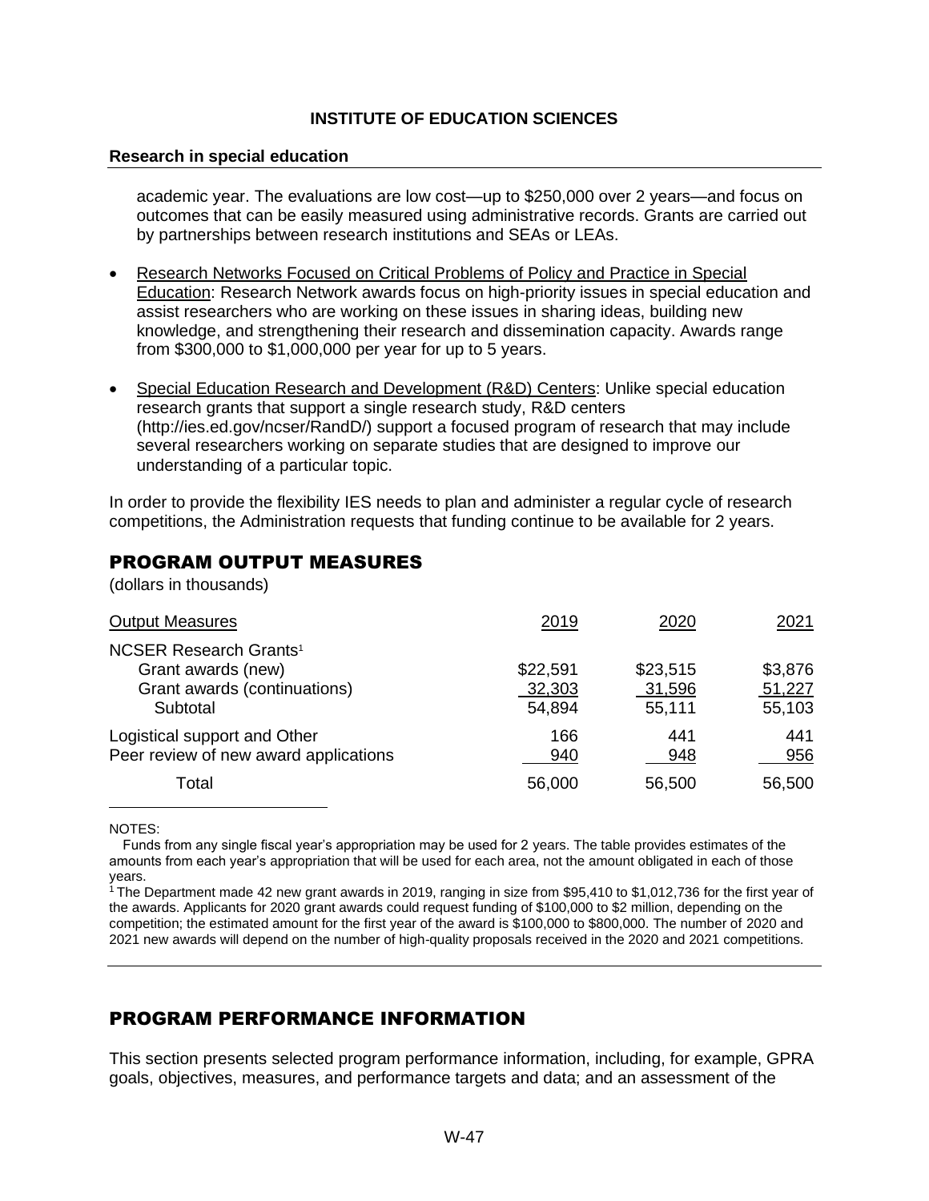academic year. The evaluations are low cost—up to $250,000 over 2 years—and focus on outcomes that can be easily measured using administrative records. Grants are carried out by partnerships between research institutions and SEAs or LEAs.

- Research Networks Focused on Critical Problems of Policy and Practice in Special Education: Research Network awards focus on high-priority issues in special education and assist researchers who are working on these issues in sharing ideas, building new knowledge, and strengthening their research and dissemination capacity. Awards range from $300,000 to $1,000,000 per year for up to 5 years.

- Special Education Research and Development (R&D) Centers: Unlike special education research grants that support a single research study, R&D centers (http://ies.ed.gov/ncser/RandD/) support a focused program of research that may include several researchers working on separate studies that are designed to improve our understanding of a particular topic.

In order to provide the flexibility IES needs to plan and administer a regular cycle of research competitions, the Administration requests that funding continue to be available for 2 years.

## PROGRAM OUTPUT MEASURES

(dollars in thousands)

| Output Measures | 2019 | 2020 | 2021 |
|---|---|---|---|
| NCSER Research Grants[1] | | | |
| Grant awards (new) | $22,591 | $23,515 | $3,876 |
| Grant awards (continuations) | 32,303 | 31,596 | 51,227 |
| Subtotal | 54,894 | 55,111 | 55,103 |
| Logistical support and Other | 166 | 441 | 441 |
| Peer review of new award applications | 940 | 948 | 956 |
| Total | 56,000 | 56,500 | 56,500 |

NOTES:

Funds from any single fiscal year's appropriation may be used for 2 years. The table provides estimates of the amounts from each year's appropriation that will be used for each area, not the amount obligated in each of those years.

[1] The Department made 42 new grant awards in 2019, ranging in size from $95,410 to $1,012,736 for the first year of the awards. Applicants for 2020 grant awards could request funding of $100,000 to $2 million, depending on the competition; the estimated amount for the first year of the award is $100,000 to $800,000. The number of 2020 and 2021 new awards will depend on the number of high-quality proposals received in the 2020 and 2021 competitions.

## PROGRAM PERFORMANCE INFORMATION

This section presents selected program performance information, including, for example, GPRA goals, objectives, measures, and performance targets and data; and an assessment of the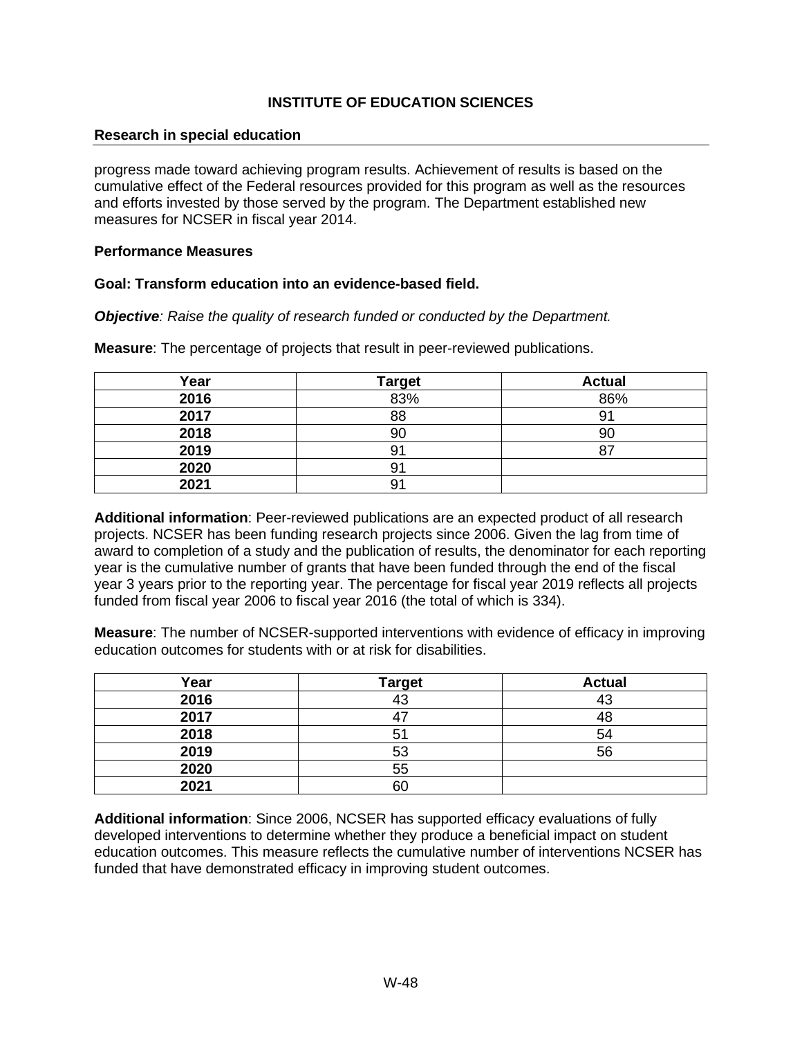**INSTITUTE OF EDUCATION SCIENCES**

**Research in special education**

progress made toward achieving program results. Achievement of results is based on the cumulative effect of the Federal resources provided for this program as well as the resources and efforts invested by those served by the program. The Department established new measures for NCSER in fiscal year 2014.

**Performance Measures**

**Goal: Transform education into an evidence-based field.**

***Objective****: Raise the quality of research funded or conducted by the Department.*

**Measure**: The percentage of projects that result in peer-reviewed publications.

| Year | Target | Actual |
|---|---|---|
| **2016** | 83% | 86% |
| **2017** | 88 | 91 |
| **2018** | 90 | 90 |
| **2019** | 91 | 87 |
| **2020** | 91 | |
| **2021** | 91 | |

**Additional information**: Peer-reviewed publications are an expected product of all research projects. NCSER has been funding research projects since 2006. Given the lag from time of award to completion of a study and the publication of results, the denominator for each reporting year is the cumulative number of grants that have been funded through the end of the fiscal year 3 years prior to the reporting year. The percentage for fiscal year 2019 reflects all projects funded from fiscal year 2006 to fiscal year 2016 (the total of which is 334).

**Measure**: The number of NCSER-supported interventions with evidence of efficacy in improving education outcomes for students with or at risk for disabilities.

| Year | Target | Actual |
|---|---|---|
| **2016** | 43 | 43 |
| **2017** | 47 | 48 |
| **2018** | 51 | 54 |
| **2019** | 53 | 56 |
| **2020** | 55 | |
| **2021** | 60 | |

**Additional information**: Since 2006, NCSER has supported efficacy evaluations of fully developed interventions to determine whether they produce a beneficial impact on student education outcomes. This measure reflects the cumulative number of interventions NCSER has funded that have demonstrated efficacy in improving student outcomes.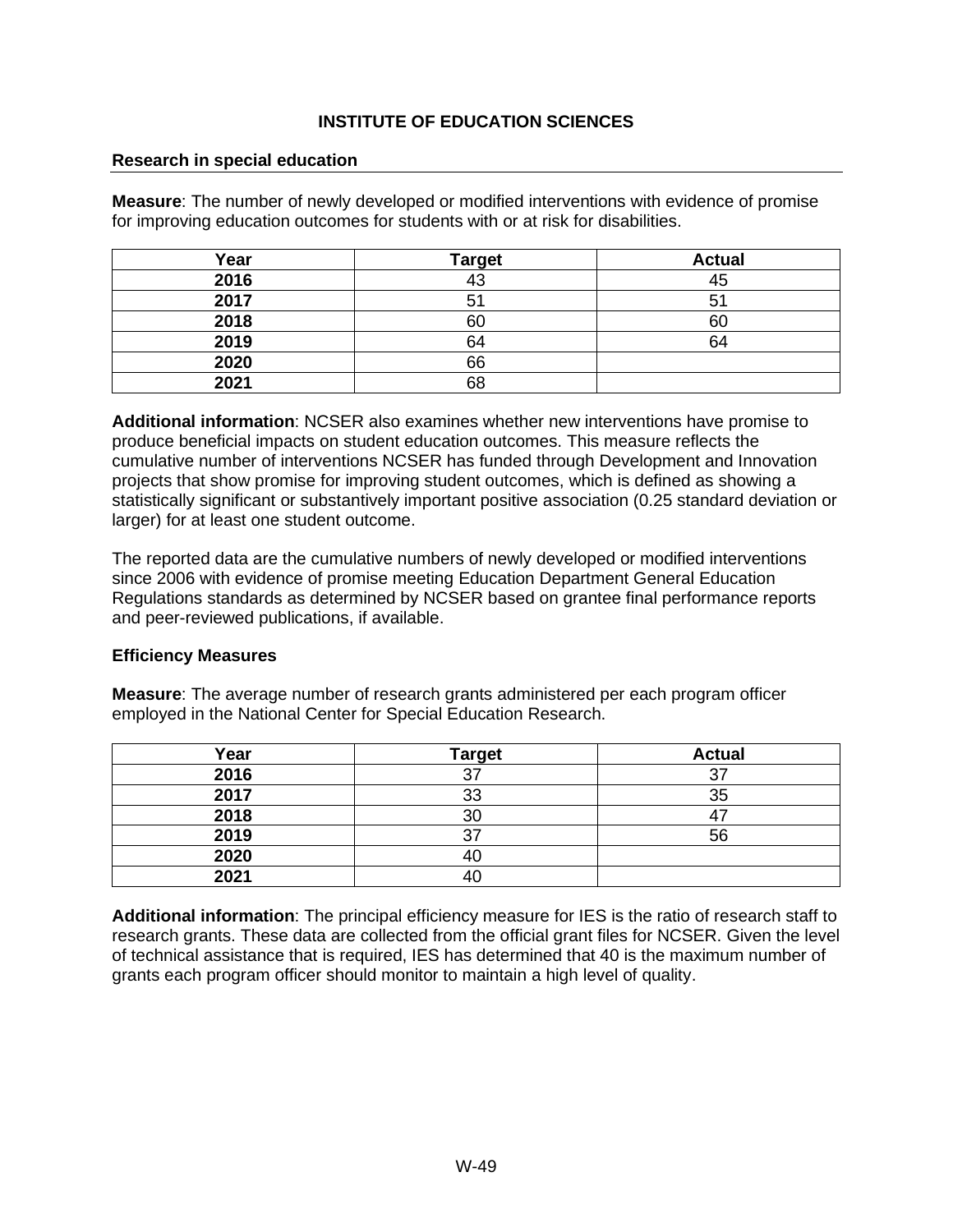## INSTITUTE OF EDUCATION SCIENCES

### Research in special education

**Measure**: The number of newly developed or modified interventions with evidence of promise for improving education outcomes for students with or at risk for disabilities.

| Year | Target | Actual |
|---|---|---|
| 2016 | 43 | 45 |
| 2017 | 51 | 51 |
| 2018 | 60 | 60 |
| 2019 | 64 | 64 |
| 2020 | 66 | |
| 2021 | 68 | |

**Additional information**: NCSER also examines whether new interventions have promise to produce beneficial impacts on student education outcomes. This measure reflects the cumulative number of interventions NCSER has funded through Development and Innovation projects that show promise for improving student outcomes, which is defined as showing a statistically significant or substantively important positive association (0.25 standard deviation or larger) for at least one student outcome.

The reported data are the cumulative numbers of newly developed or modified interventions since 2006 with evidence of promise meeting Education Department General Education Regulations standards as determined by NCSER based on grantee final performance reports and peer-reviewed publications, if available.

### Efficiency Measures

**Measure**: The average number of research grants administered per each program officer employed in the National Center for Special Education Research.

| Year | Target | Actual |
|---|---|---|
| 2016 | 37 | 37 |
| 2017 | 33 | 35 |
| 2018 | 30 | 47 |
| 2019 | 37 | 56 |
| 2020 | 40 | |
| 2021 | 40 | |

**Additional information**: The principal efficiency measure for IES is the ratio of research staff to research grants. These data are collected from the official grant files for NCSER. Given the level of technical assistance that is required, IES has determined that 40 is the maximum number of grants each program officer should monitor to maintain a high level of quality.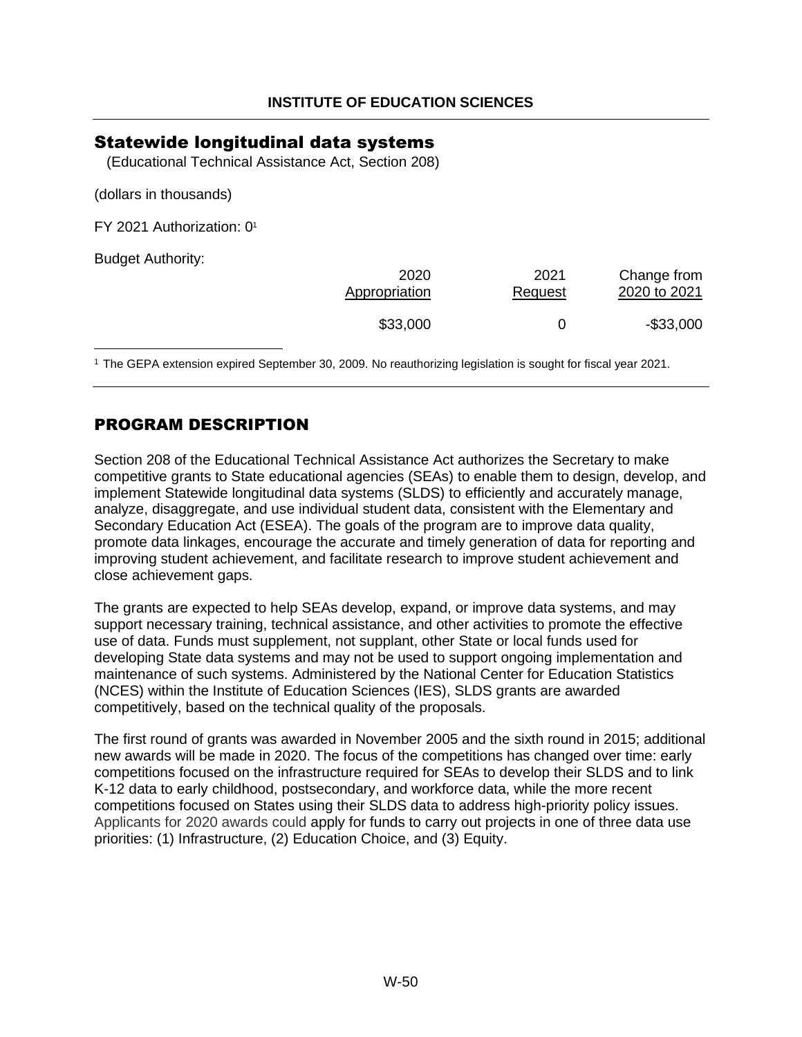**INSTITUTE OF EDUCATION SCIENCES**

## Statewide longitudinal data systems

(Educational Technical Assistance Act, Section 208)

(dollars in thousands)

FY 2021 Authorization: 0[1]

Budget Authority:

| | 2020 Appropriation | 2021 Request | Change from 2020 to 2021 |
|---|---|---|---|
| | $33,000 | 0 | -$33,000 |

[1] The GEPA extension expired September 30, 2009. No reauthorizing legislation is sought for fiscal year 2021.

## PROGRAM DESCRIPTION

Section 208 of the Educational Technical Assistance Act authorizes the Secretary to make competitive grants to State educational agencies (SEAs) to enable them to design, develop, and implement Statewide longitudinal data systems (SLDS) to efficiently and accurately manage, analyze, disaggregate, and use individual student data, consistent with the Elementary and Secondary Education Act (ESEA). The goals of the program are to improve data quality, promote data linkages, encourage the accurate and timely generation of data for reporting and improving student achievement, and facilitate research to improve student achievement and close achievement gaps.

The grants are expected to help SEAs develop, expand, or improve data systems, and may support necessary training, technical assistance, and other activities to promote the effective use of data. Funds must supplement, not supplant, other State or local funds used for developing State data systems and may not be used to support ongoing implementation and maintenance of such systems. Administered by the National Center for Education Statistics (NCES) within the Institute of Education Sciences (IES), SLDS grants are awarded competitively, based on the technical quality of the proposals.

The first round of grants was awarded in November 2005 and the sixth round in 2015; additional new awards will be made in 2020. The focus of the competitions has changed over time: early competitions focused on the infrastructure required for SEAs to develop their SLDS and to link K-12 data to early childhood, postsecondary, and workforce data, while the more recent competitions focused on States using their SLDS data to address high-priority policy issues. Applicants for 2020 awards could apply for funds to carry out projects in one of three data use priorities: (1) Infrastructure, (2) Education Choice, and (3) Equity.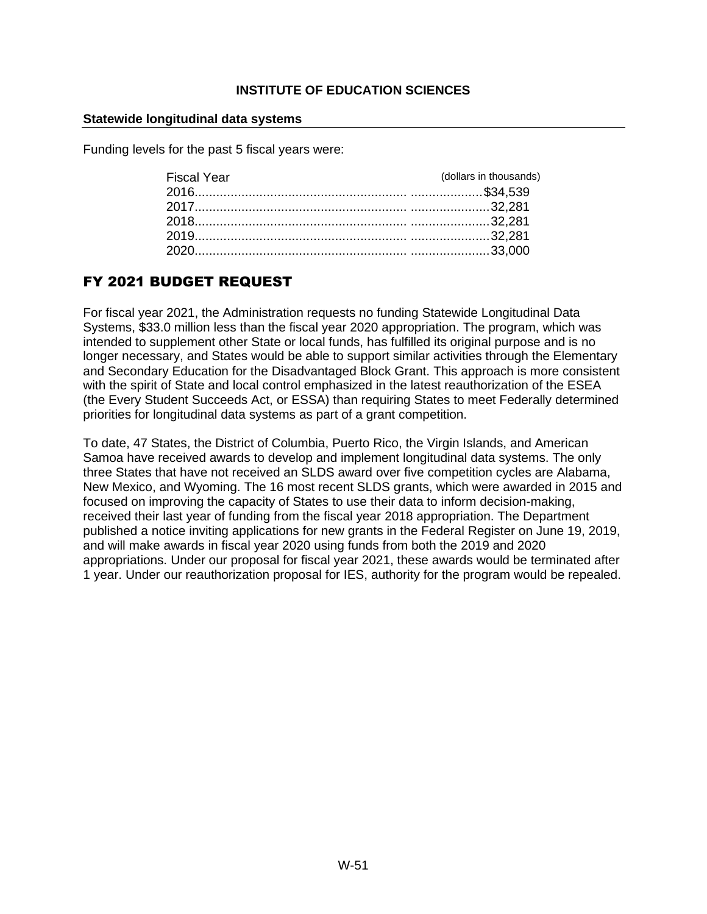**INSTITUTE OF EDUCATION SCIENCES**

**Statewide longitudinal data systems**

Funding levels for the past 5 fiscal years were:

| Fiscal Year | (dollars in thousands) |
| --- | --- |
| 2016 | $34,539 |
| 2017 | 32,281 |
| 2018 | 32,281 |
| 2019 | 32,281 |
| 2020 | 33,000 |

## FY 2021 BUDGET REQUEST

For fiscal year 2021, the Administration requests no funding Statewide Longitudinal Data Systems, $33.0 million less than the fiscal year 2020 appropriation. The program, which was intended to supplement other State or local funds, has fulfilled its original purpose and is no longer necessary, and States would be able to support similar activities through the Elementary and Secondary Education for the Disadvantaged Block Grant. This approach is more consistent with the spirit of State and local control emphasized in the latest reauthorization of the ESEA (the Every Student Succeeds Act, or ESSA) than requiring States to meet Federally determined priorities for longitudinal data systems as part of a grant competition.

To date, 47 States, the District of Columbia, Puerto Rico, the Virgin Islands, and American Samoa have received awards to develop and implement longitudinal data systems. The only three States that have not received an SLDS award over five competition cycles are Alabama, New Mexico, and Wyoming. The 16 most recent SLDS grants, which were awarded in 2015 and focused on improving the capacity of States to use their data to inform decision-making, received their last year of funding from the fiscal year 2018 appropriation. The Department published a notice inviting applications for new grants in the Federal Register on June 19, 2019, and will make awards in fiscal year 2020 using funds from both the 2019 and 2020 appropriations. Under our proposal for fiscal year 2021, these awards would be terminated after 1 year. Under our reauthorization proposal for IES, authority for the program would be repealed.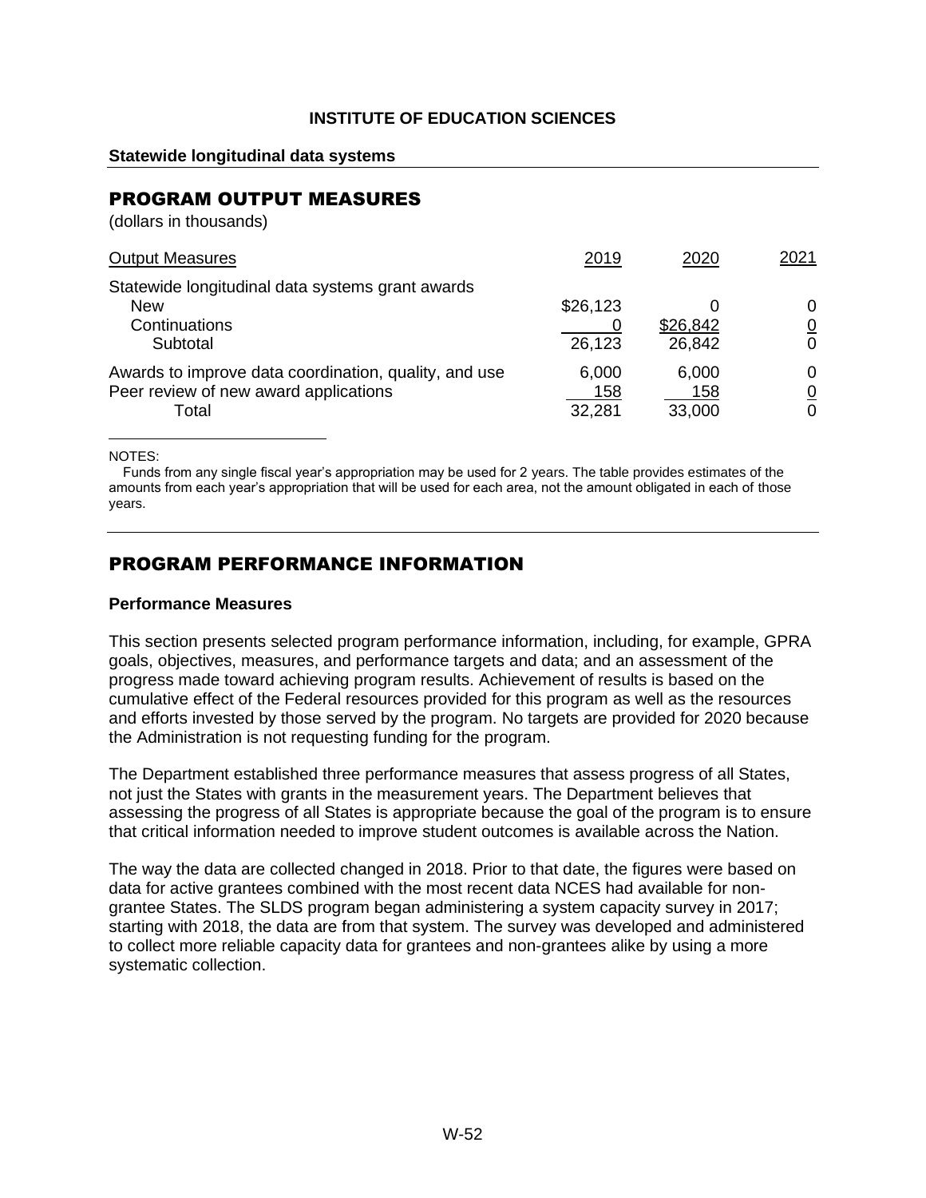**INSTITUTE OF EDUCATION SCIENCES**

**Statewide longitudinal data systems**

## PROGRAM OUTPUT MEASURES

(dollars in thousands)

| Output Measures | 2019 | 2020 | 2021 |
|---|---|---|---|
| Statewide longitudinal data systems grant awards | | | |
| New | $26,123 | 0 | 0 |
| Continuations | 0 | $26,842 | 0 |
| Subtotal | 26,123 | 26,842 | 0 |
| Awards to improve data coordination, quality, and use | 6,000 | 6,000 | 0 |
| Peer review of new award applications | 158 | 158 | 0 |
| Total | 32,281 | 33,000 | 0 |

NOTES:

Funds from any single fiscal year's appropriation may be used for 2 years. The table provides estimates of the amounts from each year's appropriation that will be used for each area, not the amount obligated in each of those years.

## PROGRAM PERFORMANCE INFORMATION

**Performance Measures**

This section presents selected program performance information, including, for example, GPRA goals, objectives, measures, and performance targets and data; and an assessment of the progress made toward achieving program results. Achievement of results is based on the cumulative effect of the Federal resources provided for this program as well as the resources and efforts invested by those served by the program. No targets are provided for 2020 because the Administration is not requesting funding for the program.

The Department established three performance measures that assess progress of all States, not just the States with grants in the measurement years. The Department believes that assessing the progress of all States is appropriate because the goal of the program is to ensure that critical information needed to improve student outcomes is available across the Nation.

The way the data are collected changed in 2018. Prior to that date, the figures were based on data for active grantees combined with the most recent data NCES had available for non-grantee States. The SLDS program began administering a system capacity survey in 2017; starting with 2018, the data are from that system. The survey was developed and administered to collect more reliable capacity data for grantees and non-grantees alike by using a more systematic collection.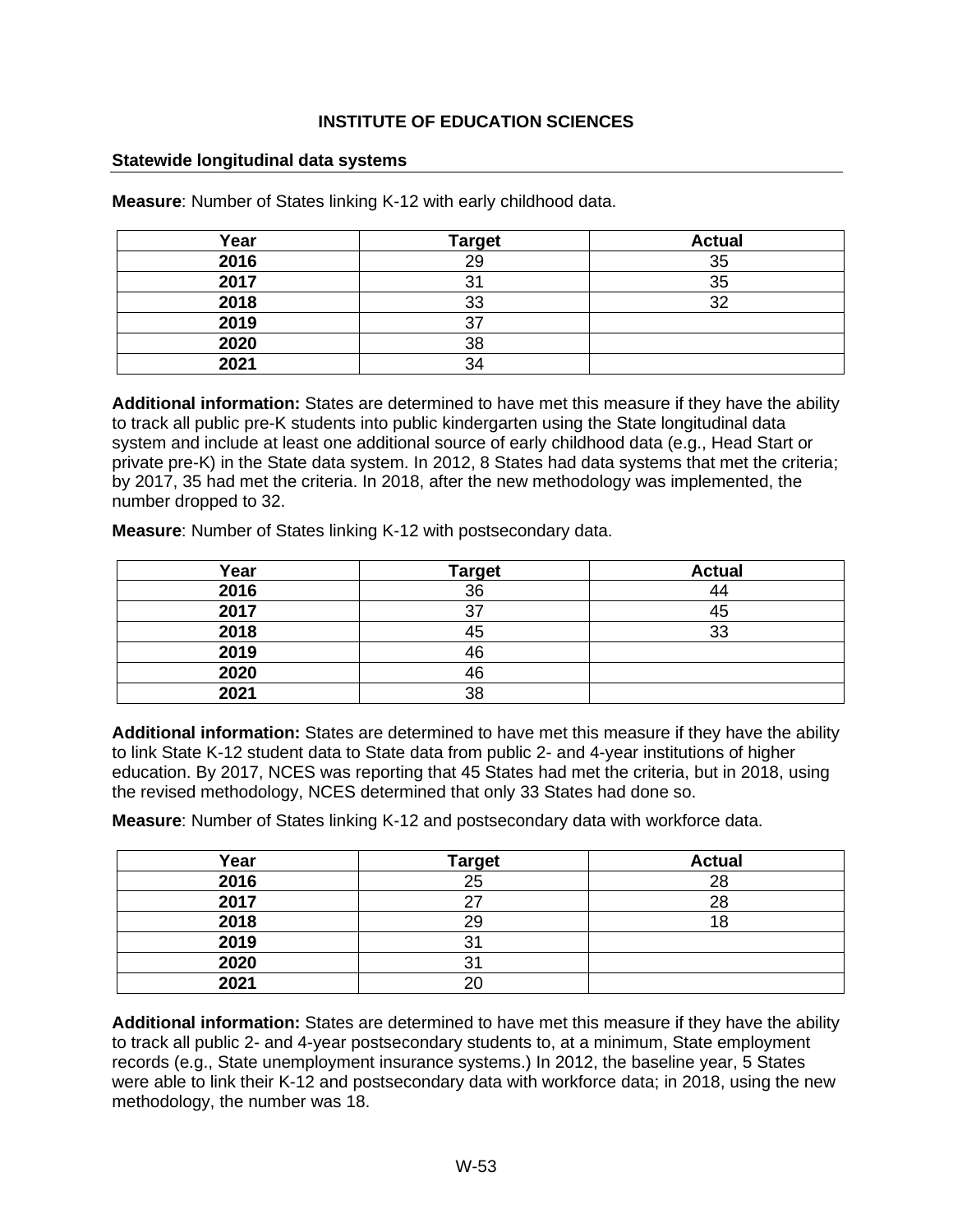## INSTITUTE OF EDUCATION SCIENCES

### Statewide longitudinal data systems

**Measure**: Number of States linking K-12 with early childhood data.

| Year | Target | Actual |
|---|---|---|
| **2016** | 29 | 35 |
| **2017** | 31 | 35 |
| **2018** | 33 | 32 |
| **2019** | 37 | |
| **2020** | 38 | |
| **2021** | 34 | |

**Additional information:** States are determined to have met this measure if they have the ability to track all public pre-K students into public kindergarten using the State longitudinal data system and include at least one additional source of early childhood data (e.g., Head Start or private pre-K) in the State data system. In 2012, 8 States had data systems that met the criteria; by 2017, 35 had met the criteria. In 2018, after the new methodology was implemented, the number dropped to 32.

**Measure**: Number of States linking K-12 with postsecondary data.

| Year | Target | Actual |
|---|---|---|
| **2016** | 36 | 44 |
| **2017** | 37 | 45 |
| **2018** | 45 | 33 |
| **2019** | 46 | |
| **2020** | 46 | |
| **2021** | 38 | |

**Additional information:** States are determined to have met this measure if they have the ability to link State K-12 student data to State data from public 2- and 4-year institutions of higher education. By 2017, NCES was reporting that 45 States had met the criteria, but in 2018, using the revised methodology, NCES determined that only 33 States had done so.

**Measure**: Number of States linking K-12 and postsecondary data with workforce data.

| Year | Target | Actual |
|---|---|---|
| **2016** | 25 | 28 |
| **2017** | 27 | 28 |
| **2018** | 29 | 18 |
| **2019** | 31 | |
| **2020** | 31 | |
| **2021** | 20 | |

**Additional information:** States are determined to have met this measure if they have the ability to track all public 2- and 4-year postsecondary students to, at a minimum, State employment records (e.g., State unemployment insurance systems.) In 2012, the baseline year, 5 States were able to link their K-12 and postsecondary data with workforce data; in 2018, using the new methodology, the number was 18.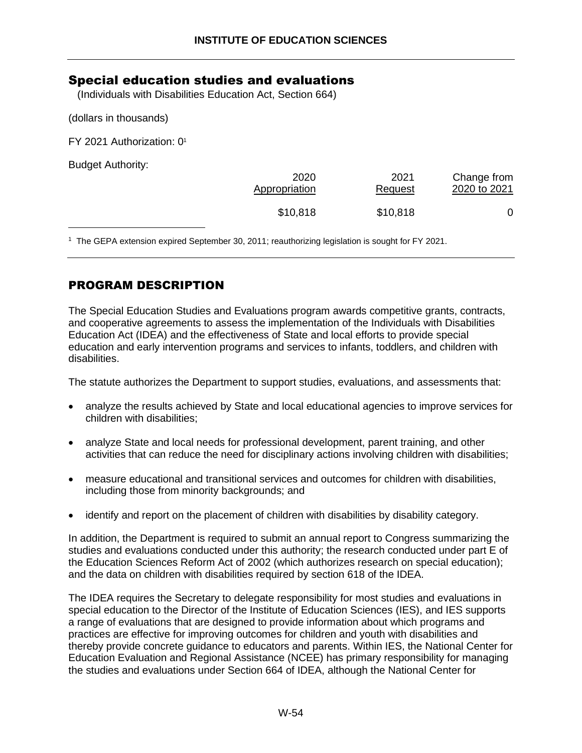## Special education studies and evaluations

(Individuals with Disabilities Education Act, Section 664)

(dollars in thousands)

FY 2021 Authorization: 0[1]

Budget Authority:

| | 2020 Appropriation | 2021 Request | Change from 2020 to 2021 |
|---|---|---|---|
| | $10,818 | $10,818 | 0 |

[1] The GEPA extension expired September 30, 2011; reauthorizing legislation is sought for FY 2021.

## PROGRAM DESCRIPTION

The Special Education Studies and Evaluations program awards competitive grants, contracts, and cooperative agreements to assess the implementation of the Individuals with Disabilities Education Act (IDEA) and the effectiveness of State and local efforts to provide special education and early intervention programs and services to infants, toddlers, and children with disabilities.

The statute authorizes the Department to support studies, evaluations, and assessments that:

- analyze the results achieved by State and local educational agencies to improve services for children with disabilities;
- analyze State and local needs for professional development, parent training, and other activities that can reduce the need for disciplinary actions involving children with disabilities;
- measure educational and transitional services and outcomes for children with disabilities, including those from minority backgrounds; and
- identify and report on the placement of children with disabilities by disability category.

In addition, the Department is required to submit an annual report to Congress summarizing the studies and evaluations conducted under this authority; the research conducted under part E of the Education Sciences Reform Act of 2002 (which authorizes research on special education); and the data on children with disabilities required by section 618 of the IDEA.

The IDEA requires the Secretary to delegate responsibility for most studies and evaluations in special education to the Director of the Institute of Education Sciences (IES), and IES supports a range of evaluations that are designed to provide information about which programs and practices are effective for improving outcomes for children and youth with disabilities and thereby provide concrete guidance to educators and parents. Within IES, the National Center for Education Evaluation and Regional Assistance (NCEE) has primary responsibility for managing the studies and evaluations under Section 664 of IDEA, although the National Center for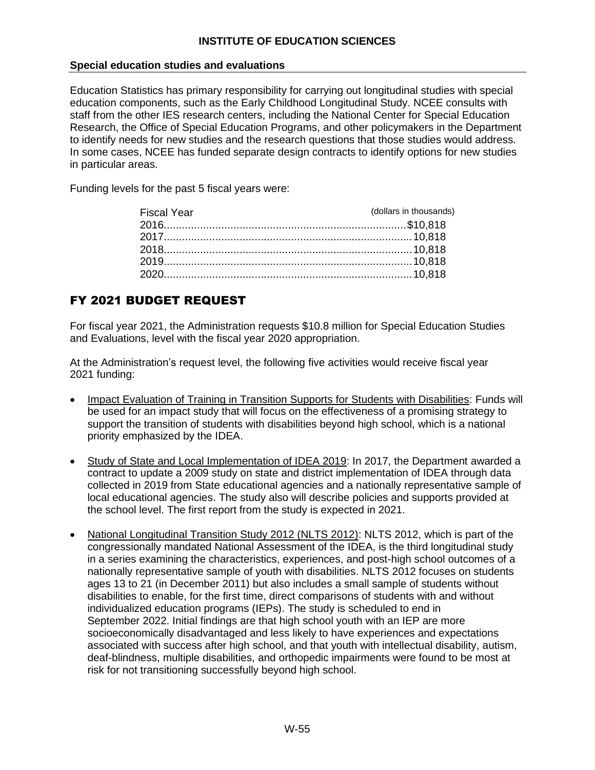**Special education studies and evaluations**

Education Statistics has primary responsibility for carrying out longitudinal studies with special education components, such as the Early Childhood Longitudinal Study. NCEE consults with staff from the other IES research centers, including the National Center for Special Education Research, the Office of Special Education Programs, and other policymakers in the Department to identify needs for new studies and the research questions that those studies would address. In some cases, NCEE has funded separate design contracts to identify options for new studies in particular areas.

Funding levels for the past 5 fiscal years were:

| Fiscal Year | (dollars in thousands) |
|---|---|
| 2016 | $10,818 |
| 2017 | 10,818 |
| 2018 | 10,818 |
| 2019 | 10,818 |
| 2020 | 10,818 |

## FY 2021 BUDGET REQUEST

For fiscal year 2021, the Administration requests $10.8 million for Special Education Studies and Evaluations, level with the fiscal year 2020 appropriation.

At the Administration's request level, the following five activities would receive fiscal year 2021 funding:

- Impact Evaluation of Training in Transition Supports for Students with Disabilities: Funds will be used for an impact study that will focus on the effectiveness of a promising strategy to support the transition of students with disabilities beyond high school, which is a national priority emphasized by the IDEA.
- Study of State and Local Implementation of IDEA 2019: In 2017, the Department awarded a contract to update a 2009 study on state and district implementation of IDEA through data collected in 2019 from State educational agencies and a nationally representative sample of local educational agencies. The study also will describe policies and supports provided at the school level. The first report from the study is expected in 2021.
- National Longitudinal Transition Study 2012 (NLTS 2012): NLTS 2012, which is part of the congressionally mandated National Assessment of the IDEA, is the third longitudinal study in a series examining the characteristics, experiences, and post-high school outcomes of a nationally representative sample of youth with disabilities. NLTS 2012 focuses on students ages 13 to 21 (in December 2011) but also includes a small sample of students without disabilities to enable, for the first time, direct comparisons of students with and without individualized education programs (IEPs). The study is scheduled to end in September 2022. Initial findings are that high school youth with an IEP are more socioeconomically disadvantaged and less likely to have experiences and expectations associated with success after high school, and that youth with intellectual disability, autism, deaf-blindness, multiple disabilities, and orthopedic impairments were found to be most at risk for not transitioning successfully beyond high school.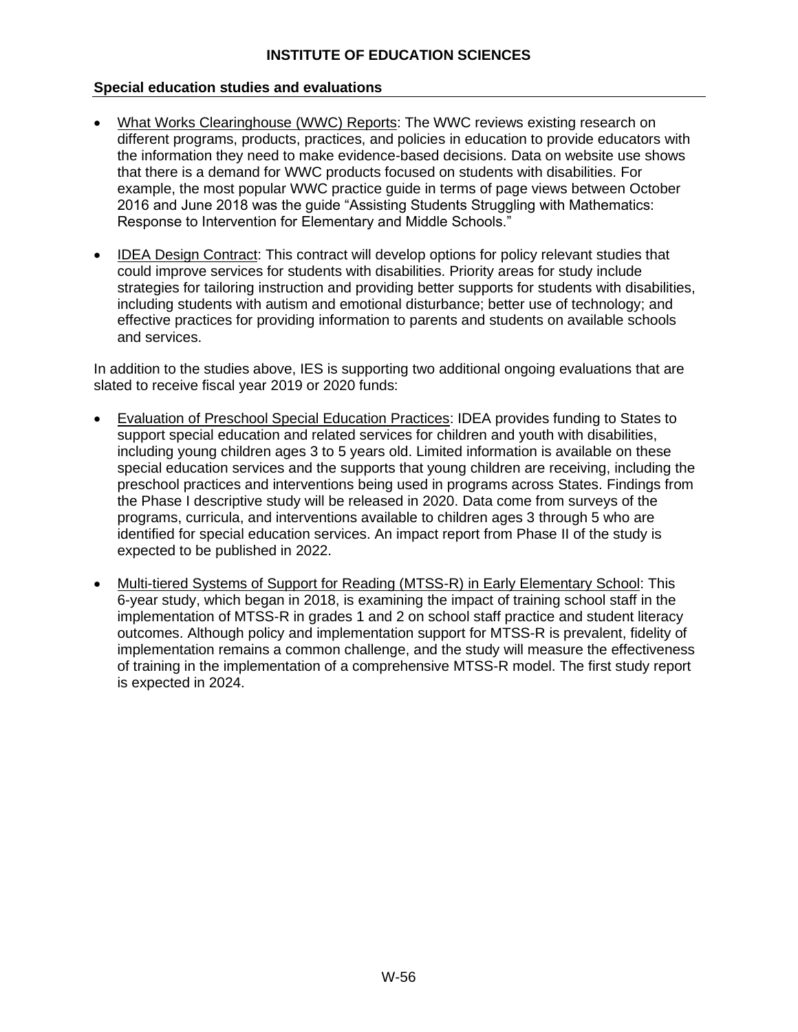#### Special education studies and evaluations

- What Works Clearinghouse (WWC) Reports: The WWC reviews existing research on different programs, products, practices, and policies in education to provide educators with the information they need to make evidence-based decisions. Data on website use shows that there is a demand for WWC products focused on students with disabilities. For example, the most popular WWC practice guide in terms of page views between October 2016 and June 2018 was the guide "Assisting Students Struggling with Mathematics: Response to Intervention for Elementary and Middle Schools."

- IDEA Design Contract: This contract will develop options for policy relevant studies that could improve services for students with disabilities. Priority areas for study include strategies for tailoring instruction and providing better supports for students with disabilities, including students with autism and emotional disturbance; better use of technology; and effective practices for providing information to parents and students on available schools and services.

In addition to the studies above, IES is supporting two additional ongoing evaluations that are slated to receive fiscal year 2019 or 2020 funds:

- Evaluation of Preschool Special Education Practices: IDEA provides funding to States to support special education and related services for children and youth with disabilities, including young children ages 3 to 5 years old. Limited information is available on these special education services and the supports that young children are receiving, including the preschool practices and interventions being used in programs across States. Findings from the Phase I descriptive study will be released in 2020. Data come from surveys of the programs, curricula, and interventions available to children ages 3 through 5 who are identified for special education services. An impact report from Phase II of the study is expected to be published in 2022.

- Multi-tiered Systems of Support for Reading (MTSS-R) in Early Elementary School: This 6-year study, which began in 2018, is examining the impact of training school staff in the implementation of MTSS-R in grades 1 and 2 on school staff practice and student literacy outcomes. Although policy and implementation support for MTSS-R is prevalent, fidelity of implementation remains a common challenge, and the study will measure the effectiveness of training in the implementation of a comprehensive MTSS-R model. The first study report is expected in 2024.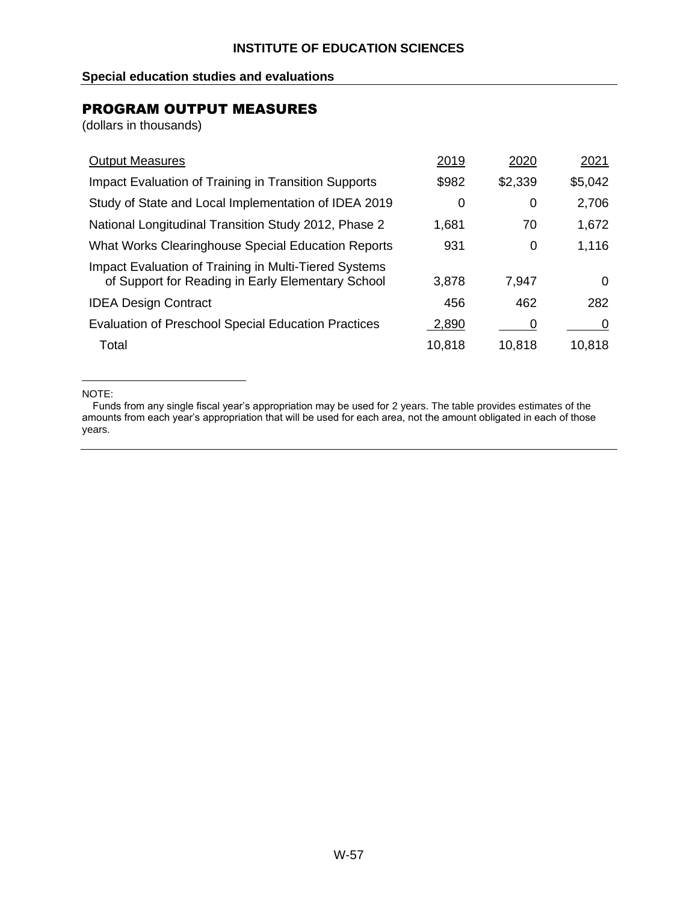**INSTITUTE OF EDUCATION SCIENCES**

**Special education studies and evaluations**

## PROGRAM OUTPUT MEASURES

(dollars in thousands)

| Output Measures | 2019 | 2020 | 2021 |
|---|---|---|---|
| Impact Evaluation of Training in Transition Supports | $982 | $2,339 | $5,042 |
| Study of State and Local Implementation of IDEA 2019 | 0 | 0 | 2,706 |
| National Longitudinal Transition Study 2012, Phase 2 | 1,681 | 70 | 1,672 |
| What Works Clearinghouse Special Education Reports | 931 | 0 | 1,116 |
| Impact Evaluation of Training in Multi-Tiered Systems of Support for Reading in Early Elementary School | 3,878 | 7,947 | 0 |
| IDEA Design Contract | 456 | 462 | 282 |
| Evaluation of Preschool Special Education Practices | 2,890 | 0 | 0 |
| Total | 10,818 | 10,818 | 10,818 |

NOTE:

Funds from any single fiscal year's appropriation may be used for 2 years. The table provides estimates of the amounts from each year's appropriation that will be used for each area, not the amount obligated in each of those years.